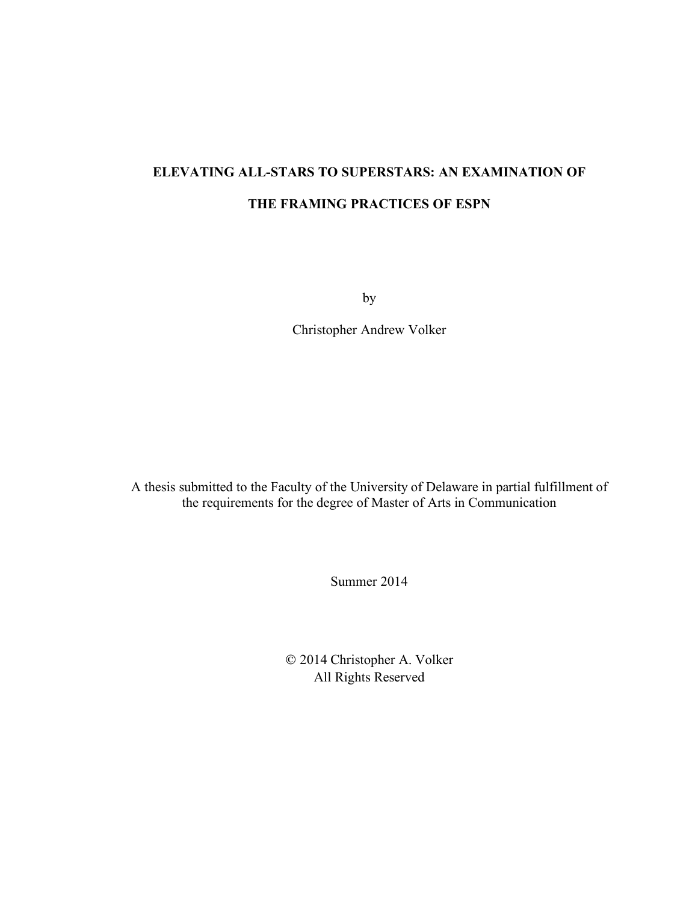# ELEVATING ALL-STARS TO SUPERSTARS: AN EXAMINATION OF THE FRAMING PRACTICES OF ESPN

by

Christopher Andrew Volker

A thesis submitted to the Faculty of the University of Delaware in partial fulfillment of the requirements for the degree of Master of Arts in Communication

Summer 2014

© 2014 Christopher A. Volker
All Rights Reserved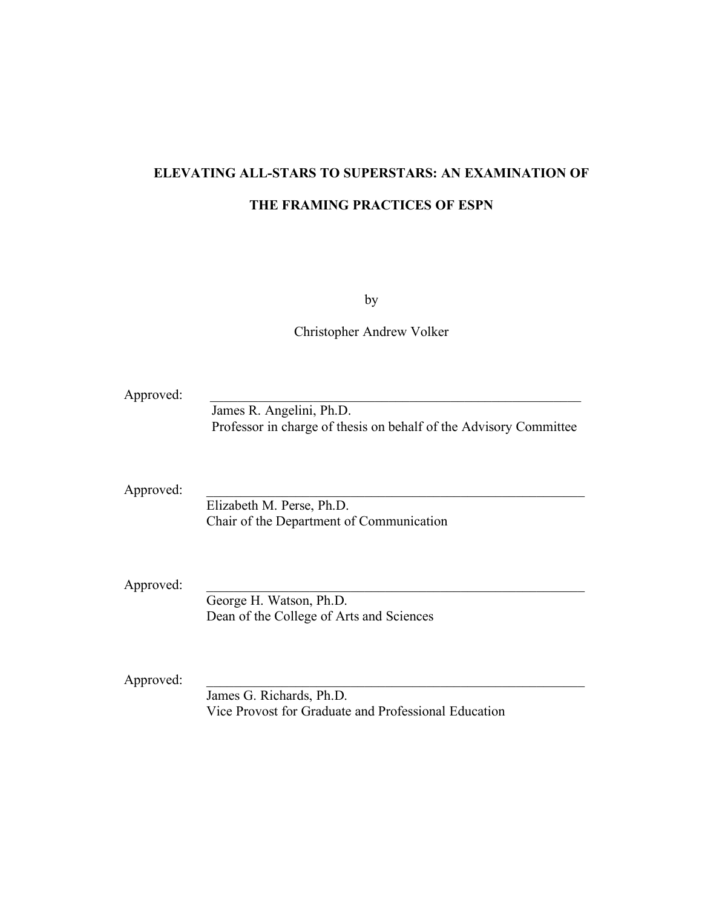**ELEVATING ALL-STARS TO SUPERSTARS: AN EXAMINATION OF THE FRAMING PRACTICES OF ESPN**

by

Christopher Andrew Volker

Approved: \_\_\_\_\_\_\_\_\_\_\_\_\_\_\_\_\_\_\_\_\_\_\_\_\_\_\_\_\_\_\_\_\_\_\_\_\_\_\_\_\_\_\_\_\_\_\_\_\_\_\_\_\_\_\_\_\_\_
James R. Angelini, Ph.D.
Professor in charge of thesis on behalf of the Advisory Committee

Approved: \_\_\_\_\_\_\_\_\_\_\_\_\_\_\_\_\_\_\_\_\_\_\_\_\_\_\_\_\_\_\_\_\_\_\_\_\_\_\_\_\_\_\_\_\_\_\_\_\_\_\_\_\_\_\_\_\_\_
Elizabeth M. Perse, Ph.D.
Chair of the Department of Communication

Approved: \_\_\_\_\_\_\_\_\_\_\_\_\_\_\_\_\_\_\_\_\_\_\_\_\_\_\_\_\_\_\_\_\_\_\_\_\_\_\_\_\_\_\_\_\_\_\_\_\_\_\_\_\_\_\_\_\_\_
George H. Watson, Ph.D.
Dean of the College of Arts and Sciences

Approved: \_\_\_\_\_\_\_\_\_\_\_\_\_\_\_\_\_\_\_\_\_\_\_\_\_\_\_\_\_\_\_\_\_\_\_\_\_\_\_\_\_\_\_\_\_\_\_\_\_\_\_\_\_\_\_\_\_\_
James G. Richards, Ph.D.
Vice Provost for Graduate and Professional Education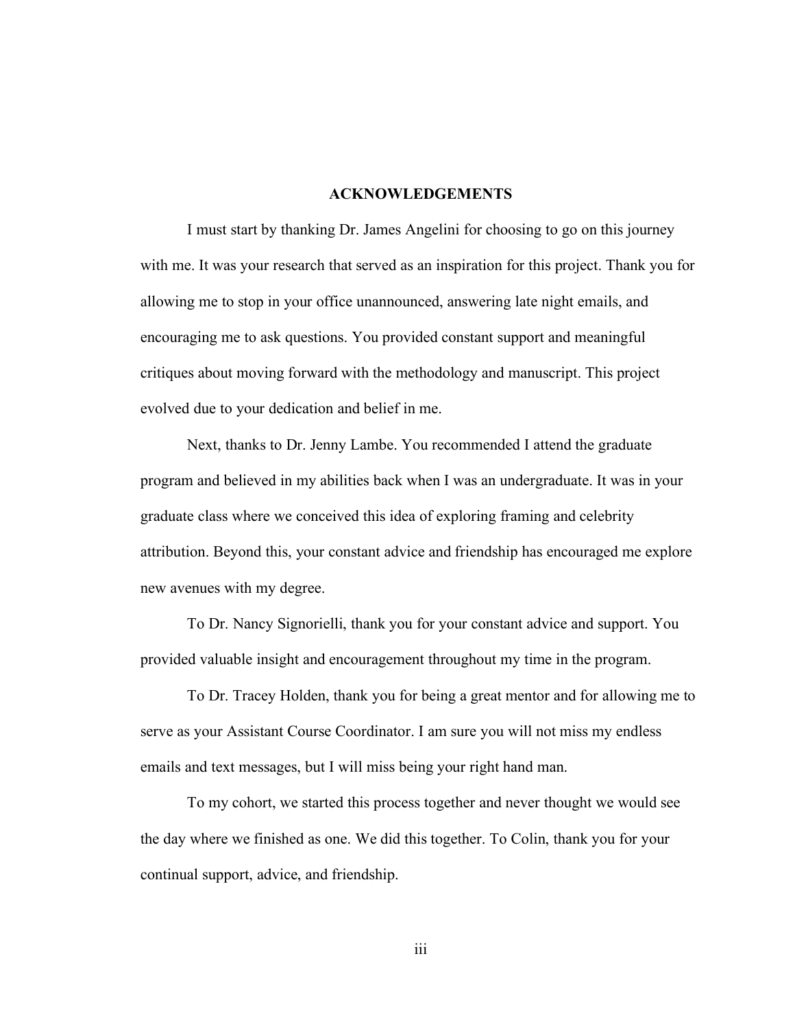# ACKNOWLEDGEMENTS

I must start by thanking Dr. James Angelini for choosing to go on this journey with me. It was your research that served as an inspiration for this project. Thank you for allowing me to stop in your office unannounced, answering late night emails, and encouraging me to ask questions. You provided constant support and meaningful critiques about moving forward with the methodology and manuscript. This project evolved due to your dedication and belief in me.

Next, thanks to Dr. Jenny Lambe. You recommended I attend the graduate program and believed in my abilities back when I was an undergraduate. It was in your graduate class where we conceived this idea of exploring framing and celebrity attribution. Beyond this, your constant advice and friendship has encouraged me explore new avenues with my degree.

To Dr. Nancy Signorielli, thank you for your constant advice and support. You provided valuable insight and encouragement throughout my time in the program.

To Dr. Tracey Holden, thank you for being a great mentor and for allowing me to serve as your Assistant Course Coordinator. I am sure you will not miss my endless emails and text messages, but I will miss being your right hand man.

To my cohort, we started this process together and never thought we would see the day where we finished as one. We did this together. To Colin, thank you for your continual support, advice, and friendship.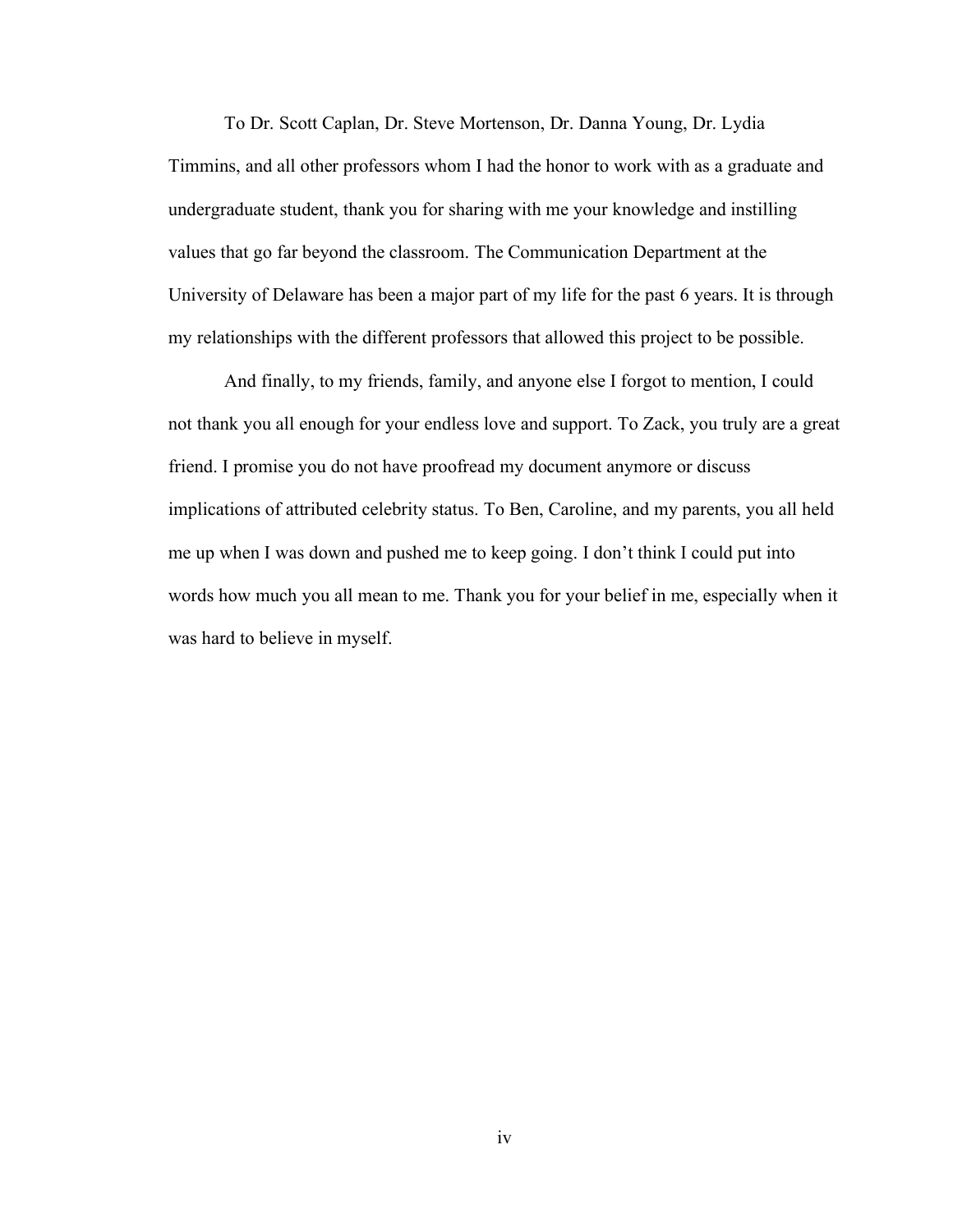To Dr. Scott Caplan, Dr. Steve Mortenson, Dr. Danna Young, Dr. Lydia Timmins, and all other professors whom I had the honor to work with as a graduate and undergraduate student, thank you for sharing with me your knowledge and instilling values that go far beyond the classroom. The Communication Department at the University of Delaware has been a major part of my life for the past 6 years. It is through my relationships with the different professors that allowed this project to be possible.

And finally, to my friends, family, and anyone else I forgot to mention, I could not thank you all enough for your endless love and support. To Zack, you truly are a great friend. I promise you do not have proofread my document anymore or discuss implications of attributed celebrity status. To Ben, Caroline, and my parents, you all held me up when I was down and pushed me to keep going. I don't think I could put into words how much you all mean to me. Thank you for your belief in me, especially when it was hard to believe in myself.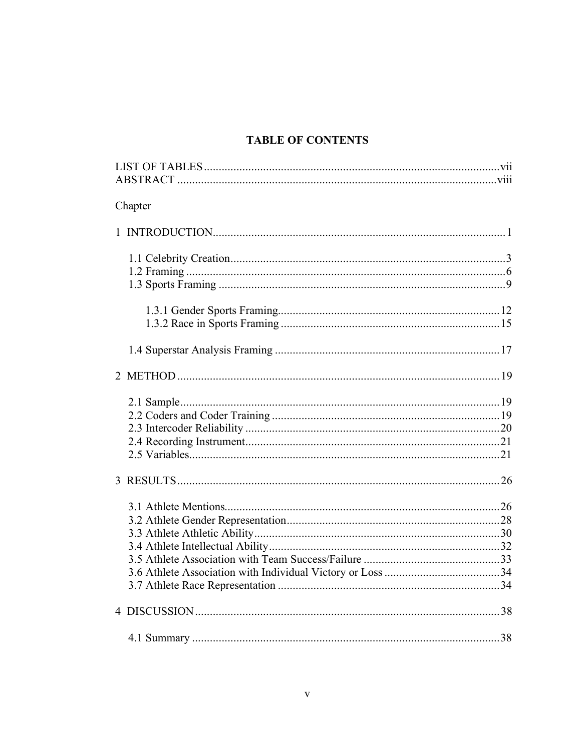# TABLE OF CONTENTS

LIST OF TABLES .......... vii
ABSTRACT .......... viii

Chapter

1 INTRODUCTION .......... 1

- 1.1 Celebrity Creation .......... 3
- 1.2 Framing .......... 6
- 1.3 Sports Framing .......... 9
  - 1.3.1 Gender Sports Framing .......... 12
  - 1.3.2 Race in Sports Framing .......... 15
- 1.4 Superstar Analysis Framing .......... 17

2 METHOD .......... 19

- 2.1 Sample .......... 19
- 2.2 Coders and Coder Training .......... 19
- 2.3 Intercoder Reliability .......... 20
- 2.4 Recording Instrument .......... 21
- 2.5 Variables .......... 21

3 RESULTS .......... 26

- 3.1 Athlete Mentions .......... 26
- 3.2 Athlete Gender Representation .......... 28
- 3.3 Athlete Athletic Ability .......... 30
- 3.4 Athlete Intellectual Ability .......... 32
- 3.5 Athlete Association with Team Success/Failure .......... 33
- 3.6 Athlete Association with Individual Victory or Loss .......... 34
- 3.7 Athlete Race Representation .......... 34

4 DISCUSSION .......... 38

- 4.1 Summary .......... 38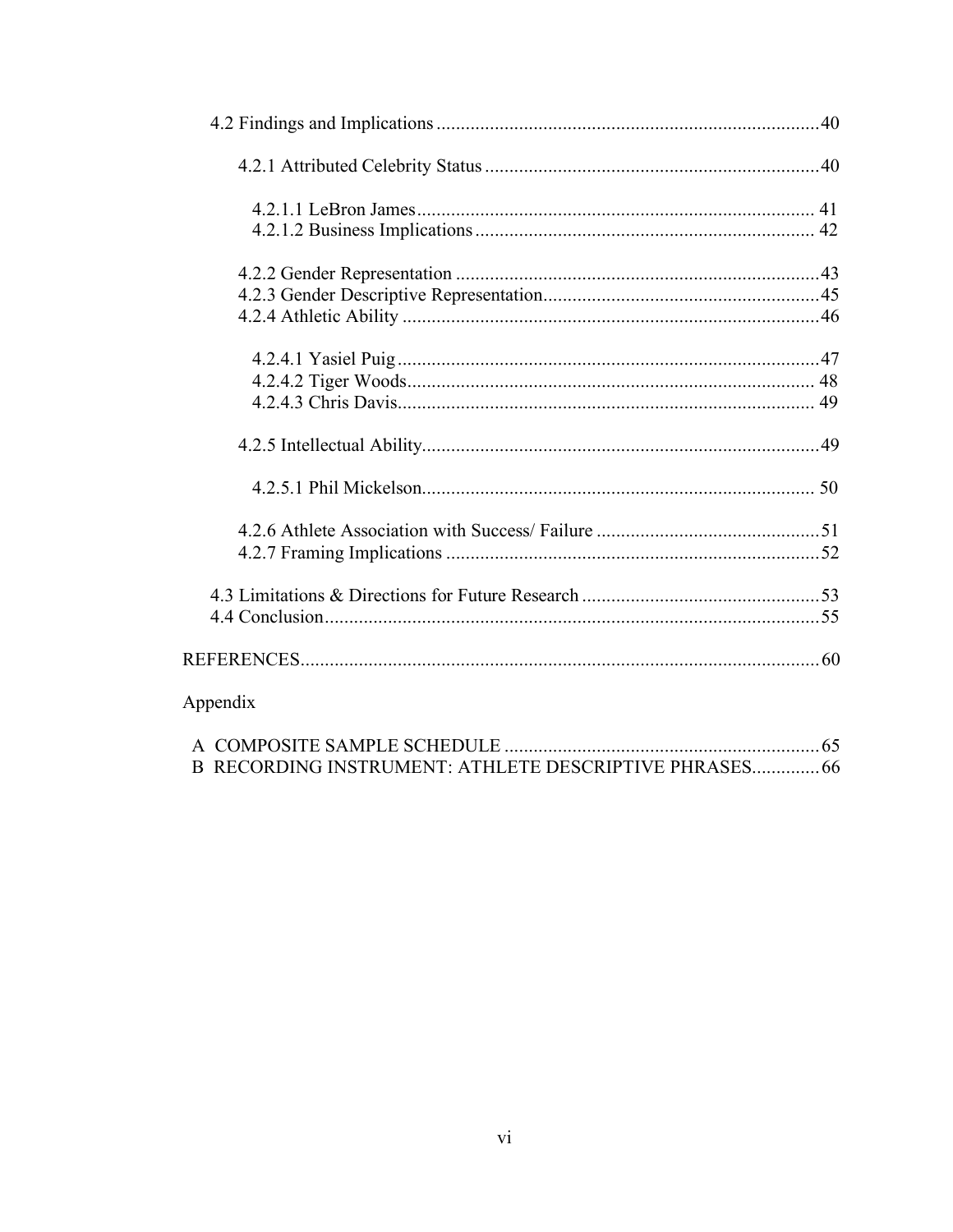4.2 Findings and Implications .............................................................................. 40

4.2.1 Attributed Celebrity Status .................................................................... 40

4.2.1.1 LeBron James .................................................................................. 41
4.2.1.2 Business Implications ...................................................................... 42

4.2.2 Gender Representation .......................................................................... 43
4.2.3 Gender Descriptive Representation ......................................................... 45
4.2.4 Athletic Ability ..................................................................................... 46

4.2.4.1 Yasiel Puig ....................................................................................... 47
4.2.4.2 Tiger Woods ..................................................................................... 48
4.2.4.3 Chris Davis ....................................................................................... 49

4.2.5 Intellectual Ability ................................................................................. 49

4.2.5.1 Phil Mickelson .................................................................................. 50

4.2.6 Athlete Association with Success/ Failure .............................................. 51
4.2.7 Framing Implications ............................................................................. 52

4.3 Limitations & Directions for Future Research ................................................. 53
4.4 Conclusion ...................................................................................................... 55

REFERENCES ........................................................................................................... 60

Appendix

A COMPOSITE SAMPLE SCHEDULE ................................................................. 65
B RECORDING INSTRUMENT: ATHLETE DESCRIPTIVE PHRASES ............. 66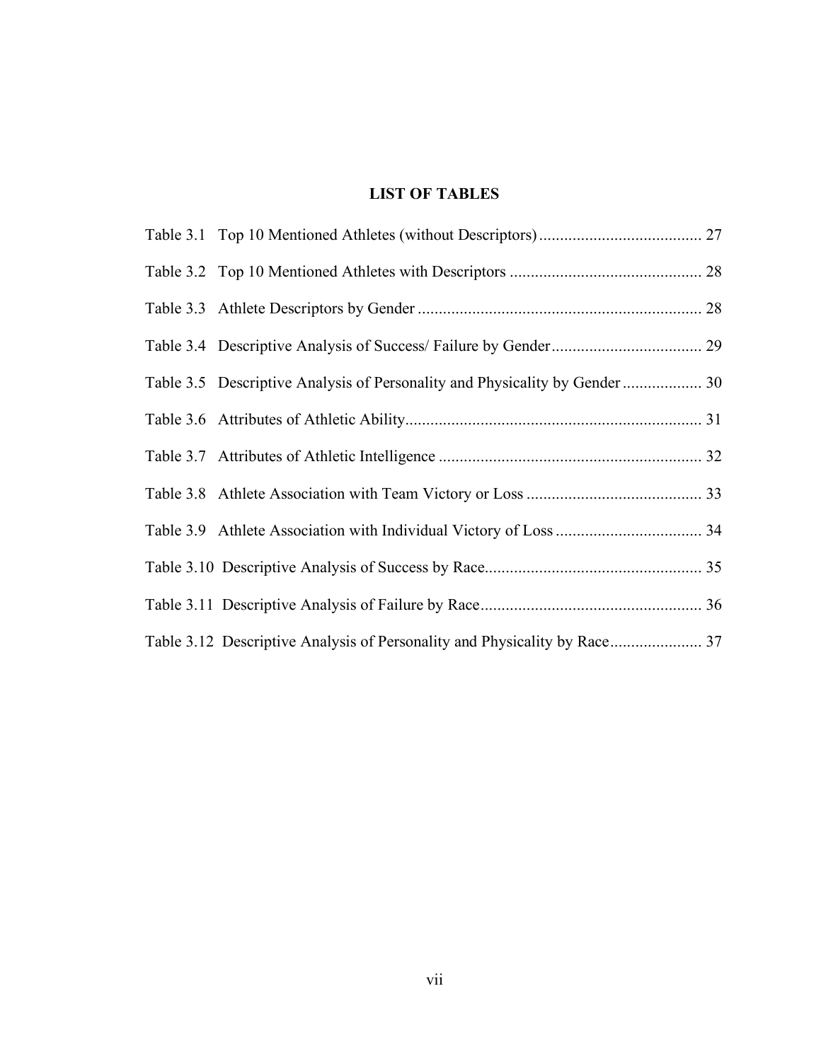# LIST OF TABLES

Table 3.1 Top 10 Mentioned Athletes (without Descriptors) ....................................... 27

Table 3.2 Top 10 Mentioned Athletes with Descriptors ............................................. 28

Table 3.3 Athlete Descriptors by Gender ................................................................... 28

Table 3.4 Descriptive Analysis of Success/ Failure by Gender .................................... 29

Table 3.5 Descriptive Analysis of Personality and Physicality by Gender ................... 30

Table 3.6 Attributes of Athletic Ability ...................................................................... 31

Table 3.7 Attributes of Athletic Intelligence .............................................................. 32

Table 3.8 Athlete Association with Team Victory or Loss .......................................... 33

Table 3.9 Athlete Association with Individual Victory of Loss ................................... 34

Table 3.10 Descriptive Analysis of Success by Race ................................................... 35

Table 3.11 Descriptive Analysis of Failure by Race .................................................... 36

Table 3.12 Descriptive Analysis of Personality and Physicality by Race ...................... 37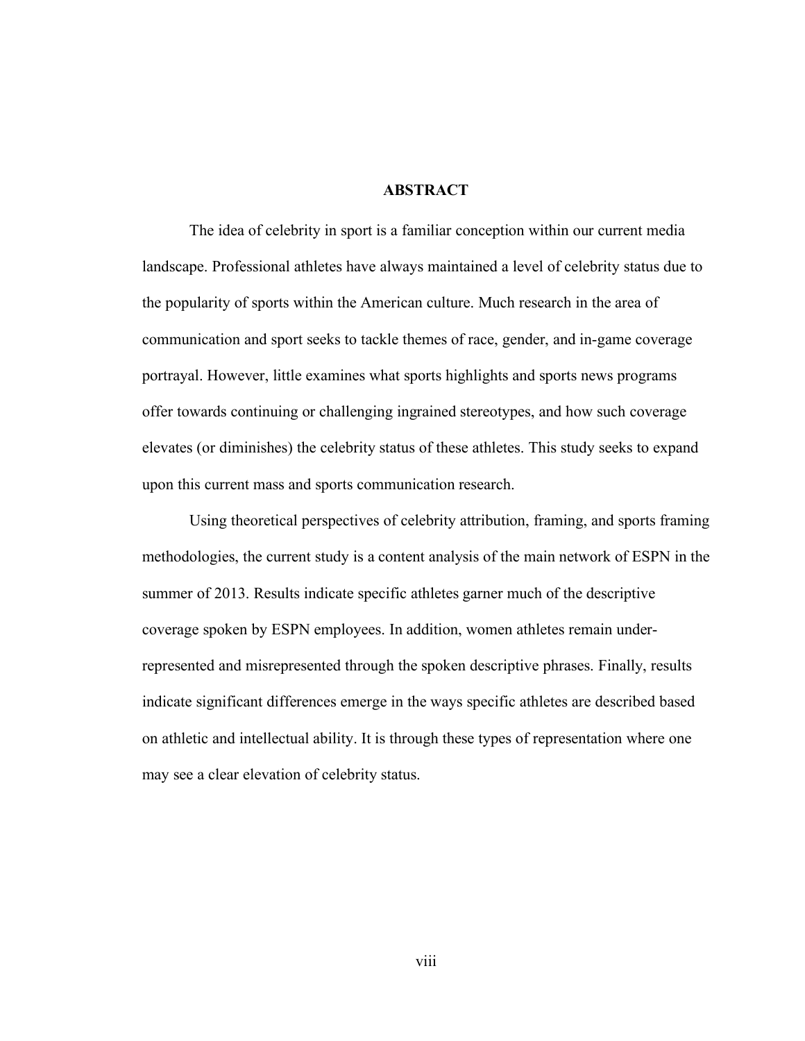## ABSTRACT

The idea of celebrity in sport is a familiar conception within our current media landscape. Professional athletes have always maintained a level of celebrity status due to the popularity of sports within the American culture. Much research in the area of communication and sport seeks to tackle themes of race, gender, and in-game coverage portrayal. However, little examines what sports highlights and sports news programs offer towards continuing or challenging ingrained stereotypes, and how such coverage elevates (or diminishes) the celebrity status of these athletes. This study seeks to expand upon this current mass and sports communication research.

Using theoretical perspectives of celebrity attribution, framing, and sports framing methodologies, the current study is a content analysis of the main network of ESPN in the summer of 2013. Results indicate specific athletes garner much of the descriptive coverage spoken by ESPN employees. In addition, women athletes remain under-represented and misrepresented through the spoken descriptive phrases. Finally, results indicate significant differences emerge in the ways specific athletes are described based on athletic and intellectual ability. It is through these types of representation where one may see a clear elevation of celebrity status.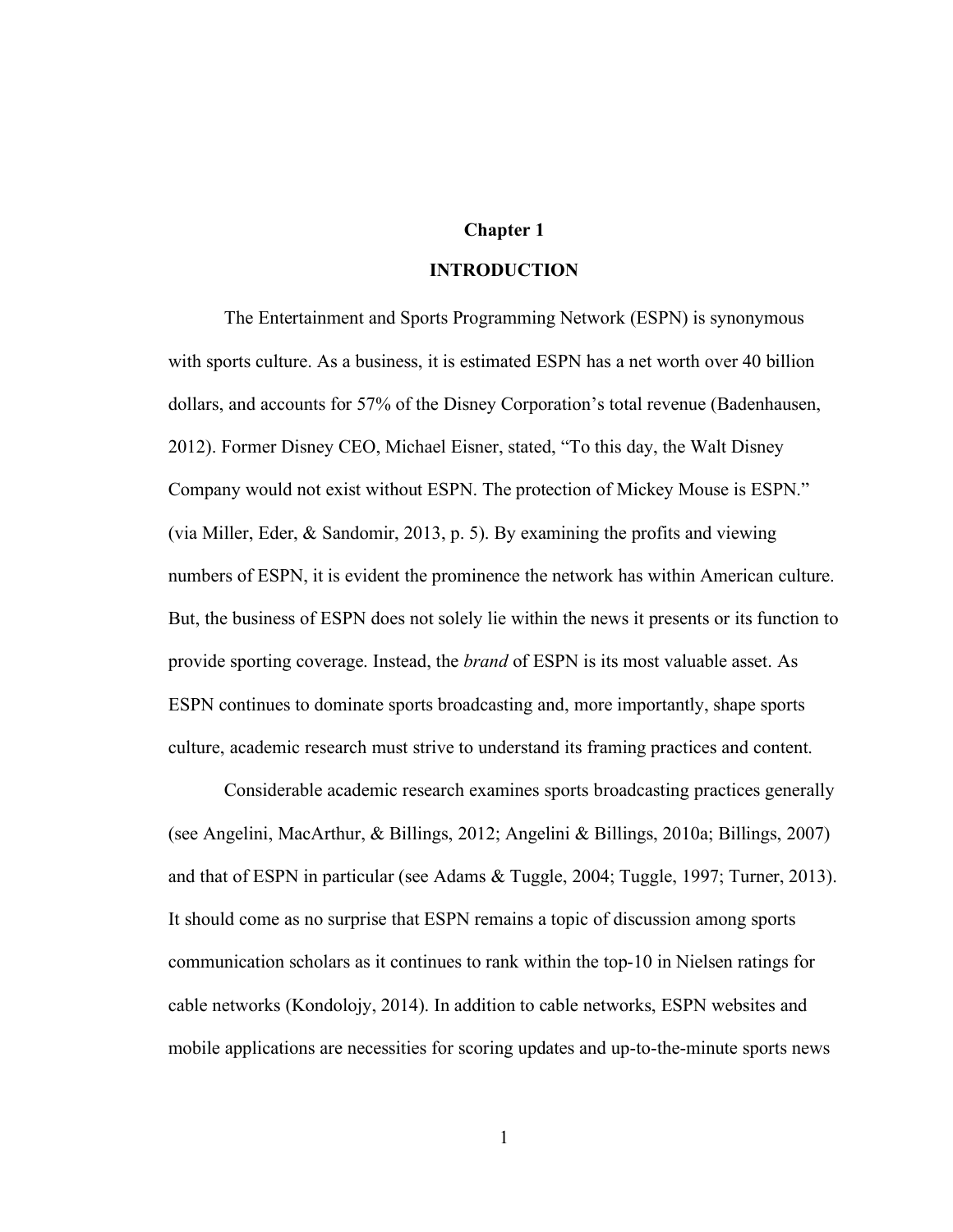# Chapter 1

# INTRODUCTION

The Entertainment and Sports Programming Network (ESPN) is synonymous with sports culture. As a business, it is estimated ESPN has a net worth over 40 billion dollars, and accounts for 57% of the Disney Corporation's total revenue (Badenhausen, 2012). Former Disney CEO, Michael Eisner, stated, "To this day, the Walt Disney Company would not exist without ESPN. The protection of Mickey Mouse is ESPN." (via Miller, Eder, & Sandomir, 2013, p. 5). By examining the profits and viewing numbers of ESPN, it is evident the prominence the network has within American culture. But, the business of ESPN does not solely lie within the news it presents or its function to provide sporting coverage. Instead, the *brand* of ESPN is its most valuable asset. As ESPN continues to dominate sports broadcasting and, more importantly, shape sports culture, academic research must strive to understand its framing practices and content.

Considerable academic research examines sports broadcasting practices generally (see Angelini, MacArthur, & Billings, 2012; Angelini & Billings, 2010a; Billings, 2007) and that of ESPN in particular (see Adams & Tuggle, 2004; Tuggle, 1997; Turner, 2013). It should come as no surprise that ESPN remains a topic of discussion among sports communication scholars as it continues to rank within the top-10 in Nielsen ratings for cable networks (Kondolojy, 2014). In addition to cable networks, ESPN websites and mobile applications are necessities for scoring updates and up-to-the-minute sports news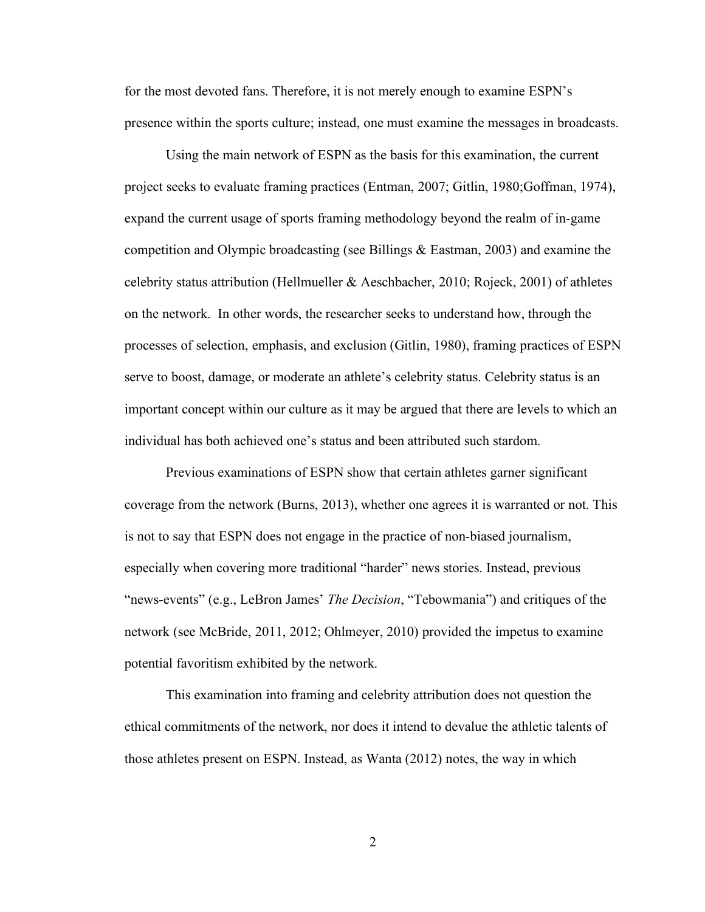for the most devoted fans. Therefore, it is not merely enough to examine ESPN's presence within the sports culture; instead, one must examine the messages in broadcasts.

Using the main network of ESPN as the basis for this examination, the current project seeks to evaluate framing practices (Entman, 2007; Gitlin, 1980;Goffman, 1974), expand the current usage of sports framing methodology beyond the realm of in-game competition and Olympic broadcasting (see Billings & Eastman, 2003) and examine the celebrity status attribution (Hellmueller & Aeschbacher, 2010; Rojeck, 2001) of athletes on the network. In other words, the researcher seeks to understand how, through the processes of selection, emphasis, and exclusion (Gitlin, 1980), framing practices of ESPN serve to boost, damage, or moderate an athlete's celebrity status. Celebrity status is an important concept within our culture as it may be argued that there are levels to which an individual has both achieved one's status and been attributed such stardom.

Previous examinations of ESPN show that certain athletes garner significant coverage from the network (Burns, 2013), whether one agrees it is warranted or not. This is not to say that ESPN does not engage in the practice of non-biased journalism, especially when covering more traditional "harder" news stories. Instead, previous "news-events" (e.g., LeBron James' *The Decision*, "Tebowmania") and critiques of the network (see McBride, 2011, 2012; Ohlmeyer, 2010) provided the impetus to examine potential favoritism exhibited by the network.

This examination into framing and celebrity attribution does not question the ethical commitments of the network, nor does it intend to devalue the athletic talents of those athletes present on ESPN. Instead, as Wanta (2012) notes, the way in which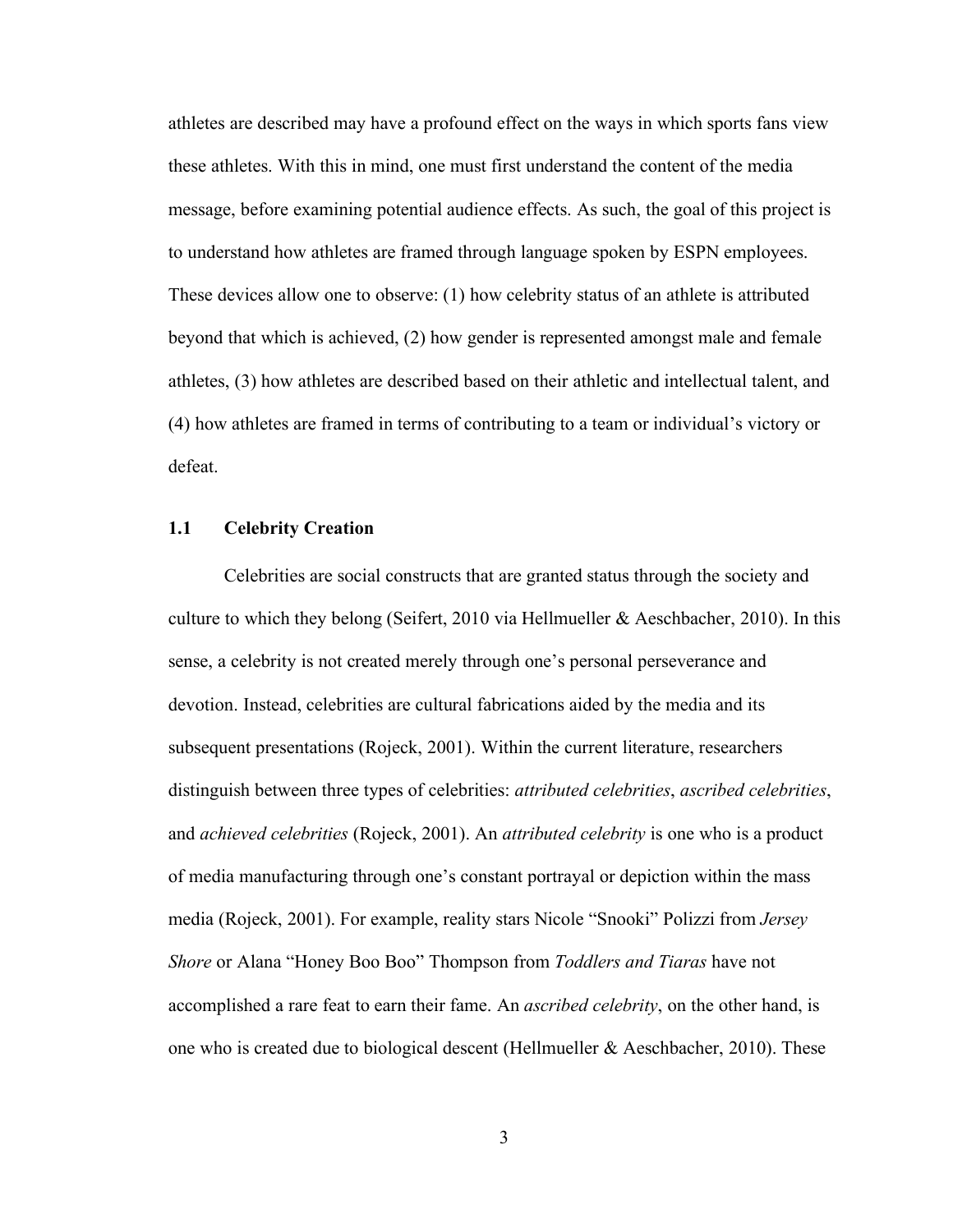athletes are described may have a profound effect on the ways in which sports fans view these athletes. With this in mind, one must first understand the content of the media message, before examining potential audience effects. As such, the goal of this project is to understand how athletes are framed through language spoken by ESPN employees. These devices allow one to observe: (1) how celebrity status of an athlete is attributed beyond that which is achieved, (2) how gender is represented amongst male and female athletes, (3) how athletes are described based on their athletic and intellectual talent, and (4) how athletes are framed in terms of contributing to a team or individual's victory or defeat.

## 1.1 Celebrity Creation

Celebrities are social constructs that are granted status through the society and culture to which they belong (Seifert, 2010 via Hellmueller & Aeschbacher, 2010). In this sense, a celebrity is not created merely through one's personal perseverance and devotion. Instead, celebrities are cultural fabrications aided by the media and its subsequent presentations (Rojeck, 2001). Within the current literature, researchers distinguish between three types of celebrities: *attributed celebrities*, *ascribed celebrities*, and *achieved celebrities* (Rojeck, 2001). An *attributed celebrity* is one who is a product of media manufacturing through one's constant portrayal or depiction within the mass media (Rojeck, 2001). For example, reality stars Nicole "Snooki" Polizzi from *Jersey Shore* or Alana "Honey Boo Boo" Thompson from *Toddlers and Tiaras* have not accomplished a rare feat to earn their fame. An *ascribed celebrity*, on the other hand, is one who is created due to biological descent (Hellmueller & Aeschbacher, 2010). These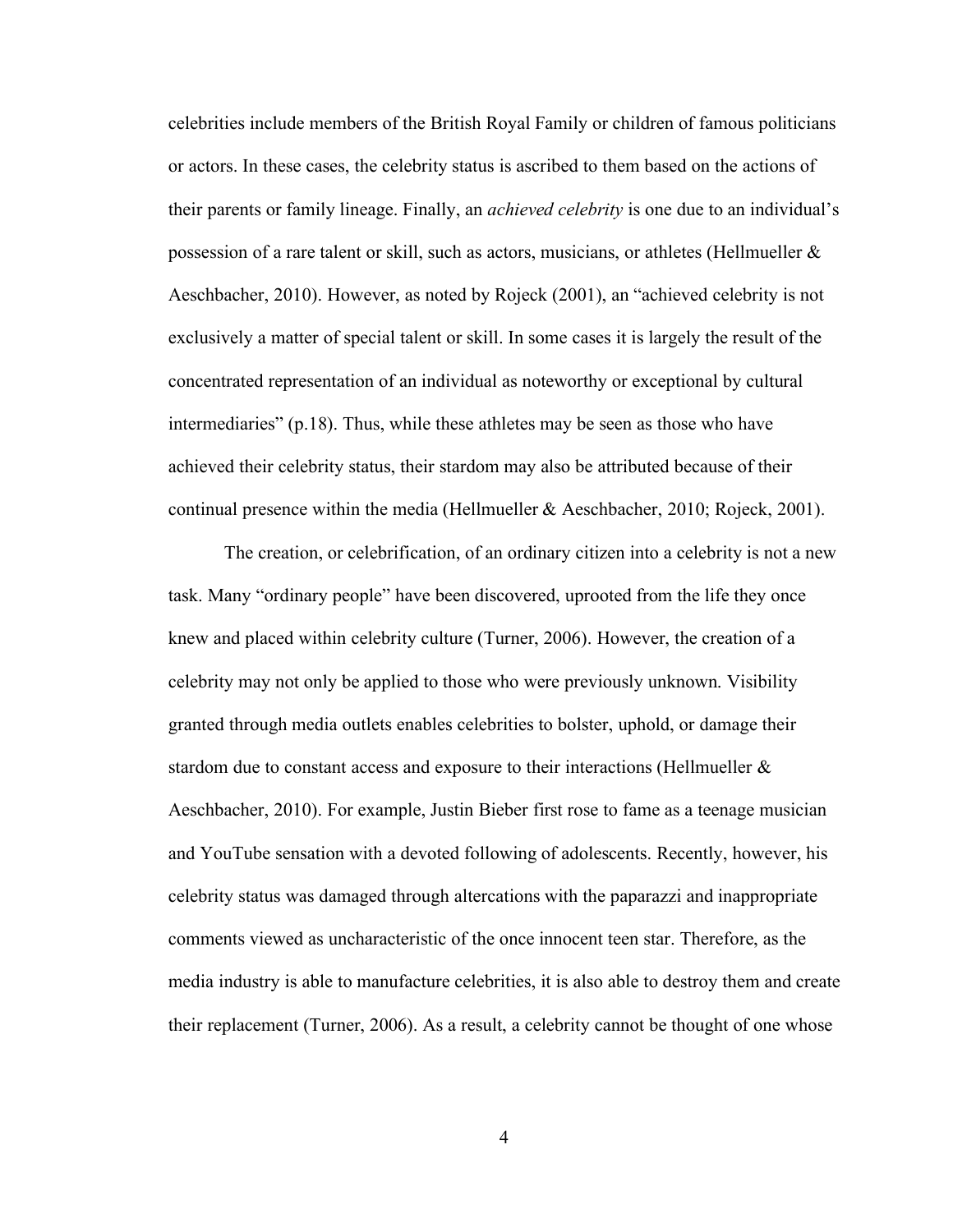celebrities include members of the British Royal Family or children of famous politicians or actors. In these cases, the celebrity status is ascribed to them based on the actions of their parents or family lineage. Finally, an *achieved celebrity* is one due to an individual's possession of a rare talent or skill, such as actors, musicians, or athletes (Hellmueller & Aeschbacher, 2010). However, as noted by Rojeck (2001), an "achieved celebrity is not exclusively a matter of special talent or skill. In some cases it is largely the result of the concentrated representation of an individual as noteworthy or exceptional by cultural intermediaries" (p.18). Thus, while these athletes may be seen as those who have achieved their celebrity status, their stardom may also be attributed because of their continual presence within the media (Hellmueller & Aeschbacher, 2010; Rojeck, 2001).

The creation, or celebrification, of an ordinary citizen into a celebrity is not a new task. Many "ordinary people" have been discovered, uprooted from the life they once knew and placed within celebrity culture (Turner, 2006). However, the creation of a celebrity may not only be applied to those who were previously unknown. Visibility granted through media outlets enables celebrities to bolster, uphold, or damage their stardom due to constant access and exposure to their interactions (Hellmueller & Aeschbacher, 2010). For example, Justin Bieber first rose to fame as a teenage musician and YouTube sensation with a devoted following of adolescents. Recently, however, his celebrity status was damaged through altercations with the paparazzi and inappropriate comments viewed as uncharacteristic of the once innocent teen star. Therefore, as the media industry is able to manufacture celebrities, it is also able to destroy them and create their replacement (Turner, 2006). As a result, a celebrity cannot be thought of one whose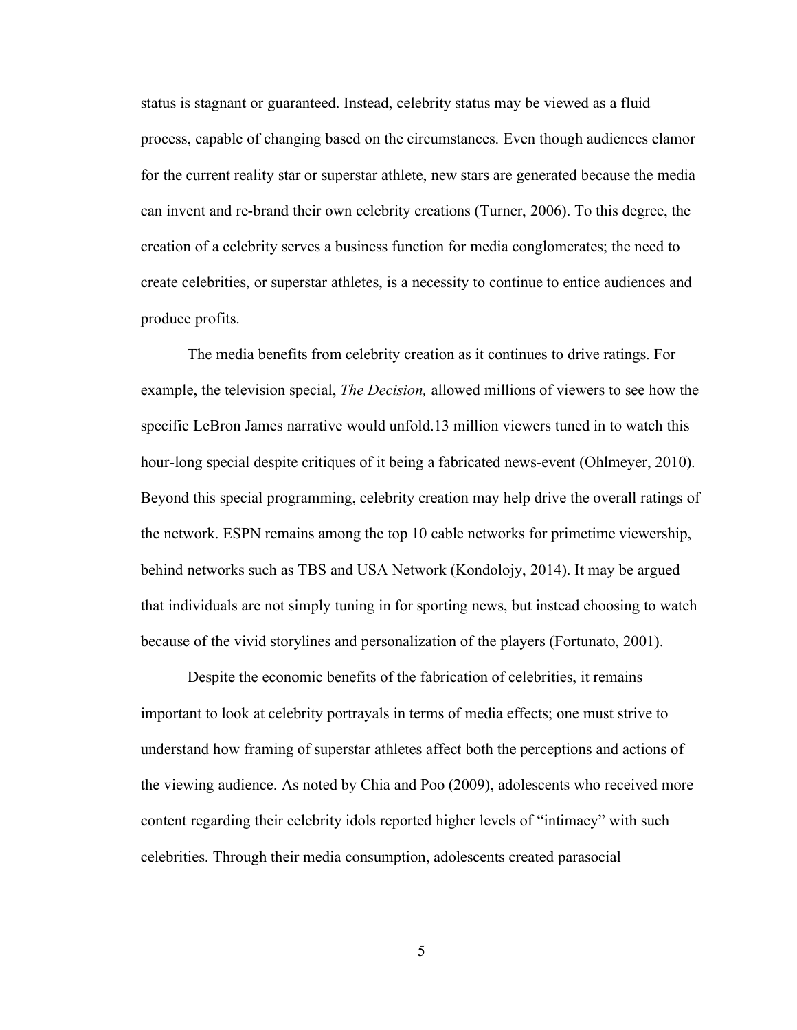status is stagnant or guaranteed. Instead, celebrity status may be viewed as a fluid process, capable of changing based on the circumstances. Even though audiences clamor for the current reality star or superstar athlete, new stars are generated because the media can invent and re-brand their own celebrity creations (Turner, 2006). To this degree, the creation of a celebrity serves a business function for media conglomerates; the need to create celebrities, or superstar athletes, is a necessity to continue to entice audiences and produce profits.

The media benefits from celebrity creation as it continues to drive ratings. For example, the television special, *The Decision,* allowed millions of viewers to see how the specific LeBron James narrative would unfold.13 million viewers tuned in to watch this hour-long special despite critiques of it being a fabricated news-event (Ohlmeyer, 2010). Beyond this special programming, celebrity creation may help drive the overall ratings of the network. ESPN remains among the top 10 cable networks for primetime viewership, behind networks such as TBS and USA Network (Kondolojy, 2014). It may be argued that individuals are not simply tuning in for sporting news, but instead choosing to watch because of the vivid storylines and personalization of the players (Fortunato, 2001).

Despite the economic benefits of the fabrication of celebrities, it remains important to look at celebrity portrayals in terms of media effects; one must strive to understand how framing of superstar athletes affect both the perceptions and actions of the viewing audience. As noted by Chia and Poo (2009), adolescents who received more content regarding their celebrity idols reported higher levels of "intimacy" with such celebrities. Through their media consumption, adolescents created parasocial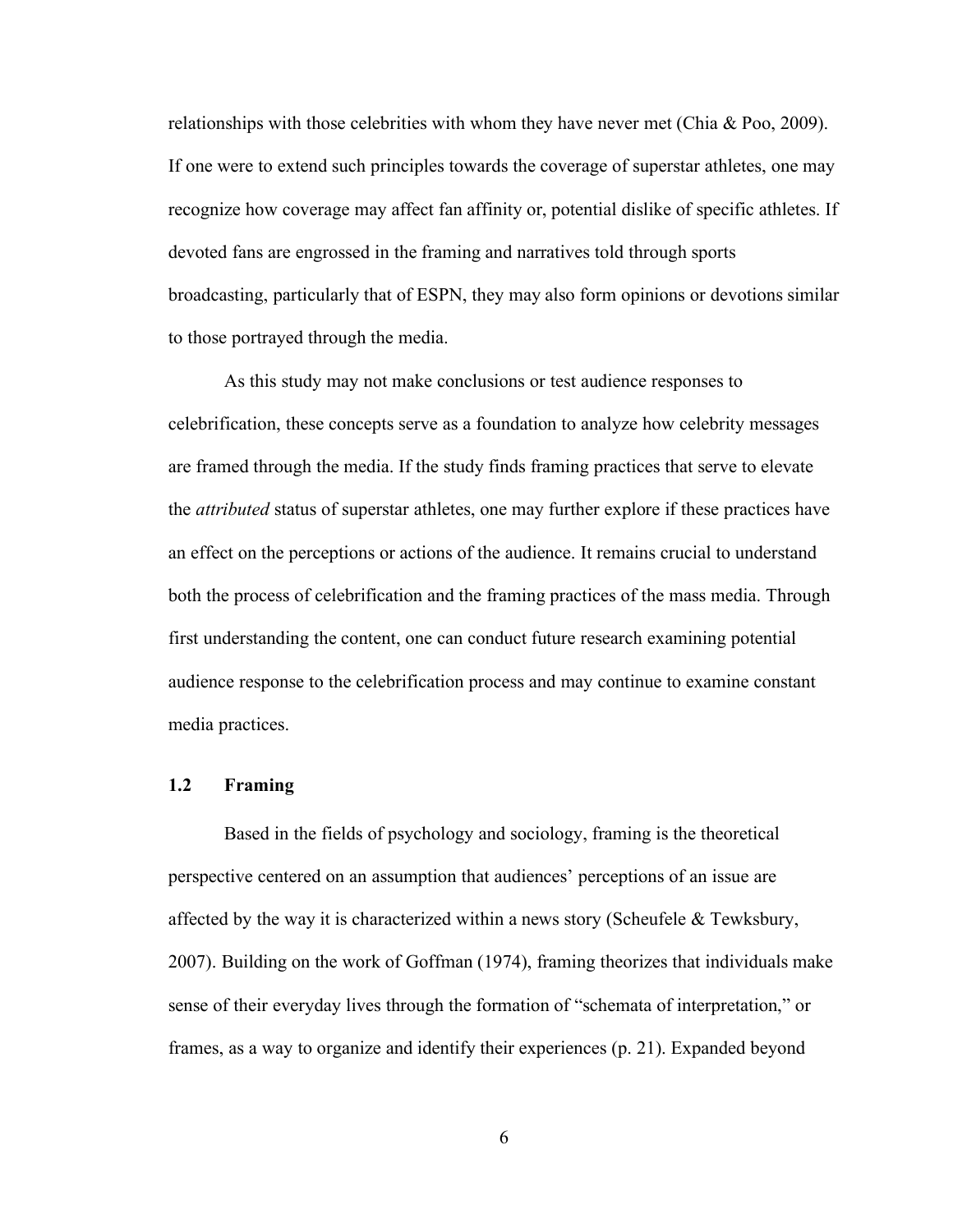relationships with those celebrities with whom they have never met (Chia & Poo, 2009). If one were to extend such principles towards the coverage of superstar athletes, one may recognize how coverage may affect fan affinity or, potential dislike of specific athletes. If devoted fans are engrossed in the framing and narratives told through sports broadcasting, particularly that of ESPN, they may also form opinions or devotions similar to those portrayed through the media.

As this study may not make conclusions or test audience responses to celebrification, these concepts serve as a foundation to analyze how celebrity messages are framed through the media. If the study finds framing practices that serve to elevate the *attributed* status of superstar athletes, one may further explore if these practices have an effect on the perceptions or actions of the audience. It remains crucial to understand both the process of celebrification and the framing practices of the mass media. Through first understanding the content, one can conduct future research examining potential audience response to the celebrification process and may continue to examine constant media practices.

### 1.2 Framing

Based in the fields of psychology and sociology, framing is the theoretical perspective centered on an assumption that audiences' perceptions of an issue are affected by the way it is characterized within a news story (Scheufele & Tewksbury, 2007). Building on the work of Goffman (1974), framing theorizes that individuals make sense of their everyday lives through the formation of "schemata of interpretation," or frames, as a way to organize and identify their experiences (p. 21). Expanded beyond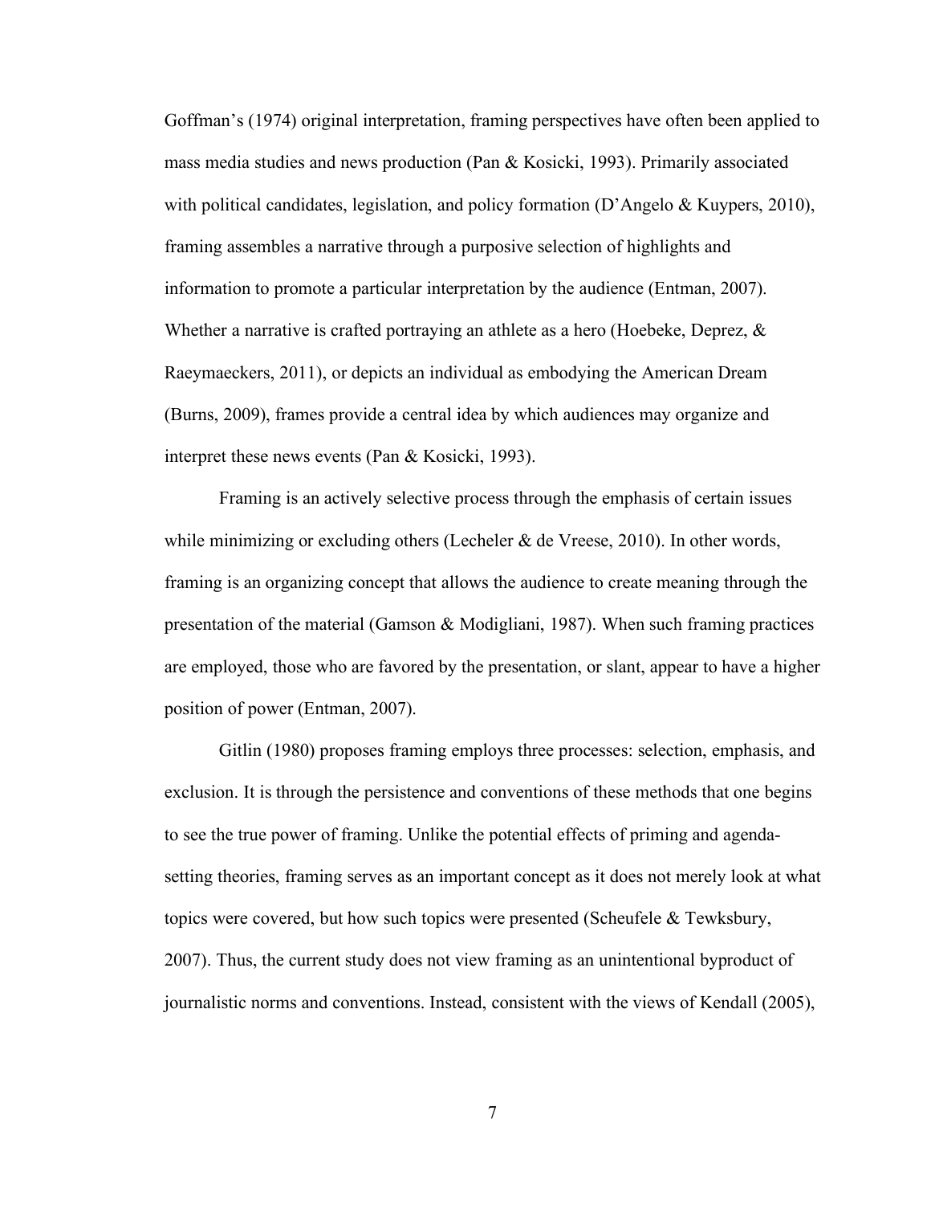Goffman's (1974) original interpretation, framing perspectives have often been applied to mass media studies and news production (Pan & Kosicki, 1993). Primarily associated with political candidates, legislation, and policy formation (D'Angelo & Kuypers, 2010), framing assembles a narrative through a purposive selection of highlights and information to promote a particular interpretation by the audience (Entman, 2007). Whether a narrative is crafted portraying an athlete as a hero (Hoebeke, Deprez, & Raeymaeckers, 2011), or depicts an individual as embodying the American Dream (Burns, 2009), frames provide a central idea by which audiences may organize and interpret these news events (Pan & Kosicki, 1993).

Framing is an actively selective process through the emphasis of certain issues while minimizing or excluding others (Lecheler & de Vreese, 2010). In other words, framing is an organizing concept that allows the audience to create meaning through the presentation of the material (Gamson & Modigliani, 1987). When such framing practices are employed, those who are favored by the presentation, or slant, appear to have a higher position of power (Entman, 2007).

Gitlin (1980) proposes framing employs three processes: selection, emphasis, and exclusion. It is through the persistence and conventions of these methods that one begins to see the true power of framing. Unlike the potential effects of priming and agenda-setting theories, framing serves as an important concept as it does not merely look at what topics were covered, but how such topics were presented (Scheufele & Tewksbury, 2007). Thus, the current study does not view framing as an unintentional byproduct of journalistic norms and conventions. Instead, consistent with the views of Kendall (2005),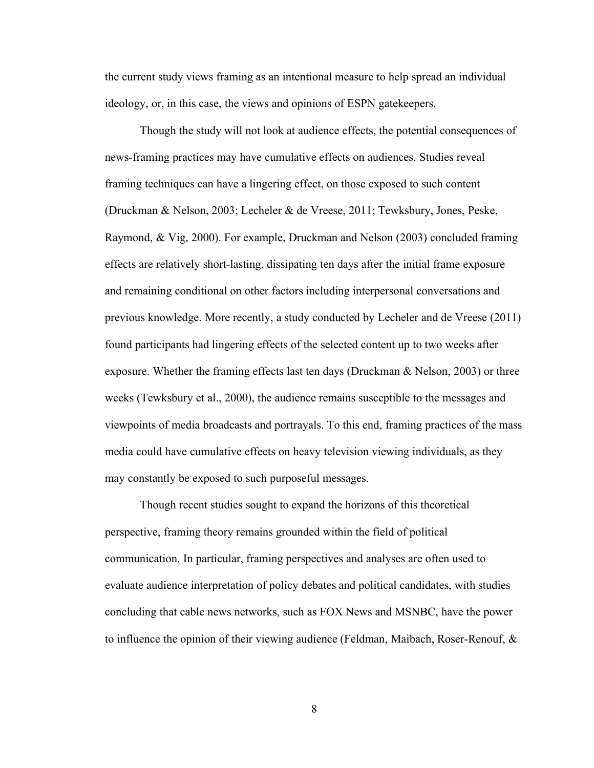the current study views framing as an intentional measure to help spread an individual ideology, or, in this case, the views and opinions of ESPN gatekeepers.

Though the study will not look at audience effects, the potential consequences of news-framing practices may have cumulative effects on audiences. Studies reveal framing techniques can have a lingering effect, on those exposed to such content (Druckman & Nelson, 2003; Lecheler & de Vreese, 2011; Tewksbury, Jones, Peske, Raymond, & Vig, 2000). For example, Druckman and Nelson (2003) concluded framing effects are relatively short-lasting, dissipating ten days after the initial frame exposure and remaining conditional on other factors including interpersonal conversations and previous knowledge. More recently, a study conducted by Lecheler and de Vreese (2011) found participants had lingering effects of the selected content up to two weeks after exposure. Whether the framing effects last ten days (Druckman & Nelson, 2003) or three weeks (Tewksbury et al., 2000), the audience remains susceptible to the messages and viewpoints of media broadcasts and portrayals. To this end, framing practices of the mass media could have cumulative effects on heavy television viewing individuals, as they may constantly be exposed to such purposeful messages.

Though recent studies sought to expand the horizons of this theoretical perspective, framing theory remains grounded within the field of political communication. In particular, framing perspectives and analyses are often used to evaluate audience interpretation of policy debates and political candidates, with studies concluding that cable news networks, such as FOX News and MSNBC, have the power to influence the opinion of their viewing audience (Feldman, Maibach, Roser-Renouf, &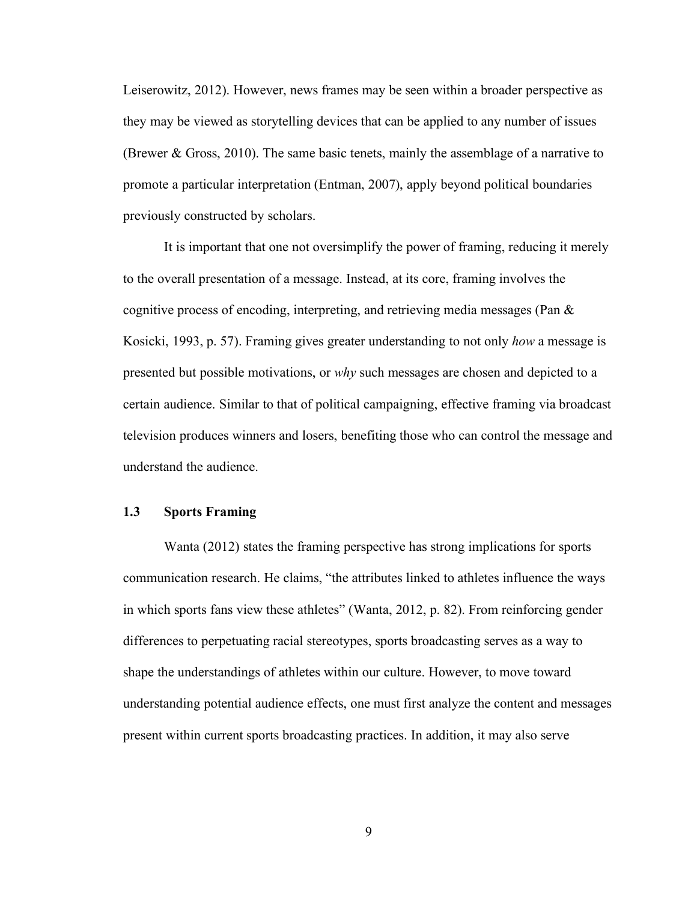Leiserowitz, 2012). However, news frames may be seen within a broader perspective as they may be viewed as storytelling devices that can be applied to any number of issues (Brewer & Gross, 2010). The same basic tenets, mainly the assemblage of a narrative to promote a particular interpretation (Entman, 2007), apply beyond political boundaries previously constructed by scholars.

It is important that one not oversimplify the power of framing, reducing it merely to the overall presentation of a message. Instead, at its core, framing involves the cognitive process of encoding, interpreting, and retrieving media messages (Pan & Kosicki, 1993, p. 57). Framing gives greater understanding to not only *how* a message is presented but possible motivations, or *why* such messages are chosen and depicted to a certain audience. Similar to that of political campaigning, effective framing via broadcast television produces winners and losers, benefiting those who can control the message and understand the audience.

### 1.3 Sports Framing

Wanta (2012) states the framing perspective has strong implications for sports communication research. He claims, "the attributes linked to athletes influence the ways in which sports fans view these athletes" (Wanta, 2012, p. 82). From reinforcing gender differences to perpetuating racial stereotypes, sports broadcasting serves as a way to shape the understandings of athletes within our culture. However, to move toward understanding potential audience effects, one must first analyze the content and messages present within current sports broadcasting practices. In addition, it may also serve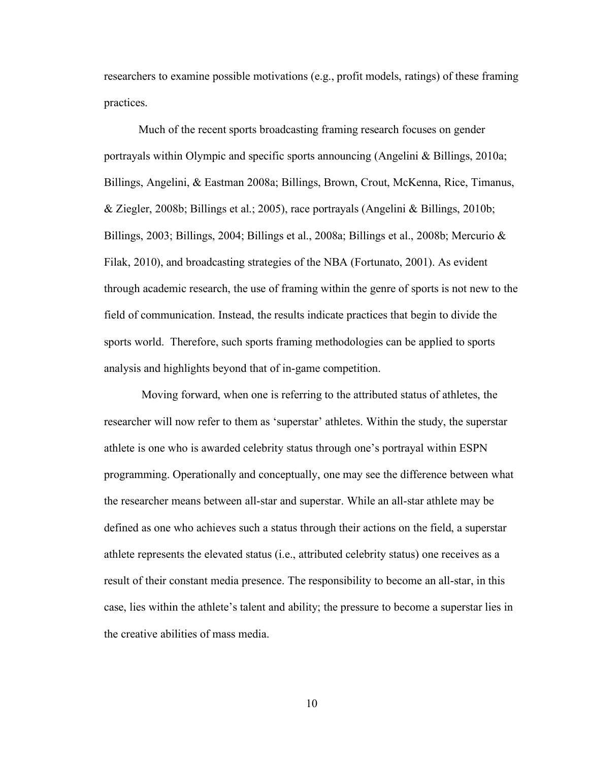researchers to examine possible motivations (e.g., profit models, ratings) of these framing practices.

Much of the recent sports broadcasting framing research focuses on gender portrayals within Olympic and specific sports announcing (Angelini & Billings, 2010a; Billings, Angelini, & Eastman 2008a; Billings, Brown, Crout, McKenna, Rice, Timanus, & Ziegler, 2008b; Billings et al.; 2005), race portrayals (Angelini & Billings, 2010b; Billings, 2003; Billings, 2004; Billings et al., 2008a; Billings et al., 2008b; Mercurio & Filak, 2010), and broadcasting strategies of the NBA (Fortunato, 2001). As evident through academic research, the use of framing within the genre of sports is not new to the field of communication. Instead, the results indicate practices that begin to divide the sports world. Therefore, such sports framing methodologies can be applied to sports analysis and highlights beyond that of in-game competition.

Moving forward, when one is referring to the attributed status of athletes, the researcher will now refer to them as 'superstar' athletes. Within the study, the superstar athlete is one who is awarded celebrity status through one's portrayal within ESPN programming. Operationally and conceptually, one may see the difference between what the researcher means between all-star and superstar. While an all-star athlete may be defined as one who achieves such a status through their actions on the field, a superstar athlete represents the elevated status (i.e., attributed celebrity status) one receives as a result of their constant media presence. The responsibility to become an all-star, in this case, lies within the athlete's talent and ability; the pressure to become a superstar lies in the creative abilities of mass media.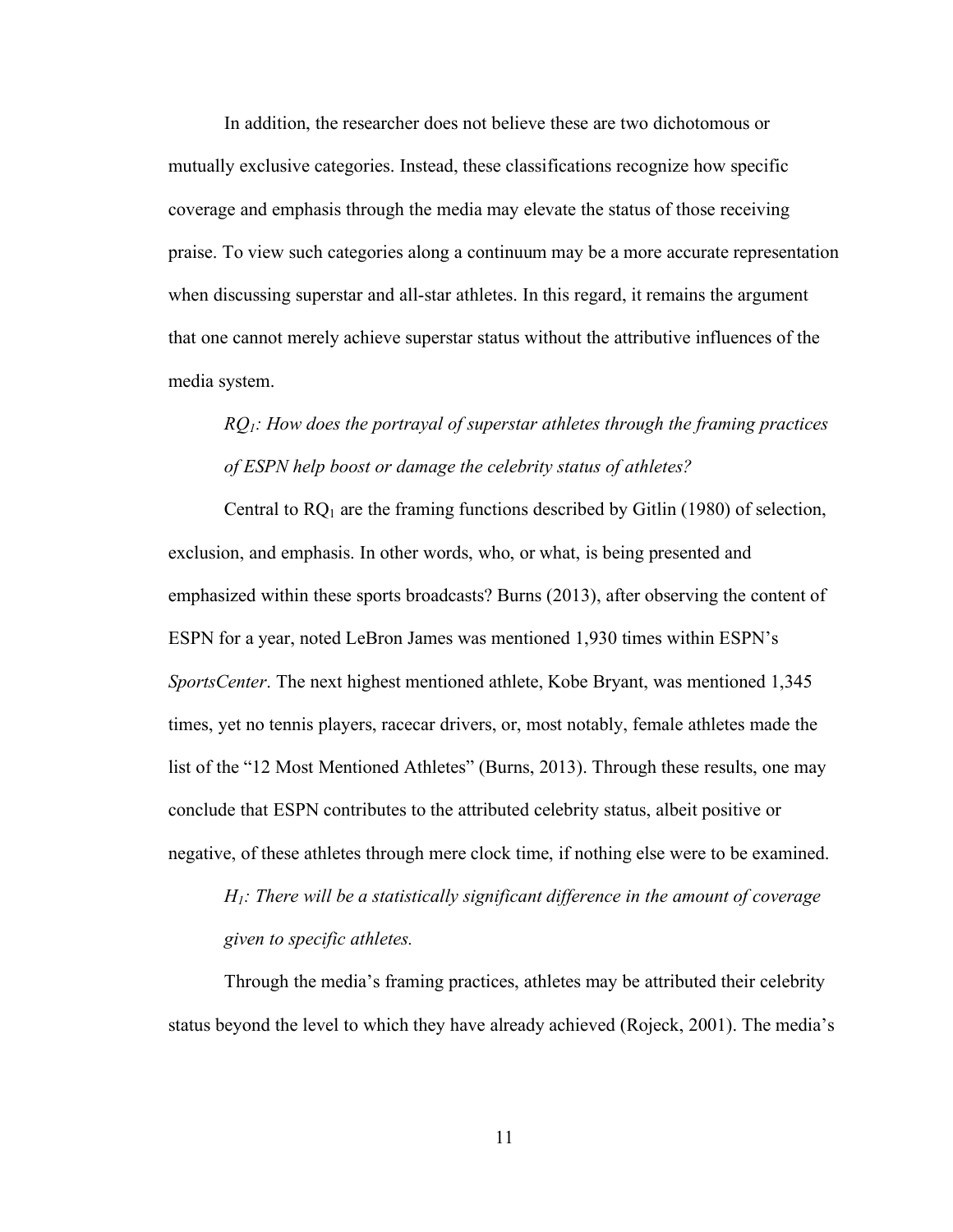In addition, the researcher does not believe these are two dichotomous or mutually exclusive categories. Instead, these classifications recognize how specific coverage and emphasis through the media may elevate the status of those receiving praise. To view such categories along a continuum may be a more accurate representation when discussing superstar and all-star athletes. In this regard, it remains the argument that one cannot merely achieve superstar status without the attributive influences of the media system.

*$RQ_1$: How does the portrayal of superstar athletes through the framing practices of ESPN help boost or damage the celebrity status of athletes?*

Central to $RQ_1$ are the framing functions described by Gitlin (1980) of selection, exclusion, and emphasis. In other words, who, or what, is being presented and emphasized within these sports broadcasts? Burns (2013), after observing the content of ESPN for a year, noted LeBron James was mentioned 1,930 times within ESPN's *SportsCenter*. The next highest mentioned athlete, Kobe Bryant, was mentioned 1,345 times, yet no tennis players, racecar drivers, or, most notably, female athletes made the list of the "12 Most Mentioned Athletes" (Burns, 2013). Through these results, one may conclude that ESPN contributes to the attributed celebrity status, albeit positive or negative, of these athletes through mere clock time, if nothing else were to be examined.

*$H_1$: There will be a statistically significant difference in the amount of coverage given to specific athletes.*

Through the media's framing practices, athletes may be attributed their celebrity status beyond the level to which they have already achieved (Rojeck, 2001). The media's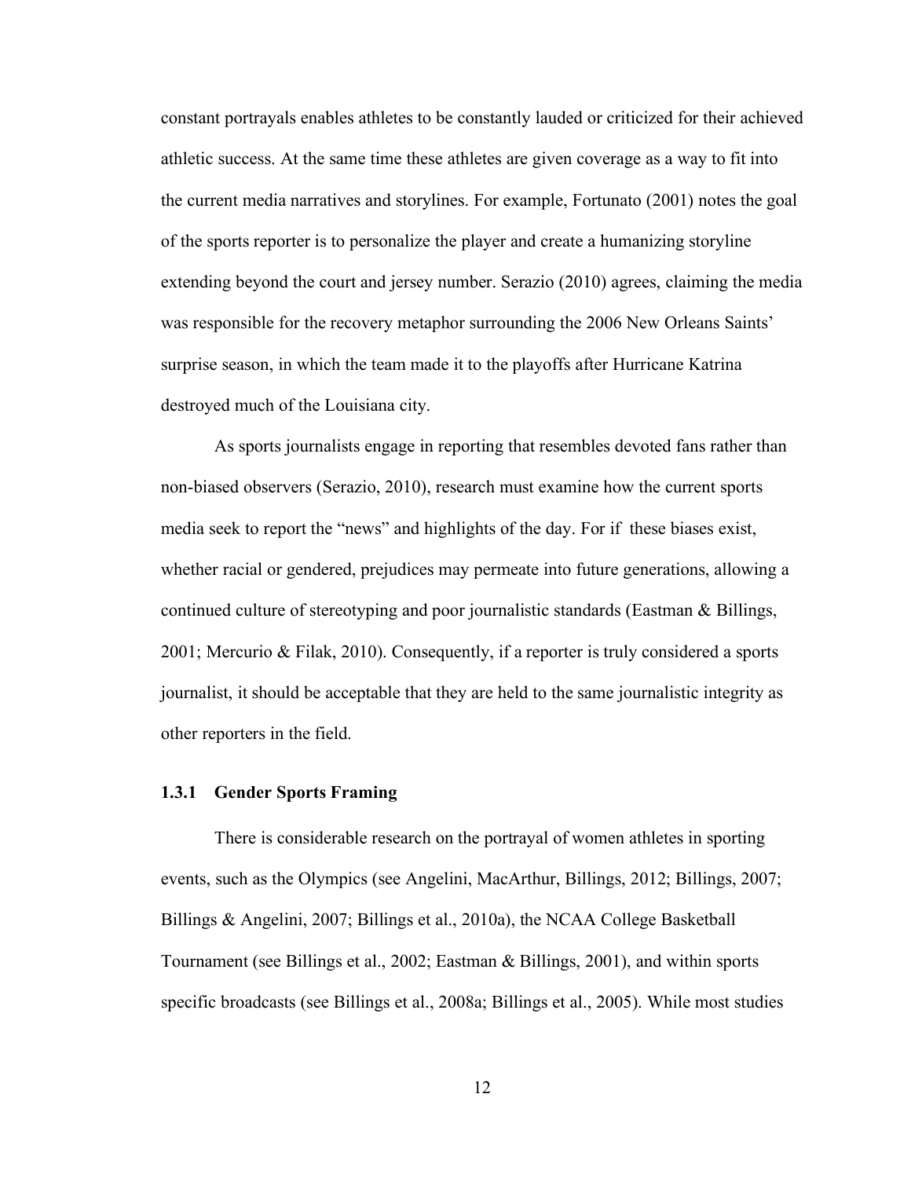constant portrayals enables athletes to be constantly lauded or criticized for their achieved athletic success. At the same time these athletes are given coverage as a way to fit into the current media narratives and storylines. For example, Fortunato (2001) notes the goal of the sports reporter is to personalize the player and create a humanizing storyline extending beyond the court and jersey number. Serazio (2010) agrees, claiming the media was responsible for the recovery metaphor surrounding the 2006 New Orleans Saints' surprise season, in which the team made it to the playoffs after Hurricane Katrina destroyed much of the Louisiana city.

As sports journalists engage in reporting that resembles devoted fans rather than non-biased observers (Serazio, 2010), research must examine how the current sports media seek to report the "news" and highlights of the day. For if these biases exist, whether racial or gendered, prejudices may permeate into future generations, allowing a continued culture of stereotyping and poor journalistic standards (Eastman & Billings, 2001; Mercurio & Filak, 2010). Consequently, if a reporter is truly considered a sports journalist, it should be acceptable that they are held to the same journalistic integrity as other reporters in the field.

### 1.3.1 Gender Sports Framing

There is considerable research on the portrayal of women athletes in sporting events, such as the Olympics (see Angelini, MacArthur, Billings, 2012; Billings, 2007; Billings & Angelini, 2007; Billings et al., 2010a), the NCAA College Basketball Tournament (see Billings et al., 2002; Eastman & Billings, 2001), and within sports specific broadcasts (see Billings et al., 2008a; Billings et al., 2005). While most studies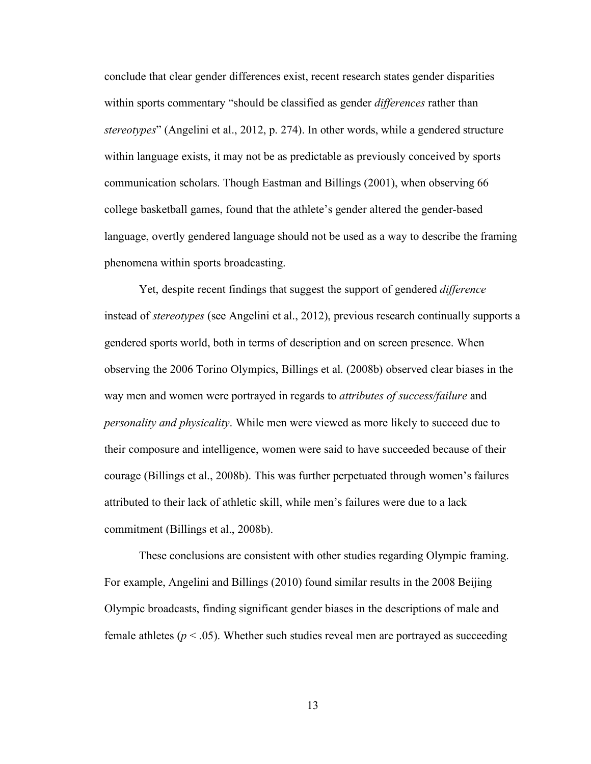conclude that clear gender differences exist, recent research states gender disparities within sports commentary "should be classified as gender *differences* rather than *stereotypes*" (Angelini et al., 2012, p. 274). In other words, while a gendered structure within language exists, it may not be as predictable as previously conceived by sports communication scholars. Though Eastman and Billings (2001), when observing 66 college basketball games, found that the athlete's gender altered the gender-based language, overtly gendered language should not be used as a way to describe the framing phenomena within sports broadcasting.

Yet, despite recent findings that suggest the support of gendered *difference* instead of *stereotypes* (see Angelini et al., 2012), previous research continually supports a gendered sports world, both in terms of description and on screen presence. When observing the 2006 Torino Olympics, Billings et al. (2008b) observed clear biases in the way men and women were portrayed in regards to *attributes of success/failure* and *personality and physicality*. While men were viewed as more likely to succeed due to their composure and intelligence, women were said to have succeeded because of their courage (Billings et al., 2008b). This was further perpetuated through women's failures attributed to their lack of athletic skill, while men's failures were due to a lack commitment (Billings et al., 2008b).

These conclusions are consistent with other studies regarding Olympic framing. For example, Angelini and Billings (2010) found similar results in the 2008 Beijing Olympic broadcasts, finding significant gender biases in the descriptions of male and female athletes ($p < .05$). Whether such studies reveal men are portrayed as succeeding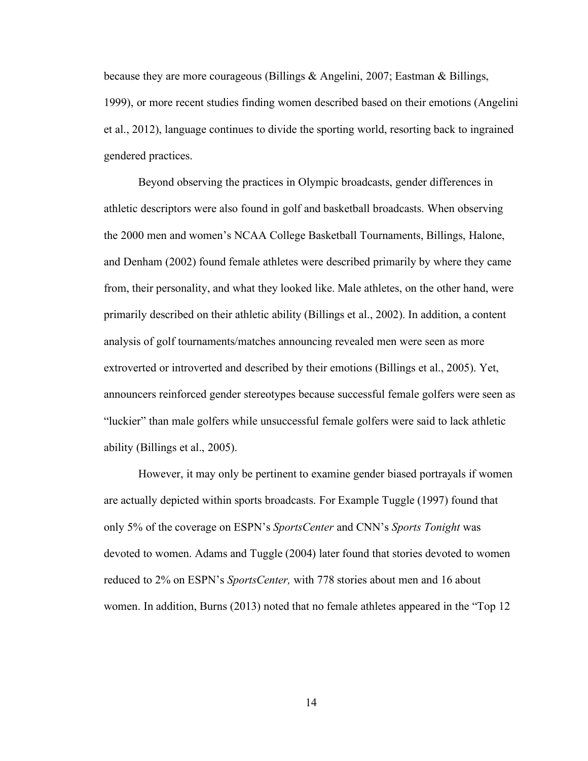because they are more courageous (Billings & Angelini, 2007; Eastman & Billings, 1999), or more recent studies finding women described based on their emotions (Angelini et al., 2012), language continues to divide the sporting world, resorting back to ingrained gendered practices.

Beyond observing the practices in Olympic broadcasts, gender differences in athletic descriptors were also found in golf and basketball broadcasts. When observing the 2000 men and women's NCAA College Basketball Tournaments, Billings, Halone, and Denham (2002) found female athletes were described primarily by where they came from, their personality, and what they looked like. Male athletes, on the other hand, were primarily described on their athletic ability (Billings et al., 2002). In addition, a content analysis of golf tournaments/matches announcing revealed men were seen as more extroverted or introverted and described by their emotions (Billings et al., 2005). Yet, announcers reinforced gender stereotypes because successful female golfers were seen as "luckier" than male golfers while unsuccessful female golfers were said to lack athletic ability (Billings et al., 2005).

However, it may only be pertinent to examine gender biased portrayals if women are actually depicted within sports broadcasts. For Example Tuggle (1997) found that only 5% of the coverage on ESPN's *SportsCenter* and CNN's *Sports Tonight* was devoted to women. Adams and Tuggle (2004) later found that stories devoted to women reduced to 2% on ESPN's *SportsCenter,* with 778 stories about men and 16 about women. In addition, Burns (2013) noted that no female athletes appeared in the "Top 12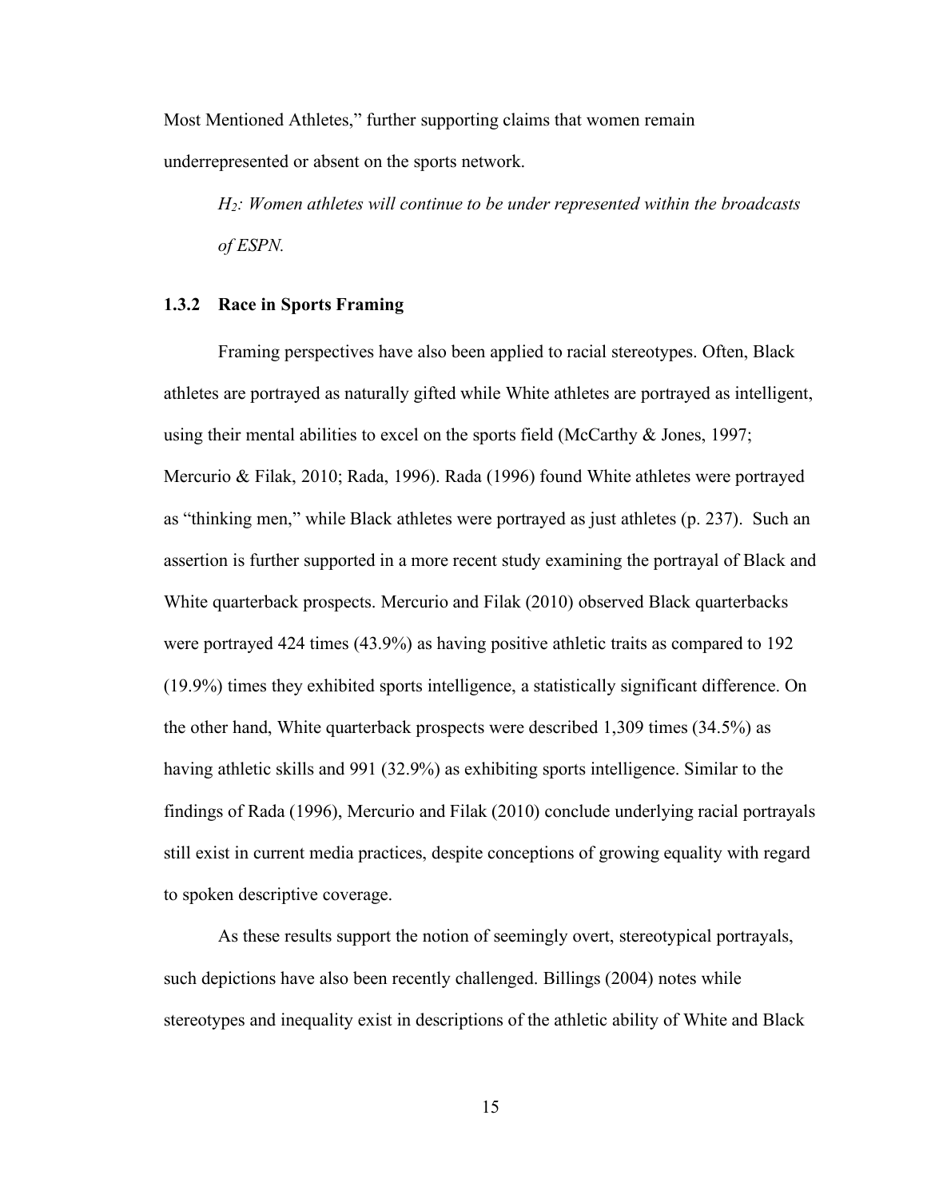Most Mentioned Athletes," further supporting claims that women remain underrepresented or absent on the sports network.

> *$H_2$: Women athletes will continue to be under represented within the broadcasts of ESPN.*

### 1.3.2 Race in Sports Framing

Framing perspectives have also been applied to racial stereotypes. Often, Black athletes are portrayed as naturally gifted while White athletes are portrayed as intelligent, using their mental abilities to excel on the sports field (McCarthy & Jones, 1997; Mercurio & Filak, 2010; Rada, 1996). Rada (1996) found White athletes were portrayed as "thinking men," while Black athletes were portrayed as just athletes (p. 237). Such an assertion is further supported in a more recent study examining the portrayal of Black and White quarterback prospects. Mercurio and Filak (2010) observed Black quarterbacks were portrayed 424 times (43.9%) as having positive athletic traits as compared to 192 (19.9%) times they exhibited sports intelligence, a statistically significant difference. On the other hand, White quarterback prospects were described 1,309 times (34.5%) as having athletic skills and 991 (32.9%) as exhibiting sports intelligence. Similar to the findings of Rada (1996), Mercurio and Filak (2010) conclude underlying racial portrayals still exist in current media practices, despite conceptions of growing equality with regard to spoken descriptive coverage.

As these results support the notion of seemingly overt, stereotypical portrayals, such depictions have also been recently challenged. Billings (2004) notes while stereotypes and inequality exist in descriptions of the athletic ability of White and Black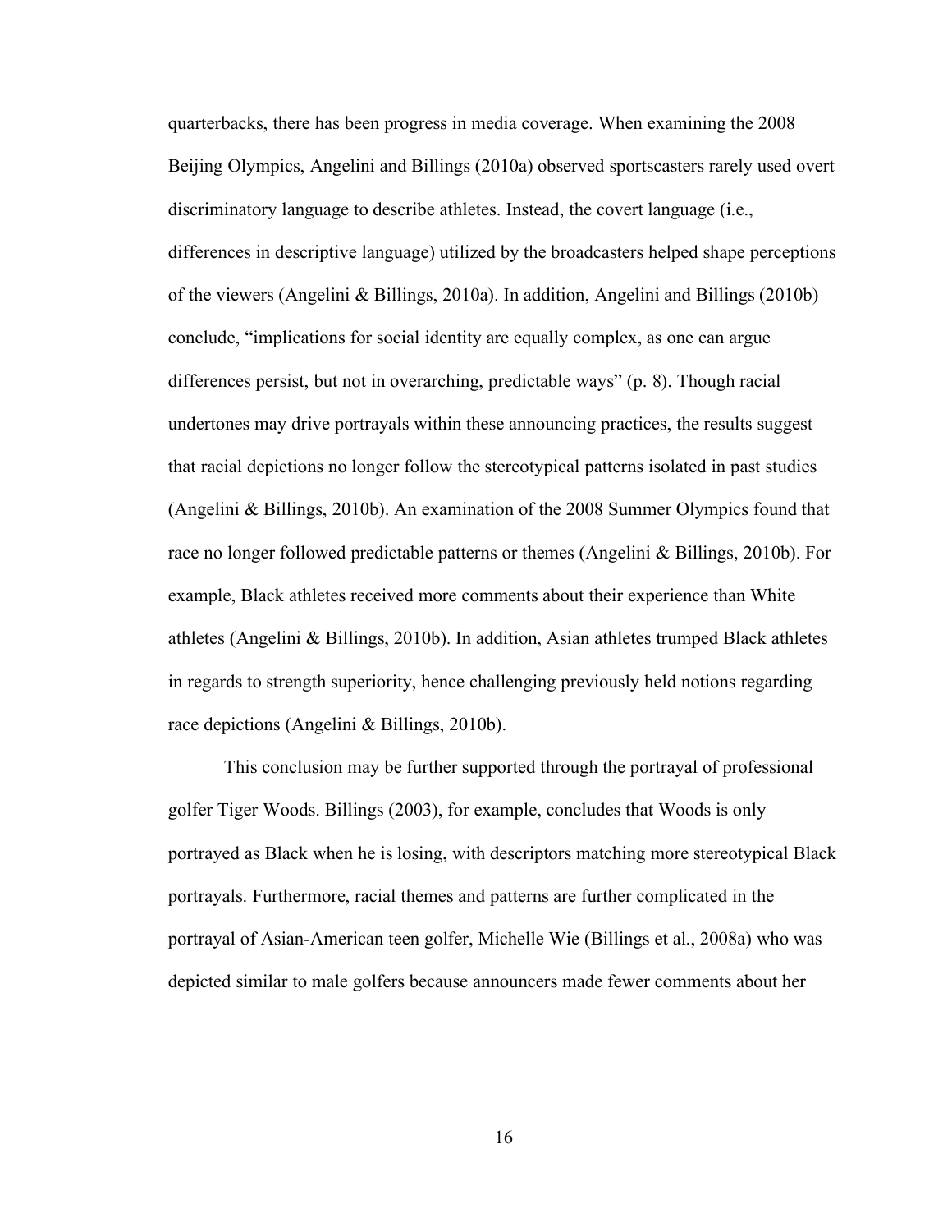quarterbacks, there has been progress in media coverage. When examining the 2008 Beijing Olympics, Angelini and Billings (2010a) observed sportscasters rarely used overt discriminatory language to describe athletes. Instead, the covert language (i.e., differences in descriptive language) utilized by the broadcasters helped shape perceptions of the viewers (Angelini & Billings, 2010a). In addition, Angelini and Billings (2010b) conclude, "implications for social identity are equally complex, as one can argue differences persist, but not in overarching, predictable ways" (p. 8). Though racial undertones may drive portrayals within these announcing practices, the results suggest that racial depictions no longer follow the stereotypical patterns isolated in past studies (Angelini & Billings, 2010b). An examination of the 2008 Summer Olympics found that race no longer followed predictable patterns or themes (Angelini & Billings, 2010b). For example, Black athletes received more comments about their experience than White athletes (Angelini & Billings, 2010b). In addition, Asian athletes trumped Black athletes in regards to strength superiority, hence challenging previously held notions regarding race depictions (Angelini & Billings, 2010b).

This conclusion may be further supported through the portrayal of professional golfer Tiger Woods. Billings (2003), for example, concludes that Woods is only portrayed as Black when he is losing, with descriptors matching more stereotypical Black portrayals. Furthermore, racial themes and patterns are further complicated in the portrayal of Asian-American teen golfer, Michelle Wie (Billings et al., 2008a) who was depicted similar to male golfers because announcers made fewer comments about her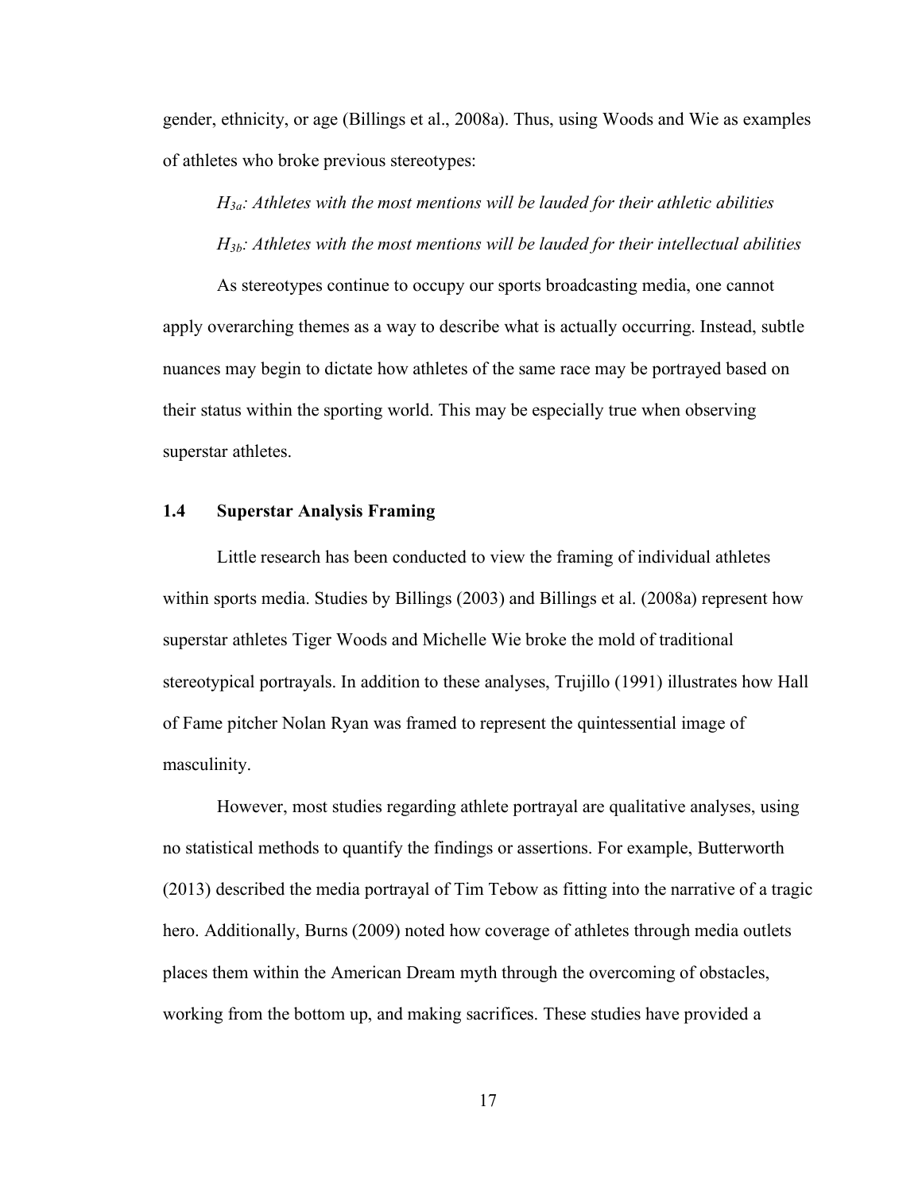gender, ethnicity, or age (Billings et al., 2008a). Thus, using Woods and Wie as examples of athletes who broke previous stereotypes:

*$H_{3a}$: Athletes with the most mentions will be lauded for their athletic abilities*

*$H_{3b}$: Athletes with the most mentions will be lauded for their intellectual abilities*

As stereotypes continue to occupy our sports broadcasting media, one cannot apply overarching themes as a way to describe what is actually occurring. Instead, subtle nuances may begin to dictate how athletes of the same race may be portrayed based on their status within the sporting world. This may be especially true when observing superstar athletes.

### 1.4 Superstar Analysis Framing

Little research has been conducted to view the framing of individual athletes within sports media. Studies by Billings (2003) and Billings et al. (2008a) represent how superstar athletes Tiger Woods and Michelle Wie broke the mold of traditional stereotypical portrayals. In addition to these analyses, Trujillo (1991) illustrates how Hall of Fame pitcher Nolan Ryan was framed to represent the quintessential image of masculinity.

However, most studies regarding athlete portrayal are qualitative analyses, using no statistical methods to quantify the findings or assertions. For example, Butterworth (2013) described the media portrayal of Tim Tebow as fitting into the narrative of a tragic hero. Additionally, Burns (2009) noted how coverage of athletes through media outlets places them within the American Dream myth through the overcoming of obstacles, working from the bottom up, and making sacrifices. These studies have provided a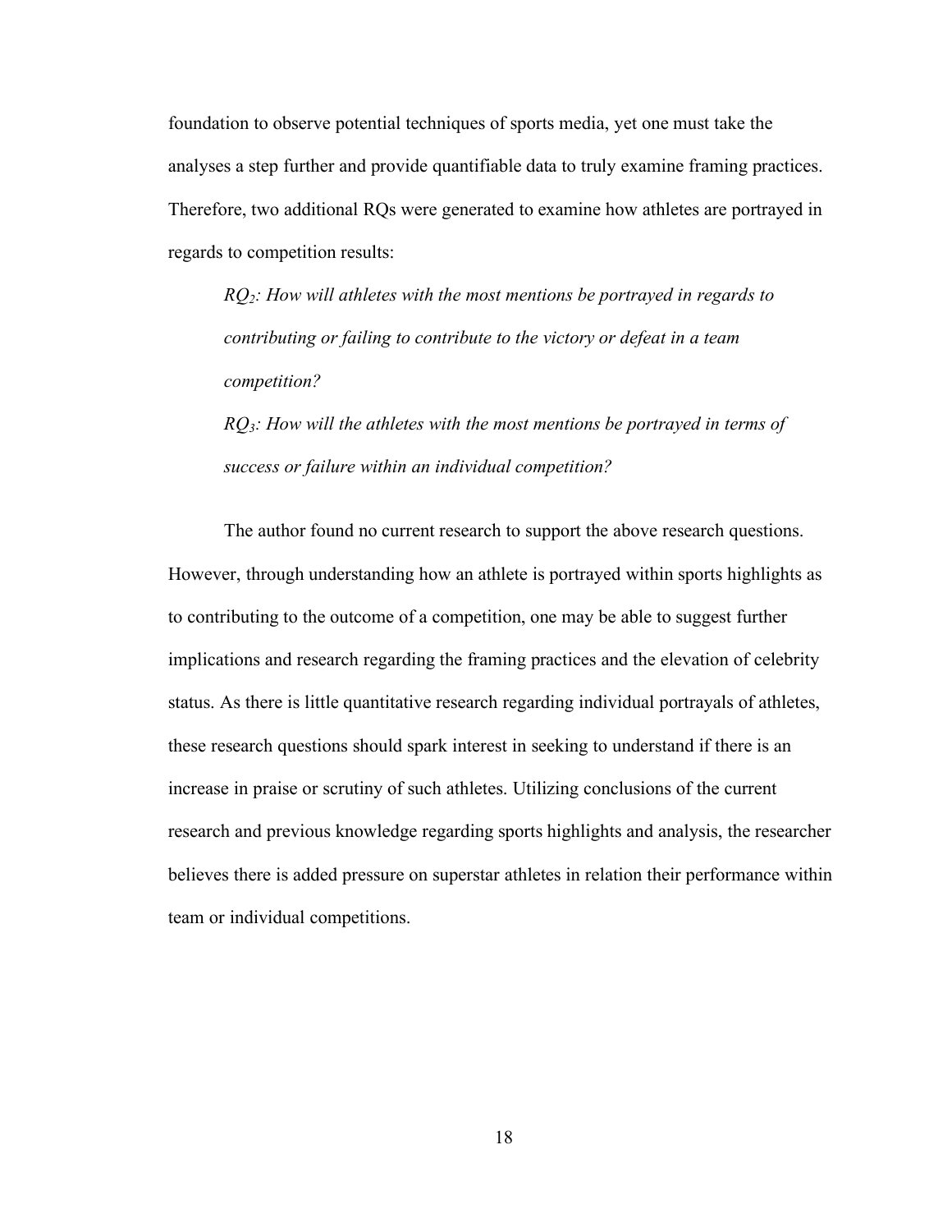foundation to observe potential techniques of sports media, yet one must take the analyses a step further and provide quantifiable data to truly examine framing practices. Therefore, two additional RQs were generated to examine how athletes are portrayed in regards to competition results:

> *$RQ_2$: How will athletes with the most mentions be portrayed in regards to contributing or failing to contribute to the victory or defeat in a team competition?*
>
> *$RQ_3$: How will the athletes with the most mentions be portrayed in terms of success or failure within an individual competition?*

The author found no current research to support the above research questions. However, through understanding how an athlete is portrayed within sports highlights as to contributing to the outcome of a competition, one may be able to suggest further implications and research regarding the framing practices and the elevation of celebrity status. As there is little quantitative research regarding individual portrayals of athletes, these research questions should spark interest in seeking to understand if there is an increase in praise or scrutiny of such athletes. Utilizing conclusions of the current research and previous knowledge regarding sports highlights and analysis, the researcher believes there is added pressure on superstar athletes in relation their performance within team or individual competitions.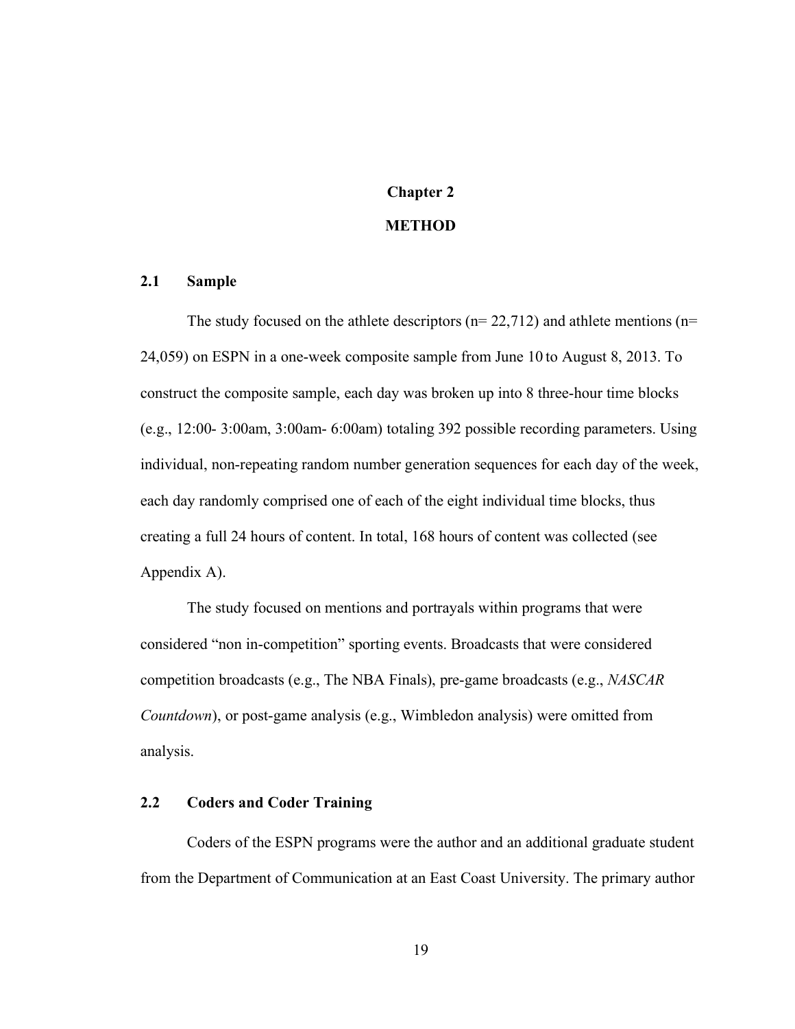# Chapter 2

# METHOD

## 2.1 Sample

The study focused on the athlete descriptors (n= 22,712) and athlete mentions (n= 24,059) on ESPN in a one-week composite sample from June 10 to August 8, 2013. To construct the composite sample, each day was broken up into 8 three-hour time blocks (e.g., 12:00- 3:00am, 3:00am- 6:00am) totaling 392 possible recording parameters. Using individual, non-repeating random number generation sequences for each day of the week, each day randomly comprised one of each of the eight individual time blocks, thus creating a full 24 hours of content. In total, 168 hours of content was collected (see Appendix A).

The study focused on mentions and portrayals within programs that were considered "non in-competition" sporting events. Broadcasts that were considered competition broadcasts (e.g., The NBA Finals), pre-game broadcasts (e.g., *NASCAR Countdown*), or post-game analysis (e.g., Wimbledon analysis) were omitted from analysis.

## 2.2 Coders and Coder Training

Coders of the ESPN programs were the author and an additional graduate student from the Department of Communication at an East Coast University. The primary author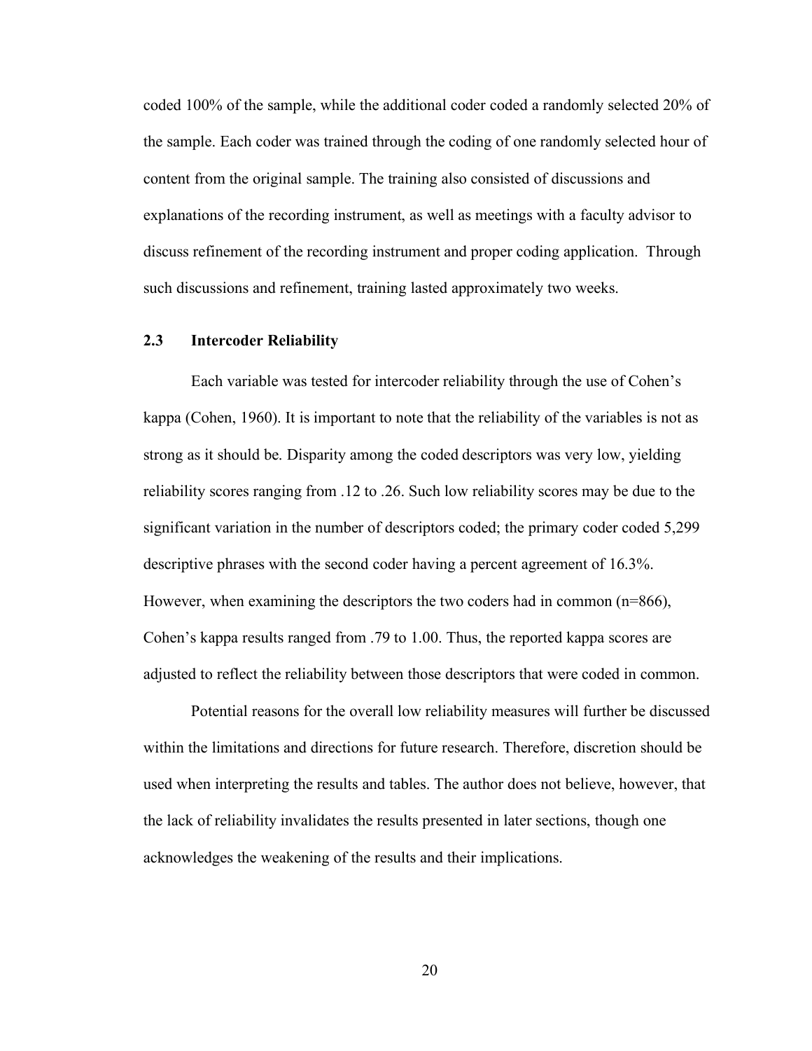coded 100% of the sample, while the additional coder coded a randomly selected 20% of the sample. Each coder was trained through the coding of one randomly selected hour of content from the original sample. The training also consisted of discussions and explanations of the recording instrument, as well as meetings with a faculty advisor to discuss refinement of the recording instrument and proper coding application. Through such discussions and refinement, training lasted approximately two weeks.

## 2.3 Intercoder Reliability

Each variable was tested for intercoder reliability through the use of Cohen's kappa (Cohen, 1960). It is important to note that the reliability of the variables is not as strong as it should be. Disparity among the coded descriptors was very low, yielding reliability scores ranging from .12 to .26. Such low reliability scores may be due to the significant variation in the number of descriptors coded; the primary coder coded 5,299 descriptive phrases with the second coder having a percent agreement of 16.3%. However, when examining the descriptors the two coders had in common (n=866), Cohen's kappa results ranged from .79 to 1.00. Thus, the reported kappa scores are adjusted to reflect the reliability between those descriptors that were coded in common.

Potential reasons for the overall low reliability measures will further be discussed within the limitations and directions for future research. Therefore, discretion should be used when interpreting the results and tables. The author does not believe, however, that the lack of reliability invalidates the results presented in later sections, though one acknowledges the weakening of the results and their implications.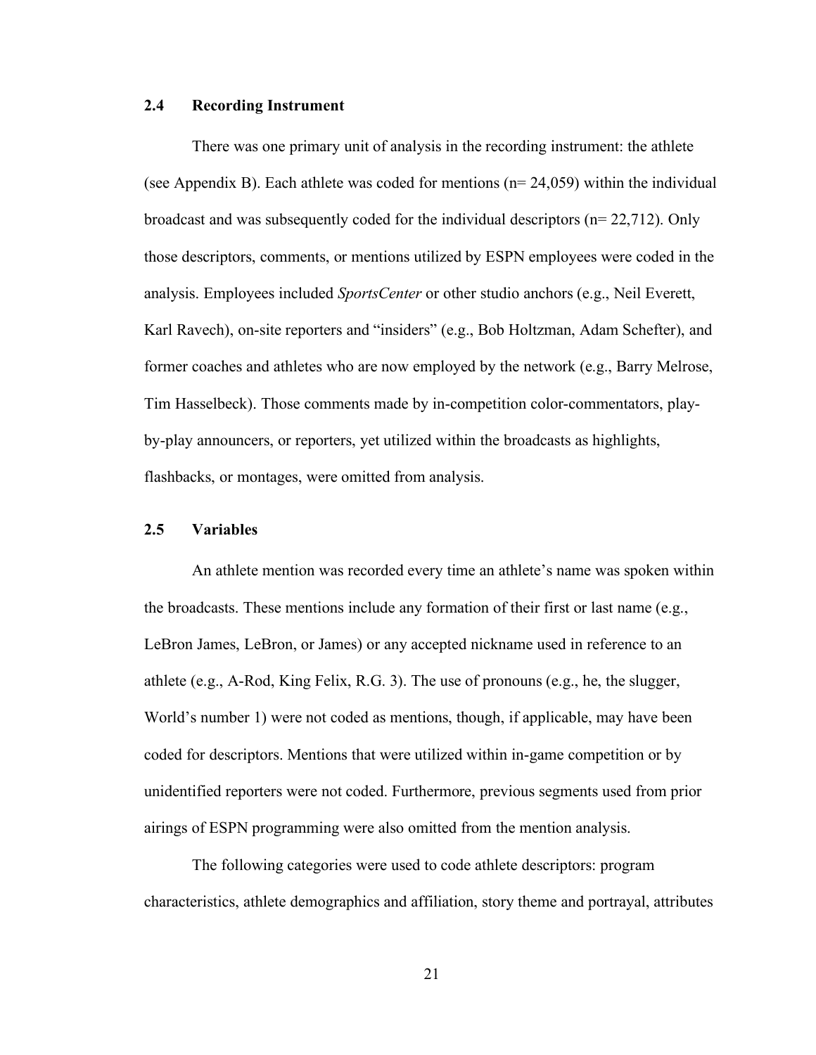## 2.4 Recording Instrument

There was one primary unit of analysis in the recording instrument: the athlete (see Appendix B). Each athlete was coded for mentions (n= 24,059) within the individual broadcast and was subsequently coded for the individual descriptors (n= 22,712). Only those descriptors, comments, or mentions utilized by ESPN employees were coded in the analysis. Employees included *SportsCenter* or other studio anchors (e.g., Neil Everett, Karl Ravech), on-site reporters and "insiders" (e.g., Bob Holtzman, Adam Schefter), and former coaches and athletes who are now employed by the network (e.g., Barry Melrose, Tim Hasselbeck). Those comments made by in-competition color-commentators, play-by-play announcers, or reporters, yet utilized within the broadcasts as highlights, flashbacks, or montages, were omitted from analysis.

## 2.5 Variables

An athlete mention was recorded every time an athlete's name was spoken within the broadcasts. These mentions include any formation of their first or last name (e.g., LeBron James, LeBron, or James) or any accepted nickname used in reference to an athlete (e.g., A-Rod, King Felix, R.G. 3). The use of pronouns (e.g., he, the slugger, World's number 1) were not coded as mentions, though, if applicable, may have been coded for descriptors. Mentions that were utilized within in-game competition or by unidentified reporters were not coded. Furthermore, previous segments used from prior airings of ESPN programming were also omitted from the mention analysis.

The following categories were used to code athlete descriptors: program characteristics, athlete demographics and affiliation, story theme and portrayal, attributes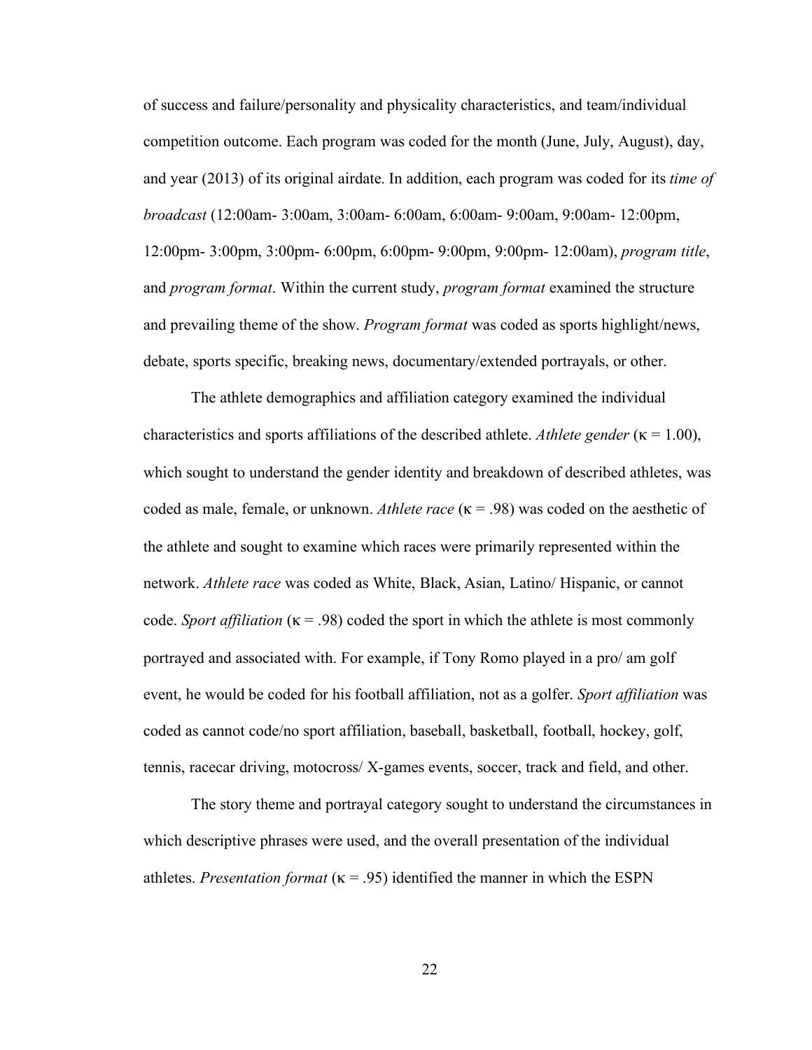of success and failure/personality and physicality characteristics, and team/individual competition outcome. Each program was coded for the month (June, July, August), day, and year (2013) of its original airdate. In addition, each program was coded for its *time of broadcast* (12:00am- 3:00am, 3:00am- 6:00am, 6:00am- 9:00am, 9:00am- 12:00pm, 12:00pm- 3:00pm, 3:00pm- 6:00pm, 6:00pm- 9:00pm, 9:00pm- 12:00am), *program title*, and *program format*. Within the current study, *program format* examined the structure and prevailing theme of the show. *Program format* was coded as sports highlight/news, debate, sports specific, breaking news, documentary/extended portrayals, or other.

The athlete demographics and affiliation category examined the individual characteristics and sports affiliations of the described athlete. *Athlete gender* ($\kappa = 1.00$), which sought to understand the gender identity and breakdown of described athletes, was coded as male, female, or unknown. *Athlete race* ($\kappa = .98$) was coded on the aesthetic of the athlete and sought to examine which races were primarily represented within the network. *Athlete race* was coded as White, Black, Asian, Latino/ Hispanic, or cannot code. *Sport affiliation* ($\kappa = .98$) coded the sport in which the athlete is most commonly portrayed and associated with. For example, if Tony Romo played in a pro/ am golf event, he would be coded for his football affiliation, not as a golfer. *Sport affiliation* was coded as cannot code/no sport affiliation, baseball, basketball, football, hockey, golf, tennis, racecar driving, motocross/ X-games events, soccer, track and field, and other.

The story theme and portrayal category sought to understand the circumstances in which descriptive phrases were used, and the overall presentation of the individual athletes. *Presentation format* ($\kappa = .95$) identified the manner in which the ESPN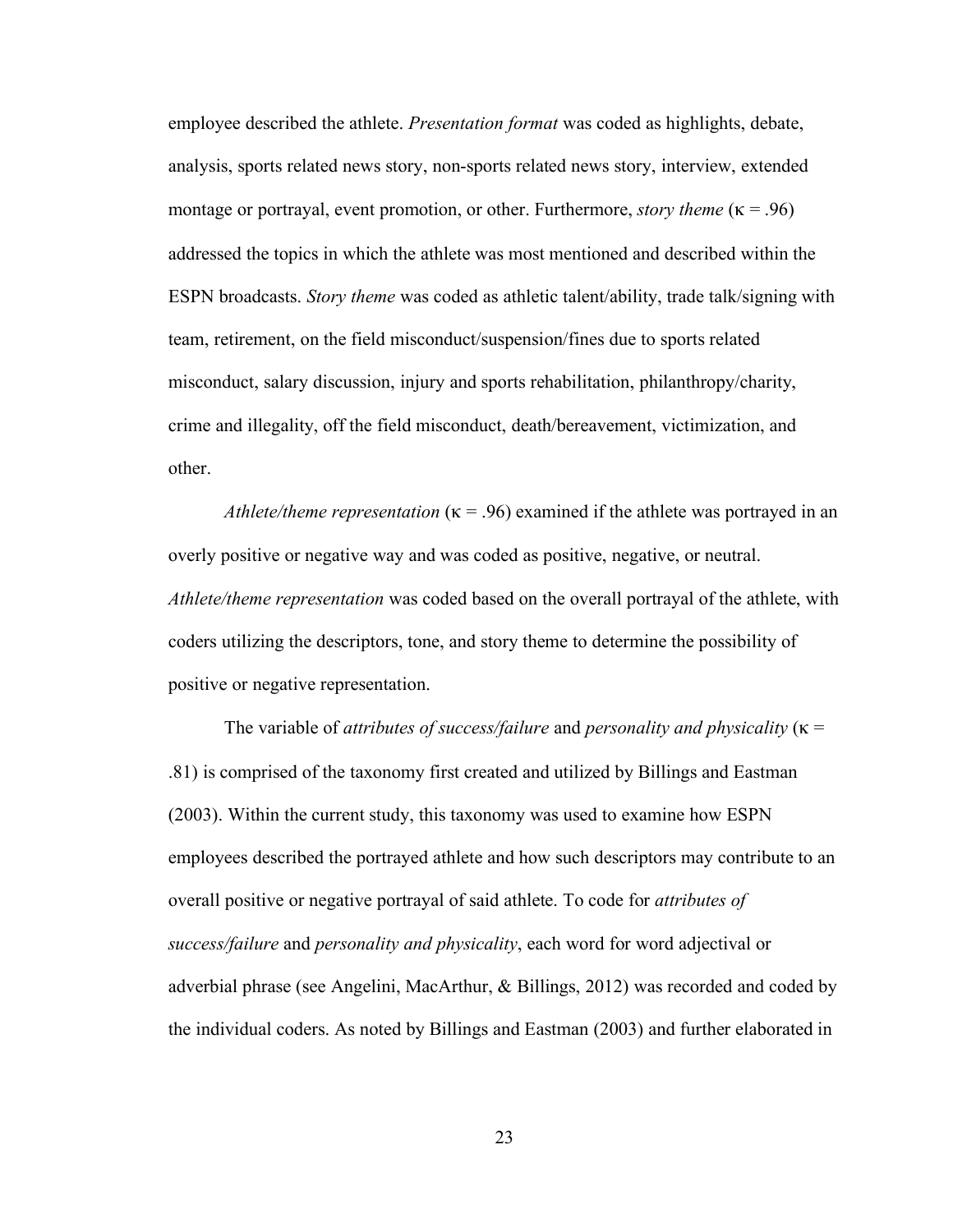employee described the athlete. *Presentation format* was coded as highlights, debate, analysis, sports related news story, non-sports related news story, interview, extended montage or portrayal, event promotion, or other. Furthermore, *story theme* ($\kappa = .96$) addressed the topics in which the athlete was most mentioned and described within the ESPN broadcasts. *Story theme* was coded as athletic talent/ability, trade talk/signing with team, retirement, on the field misconduct/suspension/fines due to sports related misconduct, salary discussion, injury and sports rehabilitation, philanthropy/charity, crime and illegality, off the field misconduct, death/bereavement, victimization, and other.

*Athlete/theme representation* ($\kappa = .96$) examined if the athlete was portrayed in an overly positive or negative way and was coded as positive, negative, or neutral. *Athlete/theme representation* was coded based on the overall portrayal of the athlete, with coders utilizing the descriptors, tone, and story theme to determine the possibility of positive or negative representation.

The variable of *attributes of success/failure* and *personality and physicality* ($\kappa = .81$) is comprised of the taxonomy first created and utilized by Billings and Eastman (2003). Within the current study, this taxonomy was used to examine how ESPN employees described the portrayed athlete and how such descriptors may contribute to an overall positive or negative portrayal of said athlete. To code for *attributes of success/failure* and *personality and physicality*, each word for word adjectival or adverbial phrase (see Angelini, MacArthur, & Billings, 2012) was recorded and coded by the individual coders. As noted by Billings and Eastman (2003) and further elaborated in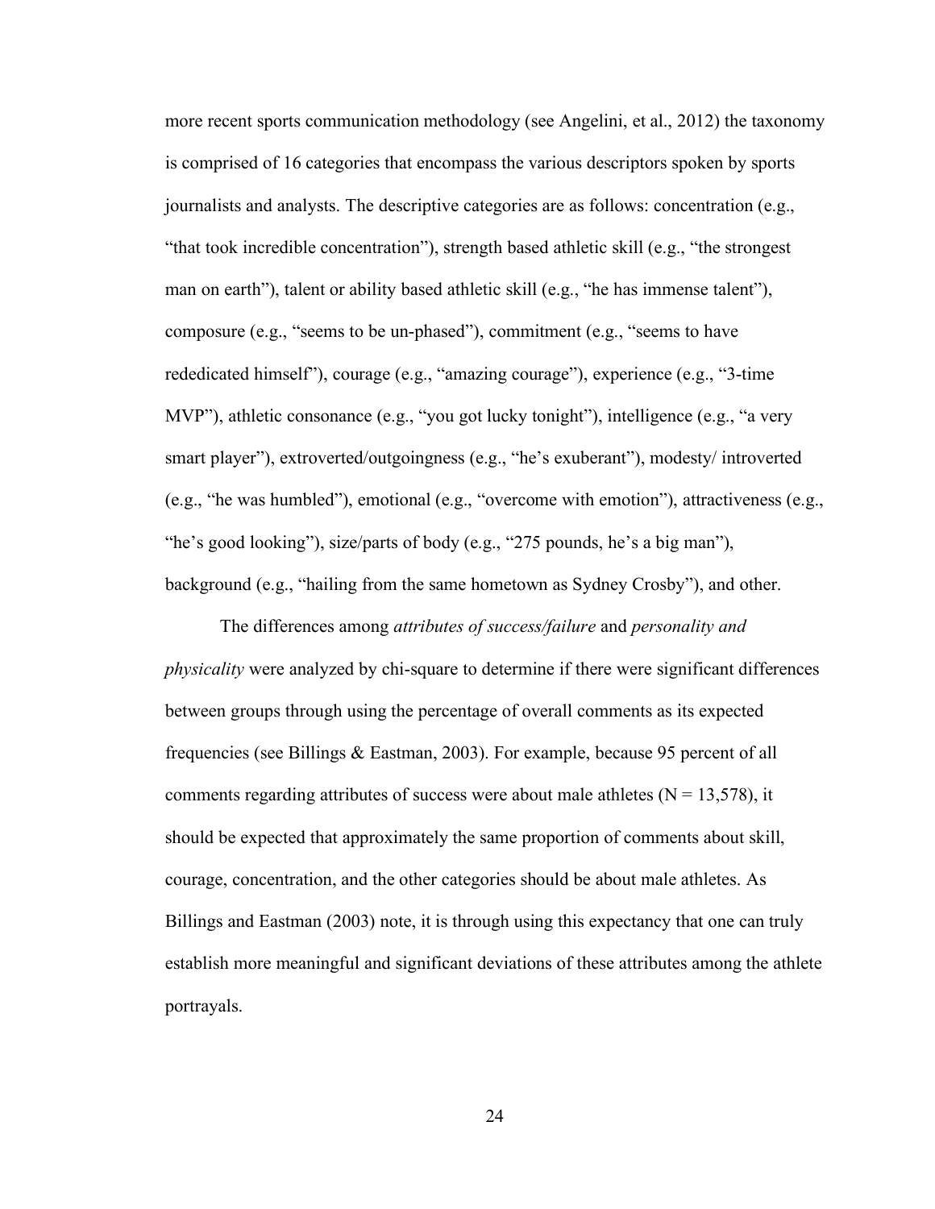more recent sports communication methodology (see Angelini, et al., 2012) the taxonomy is comprised of 16 categories that encompass the various descriptors spoken by sports journalists and analysts. The descriptive categories are as follows: concentration (e.g., "that took incredible concentration"), strength based athletic skill (e.g., "the strongest man on earth"), talent or ability based athletic skill (e.g., "he has immense talent"), composure (e.g., "seems to be un-phased"), commitment (e.g., "seems to have rededicated himself"), courage (e.g., "amazing courage"), experience (e.g., "3-time MVP"), athletic consonance (e.g., "you got lucky tonight"), intelligence (e.g., "a very smart player"), extroverted/outgoingness (e.g., "he's exuberant"), modesty/ introverted (e.g., "he was humbled"), emotional (e.g., "overcome with emotion"), attractiveness (e.g., "he's good looking"), size/parts of body (e.g., "275 pounds, he's a big man"), background (e.g., "hailing from the same hometown as Sydney Crosby"), and other.

The differences among *attributes of success/failure* and *personality and physicality* were analyzed by chi-square to determine if there were significant differences between groups through using the percentage of overall comments as its expected frequencies (see Billings & Eastman, 2003). For example, because 95 percent of all comments regarding attributes of success were about male athletes ($N = 13{,}578$), it should be expected that approximately the same proportion of comments about skill, courage, concentration, and the other categories should be about male athletes. As Billings and Eastman (2003) note, it is through using this expectancy that one can truly establish more meaningful and significant deviations of these attributes among the athlete portrayals.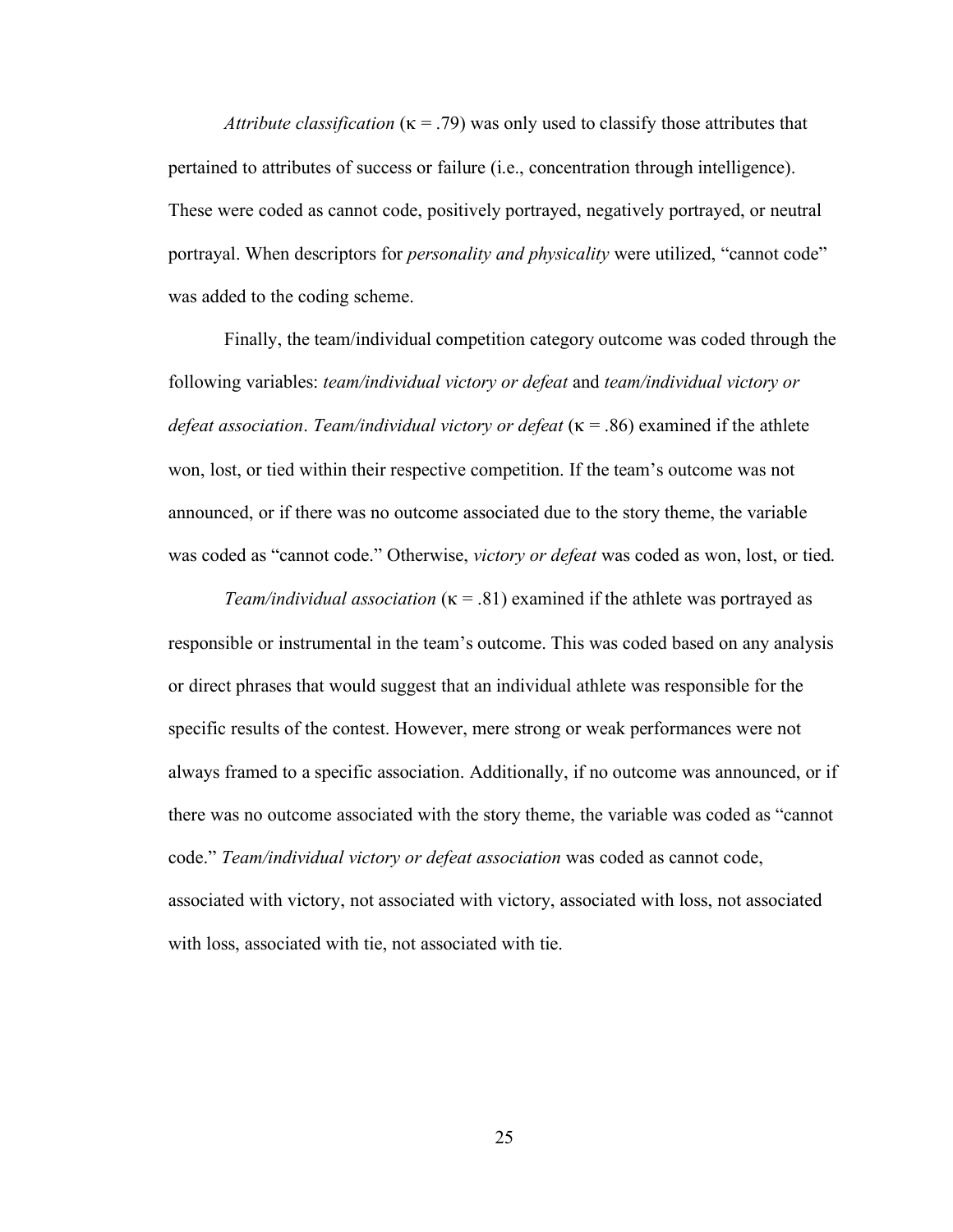*Attribute classification* ($\kappa = .79$) was only used to classify those attributes that pertained to attributes of success or failure (i.e., concentration through intelligence). These were coded as cannot code, positively portrayed, negatively portrayed, or neutral portrayal. When descriptors for *personality and physicality* were utilized, "cannot code" was added to the coding scheme.

Finally, the team/individual competition category outcome was coded through the following variables: *team/individual victory or defeat* and *team/individual victory or defeat association*. *Team/individual victory or defeat* ($\kappa = .86$) examined if the athlete won, lost, or tied within their respective competition. If the team's outcome was not announced, or if there was no outcome associated due to the story theme, the variable was coded as "cannot code." Otherwise, *victory or defeat* was coded as won, lost, or tied.

*Team/individual association* ($\kappa = .81$) examined if the athlete was portrayed as responsible or instrumental in the team's outcome. This was coded based on any analysis or direct phrases that would suggest that an individual athlete was responsible for the specific results of the contest. However, mere strong or weak performances were not always framed to a specific association. Additionally, if no outcome was announced, or if there was no outcome associated with the story theme, the variable was coded as "cannot code." *Team/individual victory or defeat association* was coded as cannot code, associated with victory, not associated with victory, associated with loss, not associated with loss, associated with tie, not associated with tie.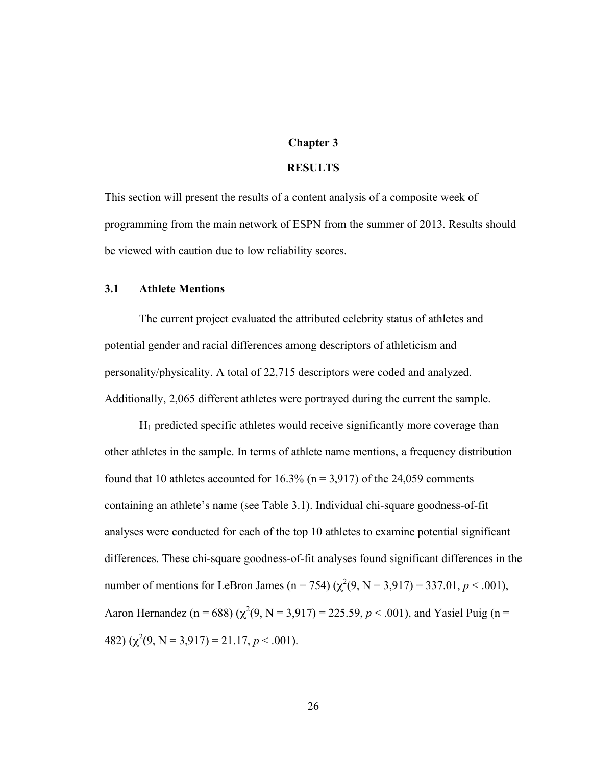# Chapter 3

# RESULTS

This section will present the results of a content analysis of a composite week of programming from the main network of ESPN from the summer of 2013. Results should be viewed with caution due to low reliability scores.

## 3.1 Athlete Mentions

The current project evaluated the attributed celebrity status of athletes and potential gender and racial differences among descriptors of athleticism and personality/physicality. A total of 22,715 descriptors were coded and analyzed. Additionally, 2,065 different athletes were portrayed during the current the sample.

$H_1$ predicted specific athletes would receive significantly more coverage than other athletes in the sample. In terms of athlete name mentions, a frequency distribution found that 10 athletes accounted for 16.3% (n = 3,917) of the 24,059 comments containing an athlete's name (see Table 3.1). Individual chi-square goodness-of-fit analyses were conducted for each of the top 10 athletes to examine potential significant differences. These chi-square goodness-of-fit analyses found significant differences in the number of mentions for LeBron James (n = 754) ($\chi^2(9, N = 3{,}917) = 337.01$, $p < .001$), Aaron Hernandez (n = 688) ($\chi^2(9, N = 3{,}917) = 225.59$, $p < .001$), and Yasiel Puig (n = 482) ($\chi^2(9, N = 3{,}917) = 21.17$, $p < .001$).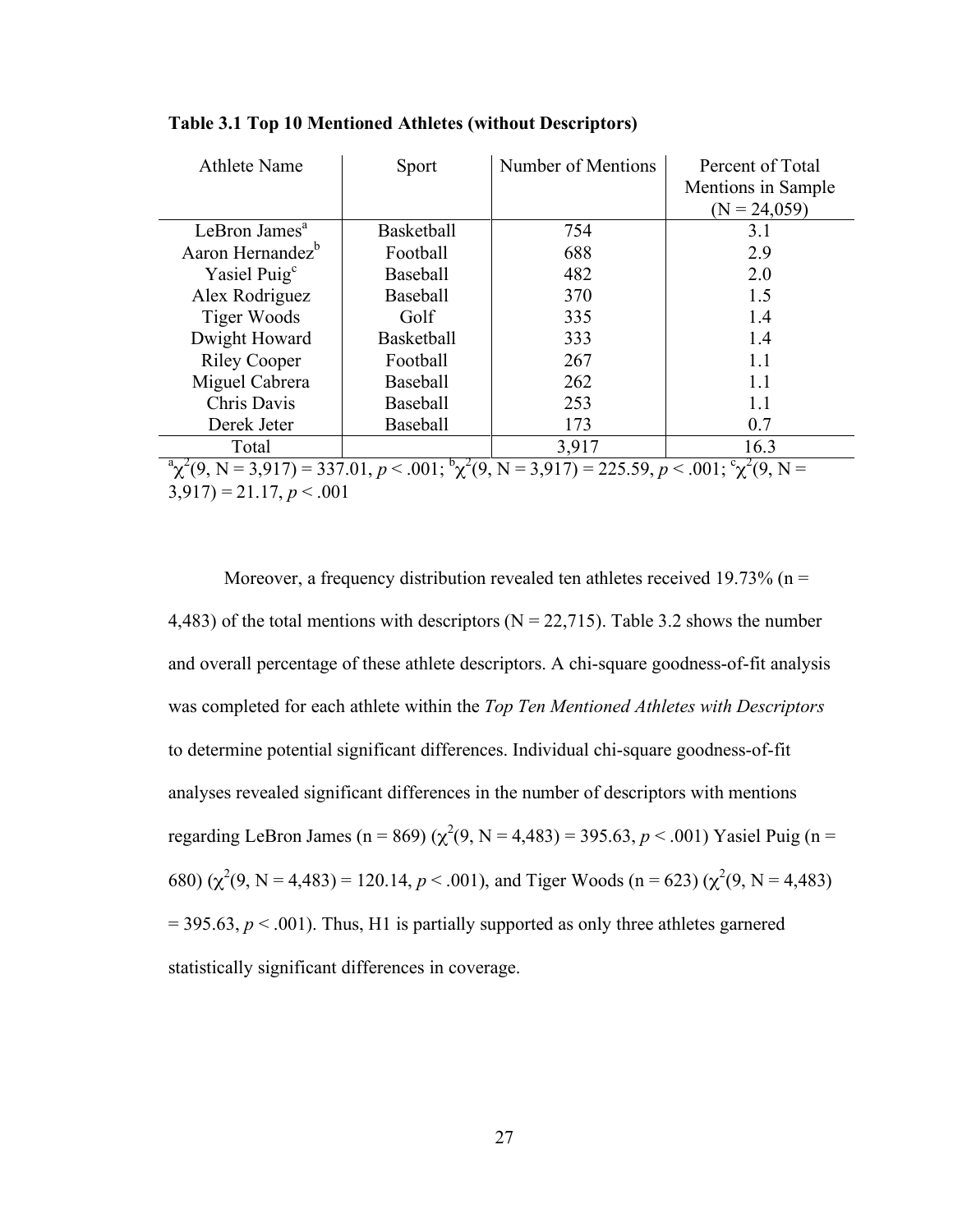**Table 3.1 Top 10 Mentioned Athletes (without Descriptors)**

| Athlete Name | Sport | Number of Mentions | Percent of Total Mentions in Sample (N = 24,059) |
|---|---|---|---|
| LeBron James[a] | Basketball | 754 | 3.1 |
| Aaron Hernandez[b] | Football | 688 | 2.9 |
| Yasiel Puig[c] | Baseball | 482 | 2.0 |
| Alex Rodriguez | Baseball | 370 | 1.5 |
| Tiger Woods | Golf | 335 | 1.4 |
| Dwight Howard | Basketball | 333 | 1.4 |
| Riley Cooper | Football | 267 | 1.1 |
| Miguel Cabrera | Baseball | 262 | 1.1 |
| Chris Davis | Baseball | 253 | 1.1 |
| Derek Jeter | Baseball | 173 | 0.7 |
| Total | | 3,917 | 16.3 |

[a]$\chi^2(9, N = 3{,}917) = 337.01$, $p < .001$; [b]$\chi^2(9, N = 3{,}917) = 225.59$, $p < .001$; [c]$\chi^2(9, N = 3{,}917) = 21.17$, $p < .001$

Moreover, a frequency distribution revealed ten athletes received 19.73% (n = 4,483) of the total mentions with descriptors (N = 22,715). Table 3.2 shows the number and overall percentage of these athlete descriptors. A chi-square goodness-of-fit analysis was completed for each athlete within the *Top Ten Mentioned Athletes with Descriptors* to determine potential significant differences. Individual chi-square goodness-of-fit analyses revealed significant differences in the number of descriptors with mentions regarding LeBron James (n = 869) ($\chi^2(9, N = 4{,}483) = 395.63$, $p < .001$) Yasiel Puig (n = 680) ($\chi^2(9, N = 4{,}483) = 120.14$, $p < .001$), and Tiger Woods (n = 623) ($\chi^2(9, N = 4{,}483) = 395.63$, $p < .001$). Thus, H1 is partially supported as only three athletes garnered statistically significant differences in coverage.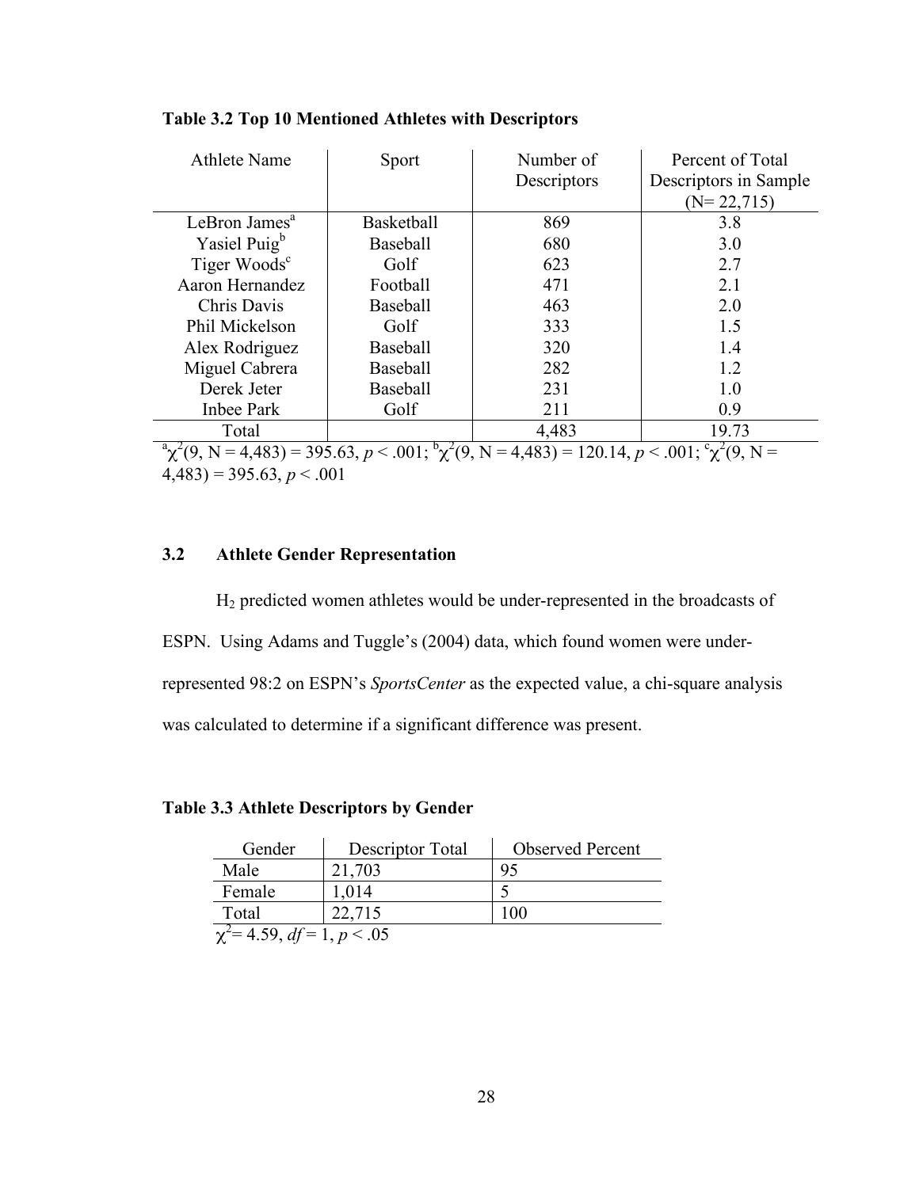**Table 3.2 Top 10 Mentioned Athletes with Descriptors**

| Athlete Name | Sport | Number of Descriptors | Percent of Total Descriptors in Sample (N= 22,715) |
|---|---|---|---|
| LeBron James[a] | Basketball | 869 | 3.8 |
| Yasiel Puig[b] | Baseball | 680 | 3.0 |
| Tiger Woods[c] | Golf | 623 | 2.7 |
| Aaron Hernandez | Football | 471 | 2.1 |
| Chris Davis | Baseball | 463 | 2.0 |
| Phil Mickelson | Golf | 333 | 1.5 |
| Alex Rodriguez | Baseball | 320 | 1.4 |
| Miguel Cabrera | Baseball | 282 | 1.2 |
| Derek Jeter | Baseball | 231 | 1.0 |
| Inbee Park | Golf | 211 | 0.9 |
| Total | | 4,483 | 19.73 |

[a]$\chi^2(9, N = 4{,}483) = 395.63$, $p < .001$; [b]$\chi^2(9, N = 4{,}483) = 120.14$, $p < .001$; [c]$\chi^2(9, N = 4{,}483) = 395.63$, $p < .001$

## 3.2 Athlete Gender Representation

$H_2$ predicted women athletes would be under-represented in the broadcasts of ESPN. Using Adams and Tuggle's (2004) data, which found women were under-represented 98:2 on ESPN's *SportsCenter* as the expected value, a chi-square analysis was calculated to determine if a significant difference was present.

**Table 3.3 Athlete Descriptors by Gender**

| Gender | Descriptor Total | Observed Percent |
|---|---|---|
| Male | 21,703 | 95 |
| Female | 1,014 | 5 |
| Total | 22,715 | 100 |

$\chi^2 = 4.59$, $df = 1$, $p < .05$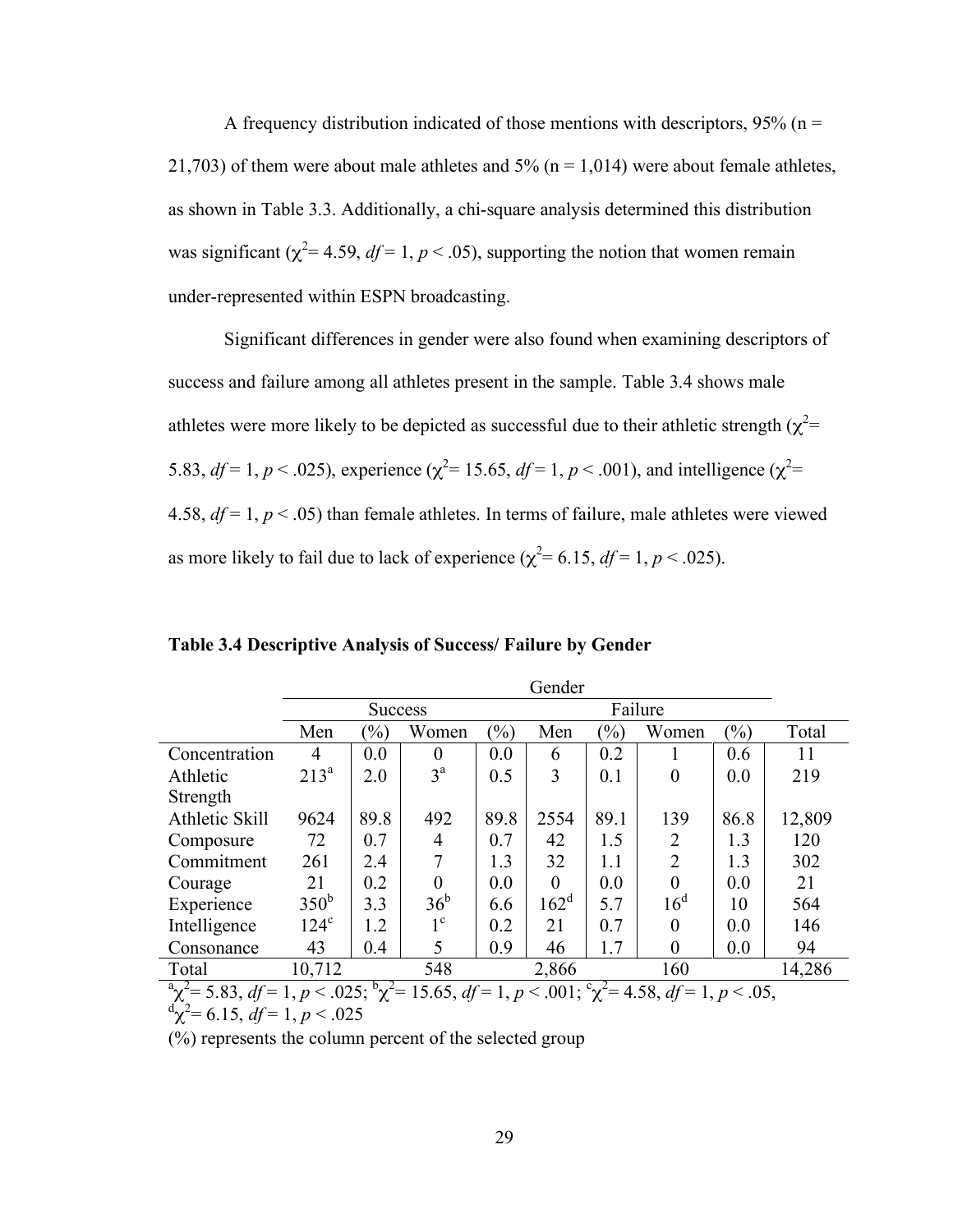A frequency distribution indicated of those mentions with descriptors, 95% (n = 21,703) of them were about male athletes and 5% (n = 1,014) were about female athletes, as shown in Table 3.3. Additionally, a chi-square analysis determined this distribution was significant ($\chi^2$= 4.59, $df$ = 1, $p$ < .05), supporting the notion that women remain under-represented within ESPN broadcasting.

Significant differences in gender were also found when examining descriptors of success and failure among all athletes present in the sample. Table 3.4 shows male athletes were more likely to be depicted as successful due to their athletic strength ($\chi^2$= 5.83, $df$ = 1, $p$ < .025), experience ($\chi^2$= 15.65, $df$ = 1, $p$ < .001), and intelligence ($\chi^2$= 4.58, $df$ = 1, $p$ < .05) than female athletes. In terms of failure, male athletes were viewed as more likely to fail due to lack of experience ($\chi^2$= 6.15, $df$ = 1, $p$ < .025).

**Table 3.4 Descriptive Analysis of Success/ Failure by Gender**

| | Gender | | | | | | | | |
|---|---|---|---|---|---|---|---|---|---|
| | Success | | | | Failure | | | | |
| | Men | (%) | Women | (%) | Men | (%) | Women | (%) | Total |
| Concentration | 4 | 0.0 | 0 | 0.0 | 6 | 0.2 | 1 | 0.6 | 11 |
| Athletic Strength | 213[a] | 2.0 | 3[a] | 0.5 | 3 | 0.1 | 0 | 0.0 | 219 |
| Athletic Skill | 9624 | 89.8 | 492 | 89.8 | 2554 | 89.1 | 139 | 86.8 | 12,809 |
| Composure | 72 | 0.7 | 4 | 0.7 | 42 | 1.5 | 2 | 1.3 | 120 |
| Commitment | 261 | 2.4 | 7 | 1.3 | 32 | 1.1 | 2 | 1.3 | 302 |
| Courage | 21 | 0.2 | 0 | 0.0 | 0 | 0.0 | 0 | 0.0 | 21 |
| Experience | 350[b] | 3.3 | 36[b] | 6.6 | 162[d] | 5.7 | 16[d] | 10 | 564 |
| Intelligence | 124[c] | 1.2 | 1[c] | 0.2 | 21 | 0.7 | 0 | 0.0 | 146 |
| Consonance | 43 | 0.4 | 5 | 0.9 | 46 | 1.7 | 0 | 0.0 | 94 |
| Total | 10,712 | | 548 | | 2,866 | | 160 | | 14,286 |

[a]$\chi^2$= 5.83, $df$ = 1, $p$ < .025; [b]$\chi^2$= 15.65, $df$ = 1, $p$ < .001; [c]$\chi^2$= 4.58, $df$ = 1, $p$ < .05,
[d]$\chi^2$= 6.15, $df$ = 1, $p$ < .025

(%) represents the column percent of the selected group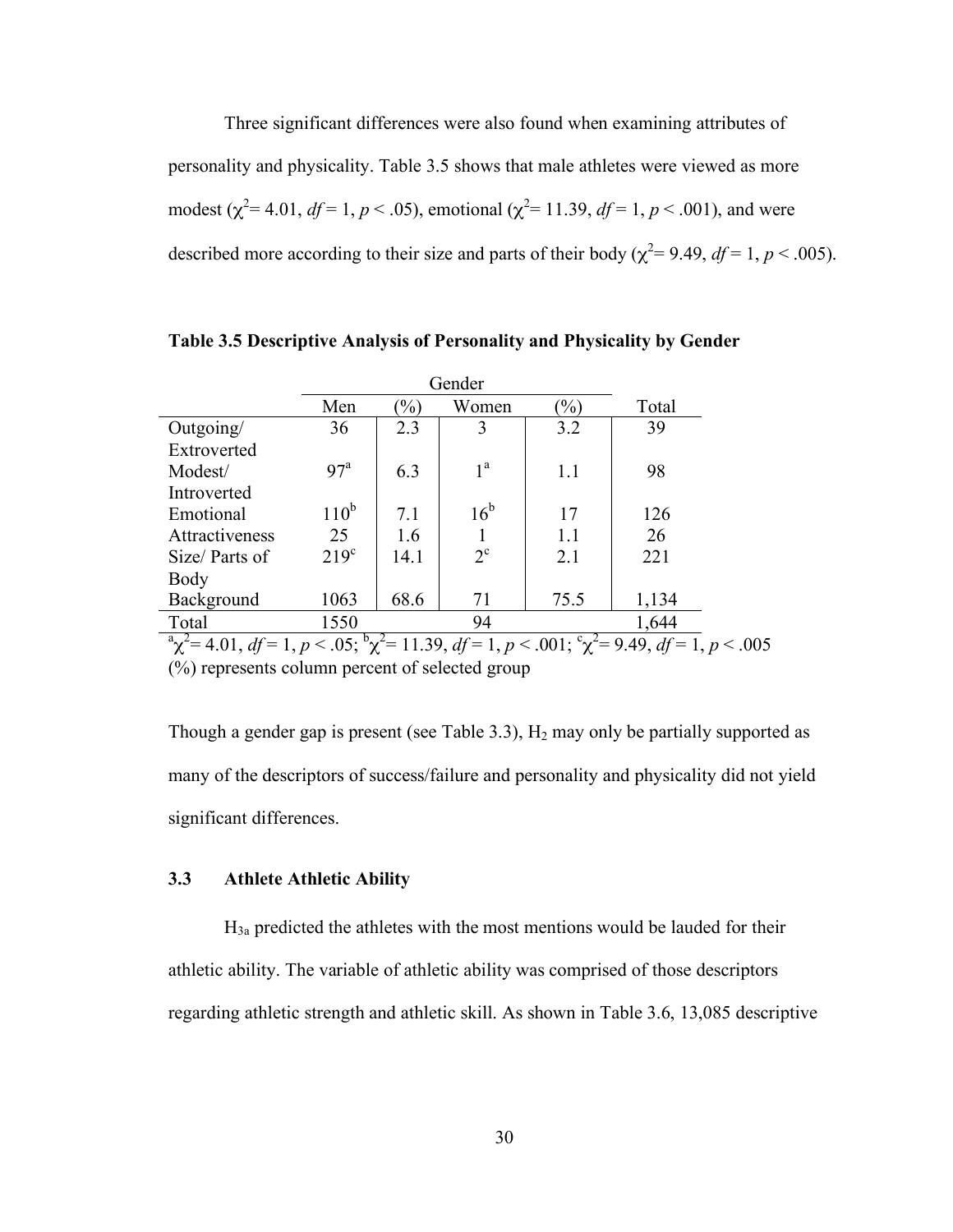Three significant differences were also found when examining attributes of personality and physicality. Table 3.5 shows that male athletes were viewed as more modest ($\chi^2 = 4.01$, $df = 1$, $p < .05$), emotional ($\chi^2 = 11.39$, $df = 1$, $p < .001$), and were described more according to their size and parts of their body ($\chi^2 = 9.49$, $df = 1$, $p < .005$).

**Table 3.5 Descriptive Analysis of Personality and Physicality by Gender**

| | Gender | | | | |
|---|---|---|---|---|---|
| | Men | (%) | Women | (%) | Total |
| Outgoing/ Extroverted | 36 | 2.3 | 3 | 3.2 | 39 |
| Modest/ Introverted | 97[a] | 6.3 | 1[a] | 1.1 | 98 |
| Emotional | 110[b] | 7.1 | 16[b] | 17 | 126 |
| Attractiveness | 25 | 1.6 | 1 | 1.1 | 26 |
| Size/ Parts of Body | 219[c] | 14.1 | 2[c] | 2.1 | 221 |
| Background | 1063 | 68.6 | 71 | 75.5 | 1,134 |
| Total | 1550 | | 94 | | 1,644 |

[a] $\chi^2 = 4.01$, $df = 1$, $p < .05$; [b] $\chi^2 = 11.39$, $df = 1$, $p < .001$; [c] $\chi^2 = 9.49$, $df = 1$, $p < .005$

(%) represents column percent of selected group

Though a gender gap is present (see Table 3.3), $H_2$ may only be partially supported as many of the descriptors of success/failure and personality and physicality did not yield significant differences.

### 3.3 Athlete Athletic Ability

$H_{3a}$ predicted the athletes with the most mentions would be lauded for their athletic ability. The variable of athletic ability was comprised of those descriptors regarding athletic strength and athletic skill. As shown in Table 3.6, 13,085 descriptive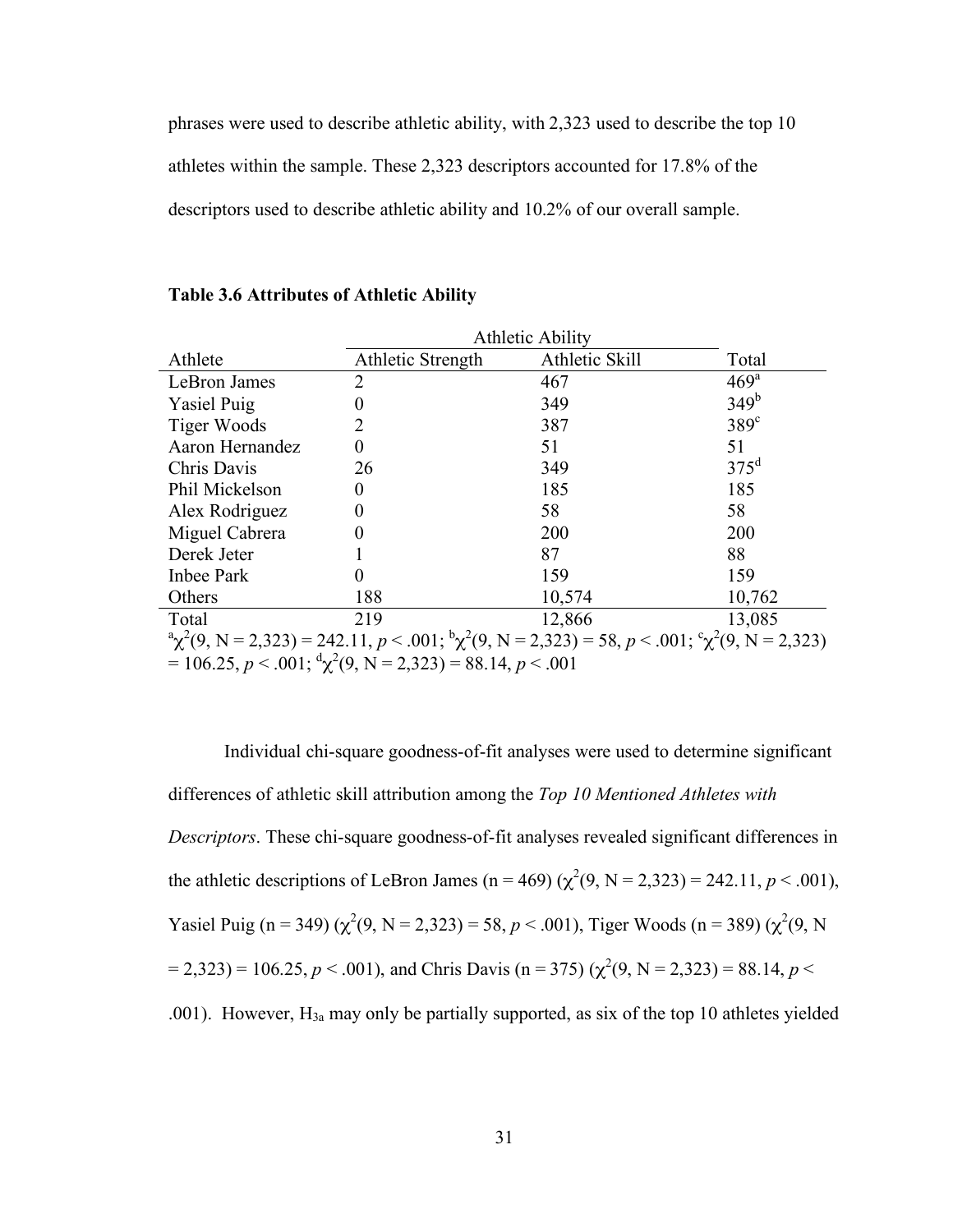phrases were used to describe athletic ability, with 2,323 used to describe the top 10 athletes within the sample. These 2,323 descriptors accounted for 17.8% of the descriptors used to describe athletic ability and 10.2% of our overall sample.

**Table 3.6 Attributes of Athletic Ability**

| | Athletic Ability | | |
|---|---|---|---|
| Athlete | Athletic Strength | Athletic Skill | Total |
| LeBron James | 2 | 467 | 469[a] |
| Yasiel Puig | 0 | 349 | 349[b] |
| Tiger Woods | 2 | 387 | 389[c] |
| Aaron Hernandez | 0 | 51 | 51 |
| Chris Davis | 26 | 349 | 375[d] |
| Phil Mickelson | 0 | 185 | 185 |
| Alex Rodriguez | 0 | 58 | 58 |
| Miguel Cabrera | 0 | 200 | 200 |
| Derek Jeter | 1 | 87 | 88 |
| Inbee Park | 0 | 159 | 159 |
| Others | 188 | 10,574 | 10,762 |
| Total | 219 | 12,866 | 13,085 |

[a]$\chi^2(9, N = 2{,}323) = 242.11$, $p < .001$; [b]$\chi^2(9, N = 2{,}323) = 58$, $p < .001$; [c]$\chi^2(9, N = 2{,}323) = 106.25$, $p < .001$; [d]$\chi^2(9, N = 2{,}323) = 88.14$, $p < .001$

Individual chi-square goodness-of-fit analyses were used to determine significant differences of athletic skill attribution among the *Top 10 Mentioned Athletes with Descriptors*. These chi-square goodness-of-fit analyses revealed significant differences in the athletic descriptions of LeBron James (n = 469) ($\chi^2(9, N = 2{,}323) = 242.11$, $p < .001$), Yasiel Puig (n = 349) ($\chi^2(9, N = 2{,}323) = 58$, $p < .001$), Tiger Woods (n = 389) ($\chi^2(9, N = 2{,}323) = 106.25$, $p < .001$), and Chris Davis (n = 375) ($\chi^2(9, N = 2{,}323) = 88.14$, $p < .001$). However, $H_{3a}$ may only be partially supported, as six of the top 10 athletes yielded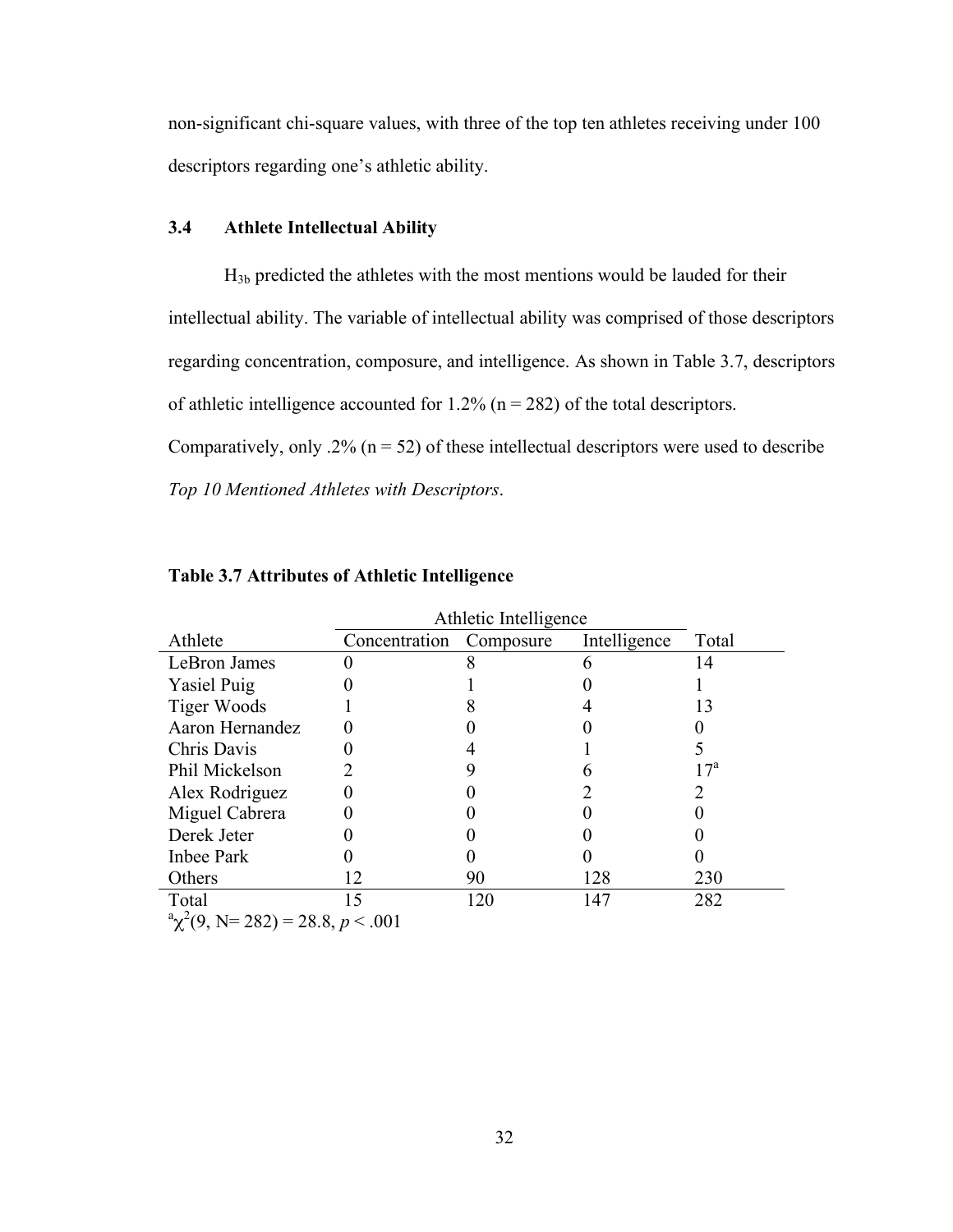non-significant chi-square values, with three of the top ten athletes receiving under 100 descriptors regarding one's athletic ability.

### 3.4 Athlete Intellectual Ability

$H_{3b}$ predicted the athletes with the most mentions would be lauded for their intellectual ability. The variable of intellectual ability was comprised of those descriptors regarding concentration, composure, and intelligence. As shown in Table 3.7, descriptors of athletic intelligence accounted for 1.2% (n = 282) of the total descriptors. Comparatively, only .2% (n = 52) of these intellectual descriptors were used to describe *Top 10 Mentioned Athletes with Descriptors*.

**Table 3.7 Attributes of Athletic Intelligence**

| | Athletic Intelligence | | | |
|---|---|---|---|---|
| Athlete | Concentration | Composure | Intelligence | Total |
| LeBron James | 0 | 8 | 6 | 14 |
| Yasiel Puig | 0 | 1 | 0 | 1 |
| Tiger Woods | 1 | 8 | 4 | 13 |
| Aaron Hernandez | 0 | 0 | 0 | 0 |
| Chris Davis | 0 | 4 | 1 | 5 |
| Phil Mickelson | 2 | 9 | 6 | 17[a] |
| Alex Rodriguez | 0 | 0 | 2 | 2 |
| Miguel Cabrera | 0 | 0 | 0 | 0 |
| Derek Jeter | 0 | 0 | 0 | 0 |
| Inbee Park | 0 | 0 | 0 | 0 |
| Others | 12 | 90 | 128 | 230 |
| Total | 15 | 120 | 147 | 282 |

[a] $\chi^2(9, N = 282) = 28.8, p < .001$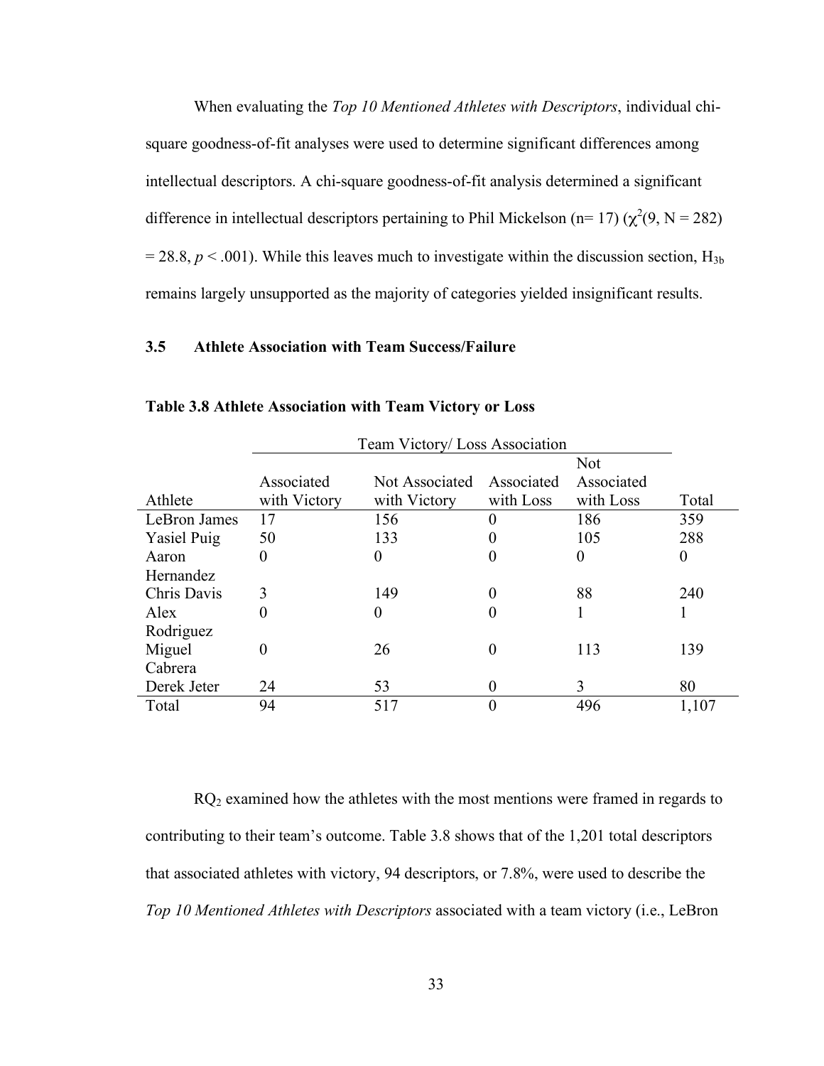When evaluating the *Top 10 Mentioned Athletes with Descriptors*, individual chi-square goodness-of-fit analyses were used to determine significant differences among intellectual descriptors. A chi-square goodness-of-fit analysis determined a significant difference in intellectual descriptors pertaining to Phil Mickelson (n= 17) ($\chi^2$(9, N = 282) = 28.8, $p$ < .001). While this leaves much to investigate within the discussion section, $H_{3b}$ remains largely unsupported as the majority of categories yielded insignificant results.

## 3.5 Athlete Association with Team Success/Failure

**Table 3.8 Athlete Association with Team Victory or Loss**

| | Team Victory/ Loss Association | | | | |
|---|---|---|---|---|---|
| Athlete | Associated with Victory | Not Associated with Victory | Associated with Loss | Not Associated with Loss | Total |
| LeBron James | 17 | 156 | 0 | 186 | 359 |
| Yasiel Puig | 50 | 133 | 0 | 105 | 288 |
| Aaron Hernandez | 0 | 0 | 0 | 0 | 0 |
| Chris Davis | 3 | 149 | 0 | 88 | 240 |
| Alex Rodriguez | 0 | 0 | 0 | 1 | 1 |
| Miguel Cabrera | 0 | 26 | 0 | 113 | 139 |
| Derek Jeter | 24 | 53 | 0 | 3 | 80 |
| Total | 94 | 517 | 0 | 496 | 1,107 |

$RQ_2$ examined how the athletes with the most mentions were framed in regards to contributing to their team's outcome. Table 3.8 shows that of the 1,201 total descriptors that associated athletes with victory, 94 descriptors, or 7.8%, were used to describe the *Top 10 Mentioned Athletes with Descriptors* associated with a team victory (i.e., LeBron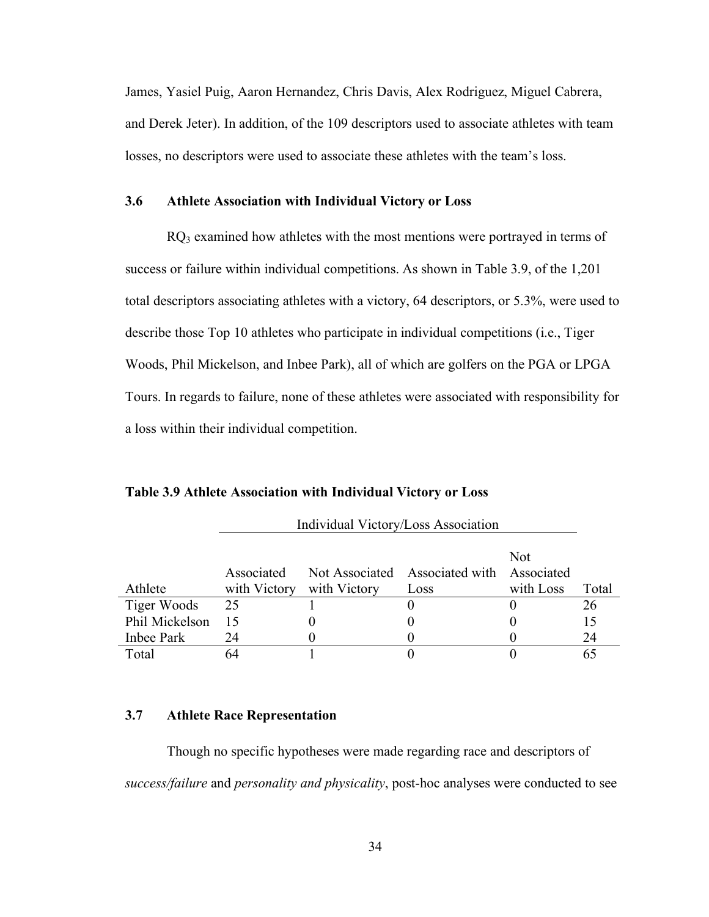James, Yasiel Puig, Aaron Hernandez, Chris Davis, Alex Rodriguez, Miguel Cabrera, and Derek Jeter). In addition, of the 109 descriptors used to associate athletes with team losses, no descriptors were used to associate these athletes with the team's loss.

### 3.6 Athlete Association with Individual Victory or Loss

$RQ_3$ examined how athletes with the most mentions were portrayed in terms of success or failure within individual competitions. As shown in Table 3.9, of the 1,201 total descriptors associating athletes with a victory, 64 descriptors, or 5.3%, were used to describe those Top 10 athletes who participate in individual competitions (i.e., Tiger Woods, Phil Mickelson, and Inbee Park), all of which are golfers on the PGA or LPGA Tours. In regards to failure, none of these athletes were associated with responsibility for a loss within their individual competition.

**Table 3.9 Athlete Association with Individual Victory or Loss**

| | Individual Victory/Loss Association | | | | |
|---|---|---|---|---|---|
| Athlete | Associated with Victory | Not Associated with Victory | Associated with Loss | Not Associated with Loss | Total |
| Tiger Woods | 25 | 1 | 0 | 0 | 26 |
| Phil Mickelson | 15 | 0 | 0 | 0 | 15 |
| Inbee Park | 24 | 0 | 0 | 0 | 24 |
| Total | 64 | 1 | 0 | 0 | 65 |

### 3.7 Athlete Race Representation

Though no specific hypotheses were made regarding race and descriptors of *success/failure* and *personality and physicality*, post-hoc analyses were conducted to see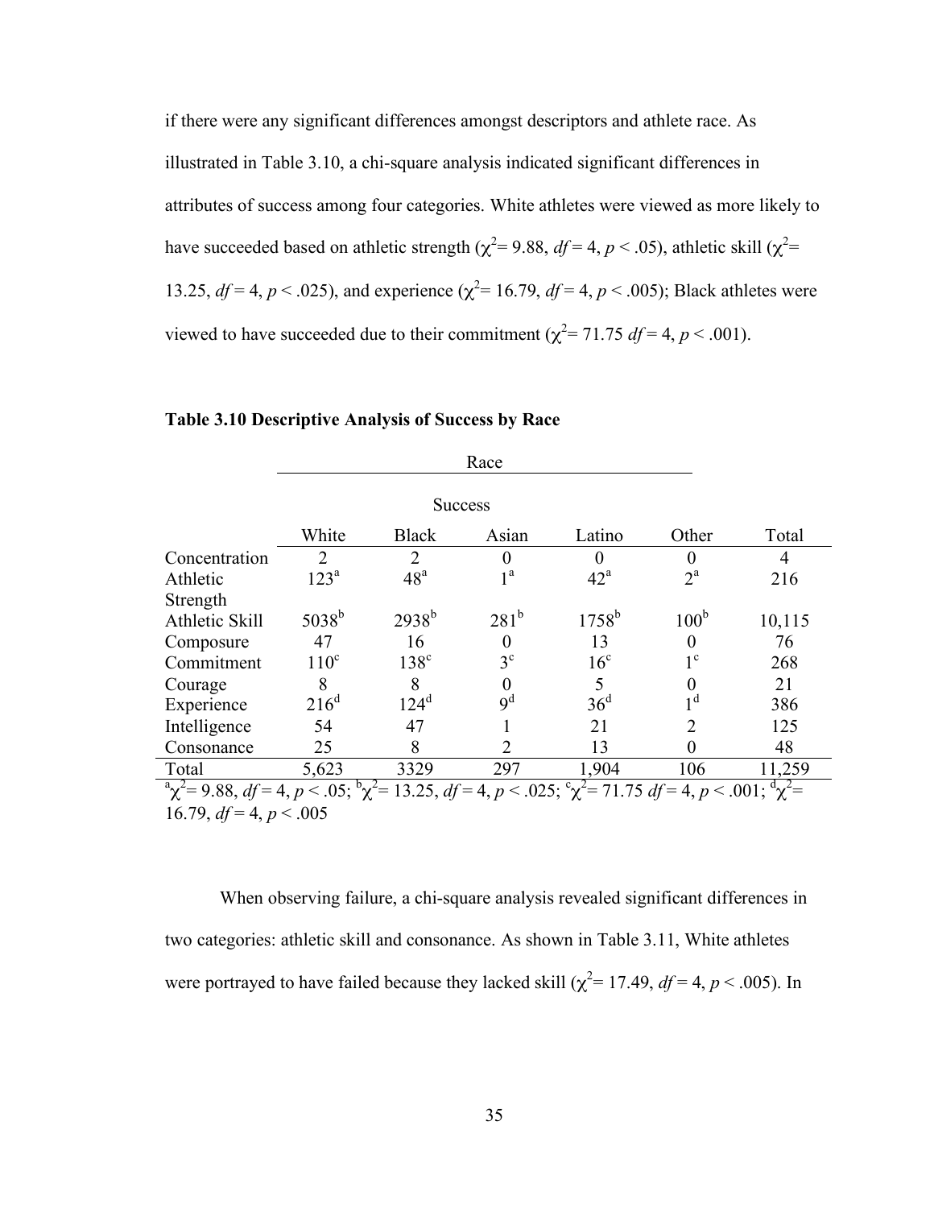if there were any significant differences amongst descriptors and athlete race. As illustrated in Table 3.10, a chi-square analysis indicated significant differences in attributes of success among four categories. White athletes were viewed as more likely to have succeeded based on athletic strength ($\chi^2 = 9.88$, $df = 4$, $p < .05$), athletic skill ($\chi^2 = 13.25$, $df = 4$, $p < .025$), and experience ($\chi^2 = 16.79$, $df = 4$, $p < .005$); Black athletes were viewed to have succeeded due to their commitment ($\chi^2 = 71.75$ $df = 4$, $p < .001$).

**Table 3.10 Descriptive Analysis of Success by Race**

| | Race | | | | | |
|---|---|---|---|---|---|---|
| | Success | | | | | |
| | White | Black | Asian | Latino | Other | Total |
| Concentration | 2 | 2 | 0 | 0 | 0 | 4 |
| Athletic Strength | 123[a] | 48[a] | 1[a] | 42[a] | 2[a] | 216 |
| Athletic Skill | 5038[b] | 2938[b] | 281[b] | 1758[b] | 100[b] | 10,115 |
| Composure | 47 | 16 | 0 | 13 | 0 | 76 |
| Commitment | 110[c] | 138[c] | 3[c] | 16[c] | 1[c] | 268 |
| Courage | 8 | 8 | 0 | 5 | 0 | 21 |
| Experience | 216[d] | 124[d] | 9[d] | 36[d] | 1[d] | 386 |
| Intelligence | 54 | 47 | 1 | 21 | 2 | 125 |
| Consonance | 25 | 8 | 2 | 13 | 0 | 48 |
| Total | 5,623 | 3329 | 297 | 1,904 | 106 | 11,259 |

[a]$\chi^2 = 9.88$, $df = 4$, $p < .05$; [b]$\chi^2 = 13.25$, $df = 4$, $p < .025$; [c]$\chi^2 = 71.75$ $df = 4$, $p < .001$; [d]$\chi^2 = 16.79$, $df = 4$, $p < .005$

When observing failure, a chi-square analysis revealed significant differences in two categories: athletic skill and consonance. As shown in Table 3.11, White athletes were portrayed to have failed because they lacked skill ($\chi^2 = 17.49$, $df = 4$, $p < .005$). In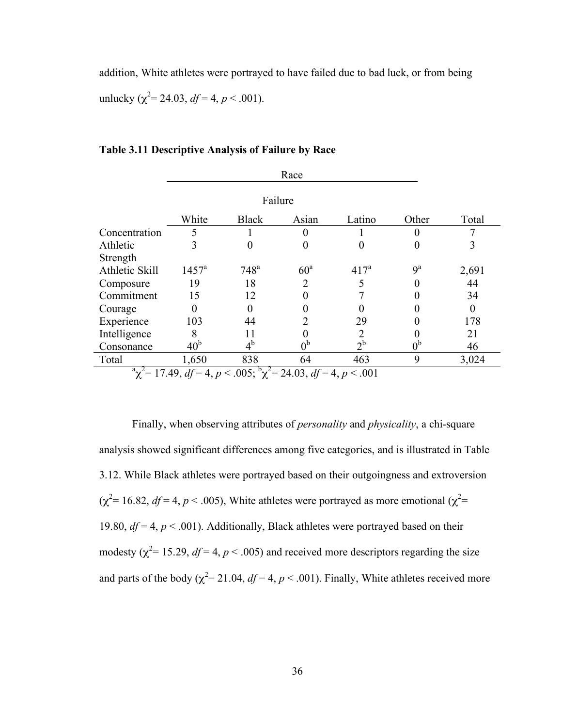addition, White athletes were portrayed to have failed due to bad luck, or from being unlucky ($\chi^2$= 24.03, $df$ = 4, $p$ < .001).

**Table 3.11 Descriptive Analysis of Failure by Race**

| | Race | | | | | |
|---|---|---|---|---|---|---|
| | Failure | | | | | |
| | White | Black | Asian | Latino | Other | Total |
| Concentration | 5 | 1 | 0 | 1 | 0 | 7 |
| Athletic Strength | 3 | 0 | 0 | 0 | 0 | 3 |
| Athletic Skill | 1457[a] | 748[a] | 60[a] | 417[a] | 9[a] | 2,691 |
| Composure | 19 | 18 | 2 | 5 | 0 | 44 |
| Commitment | 15 | 12 | 0 | 7 | 0 | 34 |
| Courage | 0 | 0 | 0 | 0 | 0 | 0 |
| Experience | 103 | 44 | 2 | 29 | 0 | 178 |
| Intelligence | 8 | 11 | 0 | 2 | 0 | 21 |
| Consonance | 40[b] | 4[b] | 0[b] | 2[b] | 0[b] | 46 |
| Total | 1,650 | 838 | 64 | 463 | 9 | 3,024 |

[a]$\chi^2$= 17.49, $df$ = 4, $p$ < .005; [b]$\chi^2$= 24.03, $df$ = 4, $p$ < .001

Finally, when observing attributes of *personality* and *physicality*, a chi-square analysis showed significant differences among five categories, and is illustrated in Table 3.12. While Black athletes were portrayed based on their outgoingness and extroversion ($\chi^2$= 16.82, $df$ = 4, $p$ < .005), White athletes were portrayed as more emotional ($\chi^2$= 19.80, $df$ = 4, $p$ < .001). Additionally, Black athletes were portrayed based on their modesty ($\chi^2$= 15.29, $df$ = 4, $p$ < .005) and received more descriptors regarding the size and parts of the body ($\chi^2$= 21.04, $df$ = 4, $p$ < .001). Finally, White athletes received more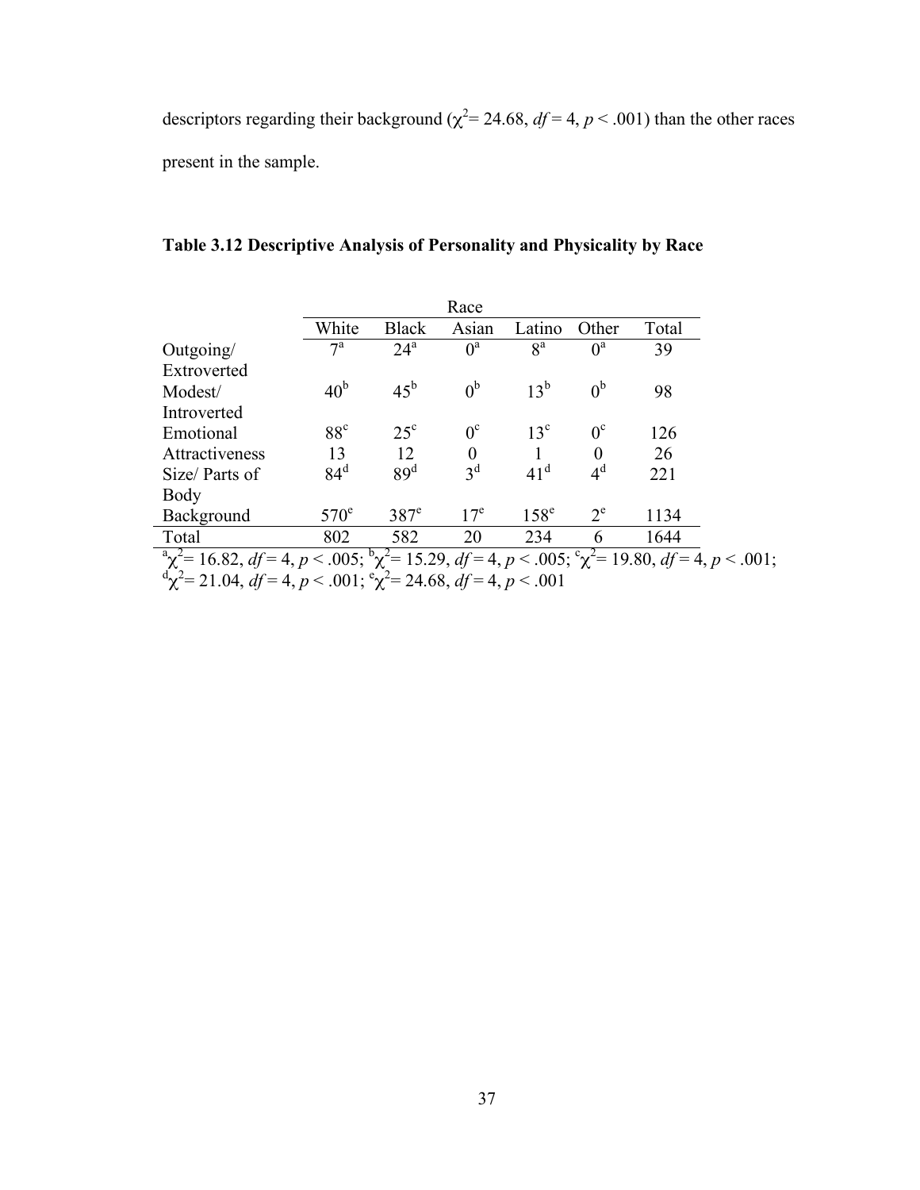descriptors regarding their background ($\chi^2$= 24.68, $df$ = 4, $p$ < .001) than the other races present in the sample.

**Table 3.12 Descriptive Analysis of Personality and Physicality by Race**

| | Race | | | | | |
|---|---|---|---|---|---|---|
| | White | Black | Asian | Latino | Other | Total |
| Outgoing/ Extroverted | 7[a] | 24[a] | 0[a] | 8[a] | 0[a] | 39 |
| Modest/ Introverted | 40[b] | 45[b] | 0[b] | 13[b] | 0[b] | 98 |
| Emotional | 88[c] | 25[c] | 0[c] | 13[c] | 0[c] | 126 |
| Attractiveness | 13 | 12 | 0 | 1 | 0 | 26 |
| Size/ Parts of Body | 84[d] | 89[d] | 3[d] | 41[d] | 4[d] | 221 |
| Background | 570[e] | 387[e] | 17[e] | 158[e] | 2[e] | 1134 |
| Total | 802 | 582 | 20 | 234 | 6 | 1644 |

[a]$\chi^2$= 16.82, $df$ = 4, $p$ < .005; [b]$\chi^2$= 15.29, $df$ = 4, $p$ < .005; [c]$\chi^2$= 19.80, $df$ = 4, $p$ < .001; [d]$\chi^2$= 21.04, $df$ = 4, $p$ < .001; [e]$\chi^2$= 24.68, $df$ = 4, $p$ < .001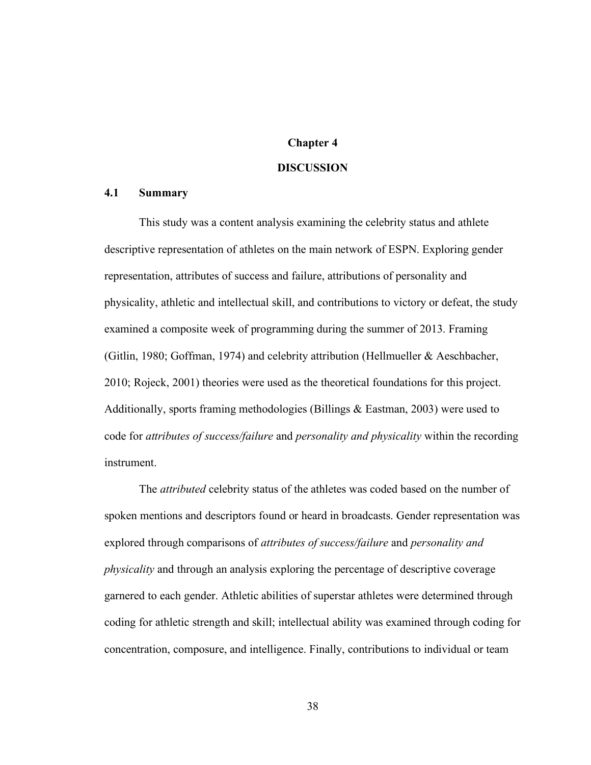# Chapter 4

# DISCUSSION

## 4.1 Summary

This study was a content analysis examining the celebrity status and athlete descriptive representation of athletes on the main network of ESPN. Exploring gender representation, attributes of success and failure, attributions of personality and physicality, athletic and intellectual skill, and contributions to victory or defeat, the study examined a composite week of programming during the summer of 2013. Framing (Gitlin, 1980; Goffman, 1974) and celebrity attribution (Hellmueller & Aeschbacher, 2010; Rojeck, 2001) theories were used as the theoretical foundations for this project. Additionally, sports framing methodologies (Billings & Eastman, 2003) were used to code for *attributes of success/failure* and *personality and physicality* within the recording instrument.

The *attributed* celebrity status of the athletes was coded based on the number of spoken mentions and descriptors found or heard in broadcasts. Gender representation was explored through comparisons of *attributes of success/failure* and *personality and physicality* and through an analysis exploring the percentage of descriptive coverage garnered to each gender. Athletic abilities of superstar athletes were determined through coding for athletic strength and skill; intellectual ability was examined through coding for concentration, composure, and intelligence. Finally, contributions to individual or team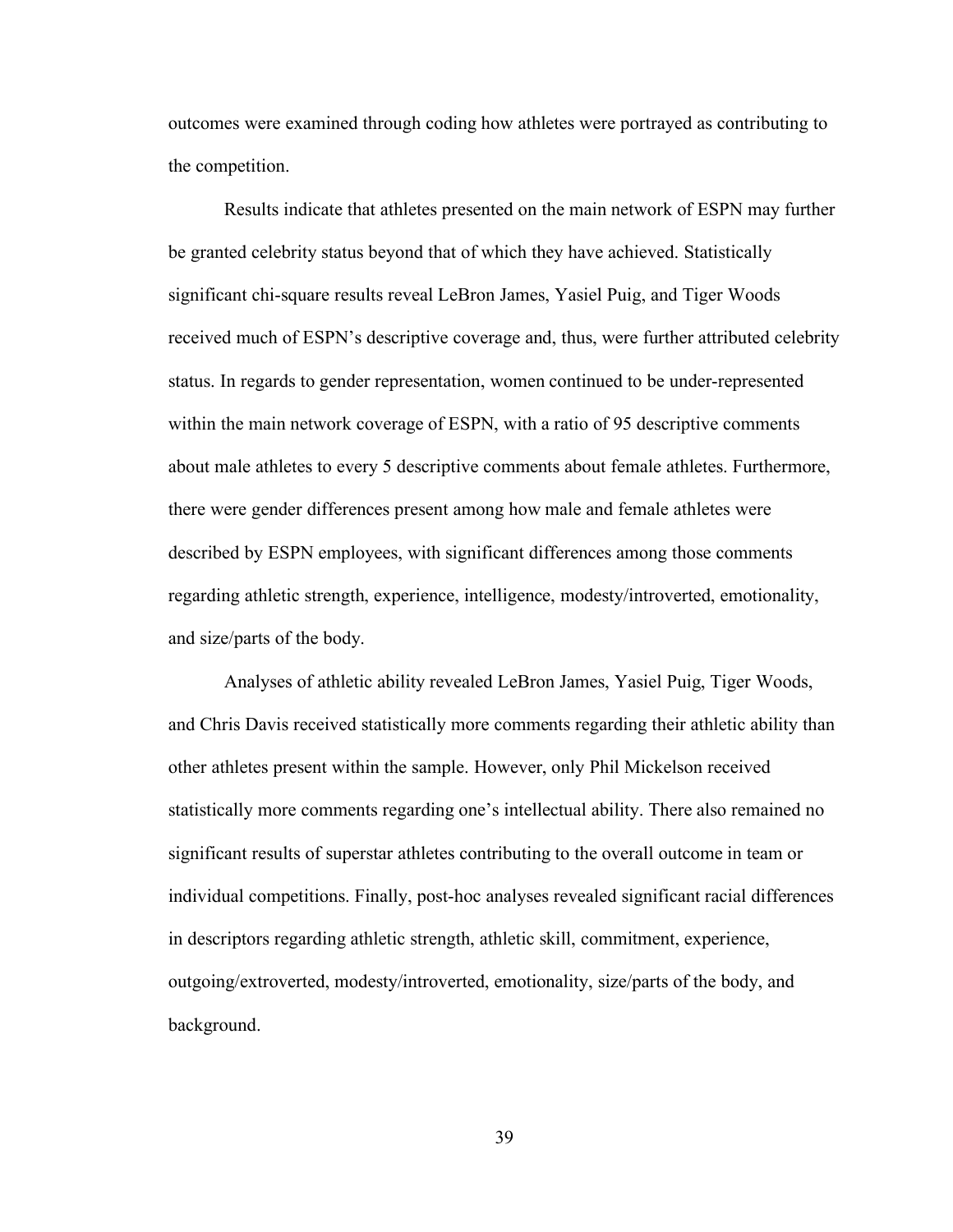outcomes were examined through coding how athletes were portrayed as contributing to the competition.

Results indicate that athletes presented on the main network of ESPN may further be granted celebrity status beyond that of which they have achieved. Statistically significant chi-square results reveal LeBron James, Yasiel Puig, and Tiger Woods received much of ESPN's descriptive coverage and, thus, were further attributed celebrity status. In regards to gender representation, women continued to be under-represented within the main network coverage of ESPN, with a ratio of 95 descriptive comments about male athletes to every 5 descriptive comments about female athletes. Furthermore, there were gender differences present among how male and female athletes were described by ESPN employees, with significant differences among those comments regarding athletic strength, experience, intelligence, modesty/introverted, emotionality, and size/parts of the body.

Analyses of athletic ability revealed LeBron James, Yasiel Puig, Tiger Woods, and Chris Davis received statistically more comments regarding their athletic ability than other athletes present within the sample. However, only Phil Mickelson received statistically more comments regarding one's intellectual ability. There also remained no significant results of superstar athletes contributing to the overall outcome in team or individual competitions. Finally, post-hoc analyses revealed significant racial differences in descriptors regarding athletic strength, athletic skill, commitment, experience, outgoing/extroverted, modesty/introverted, emotionality, size/parts of the body, and background.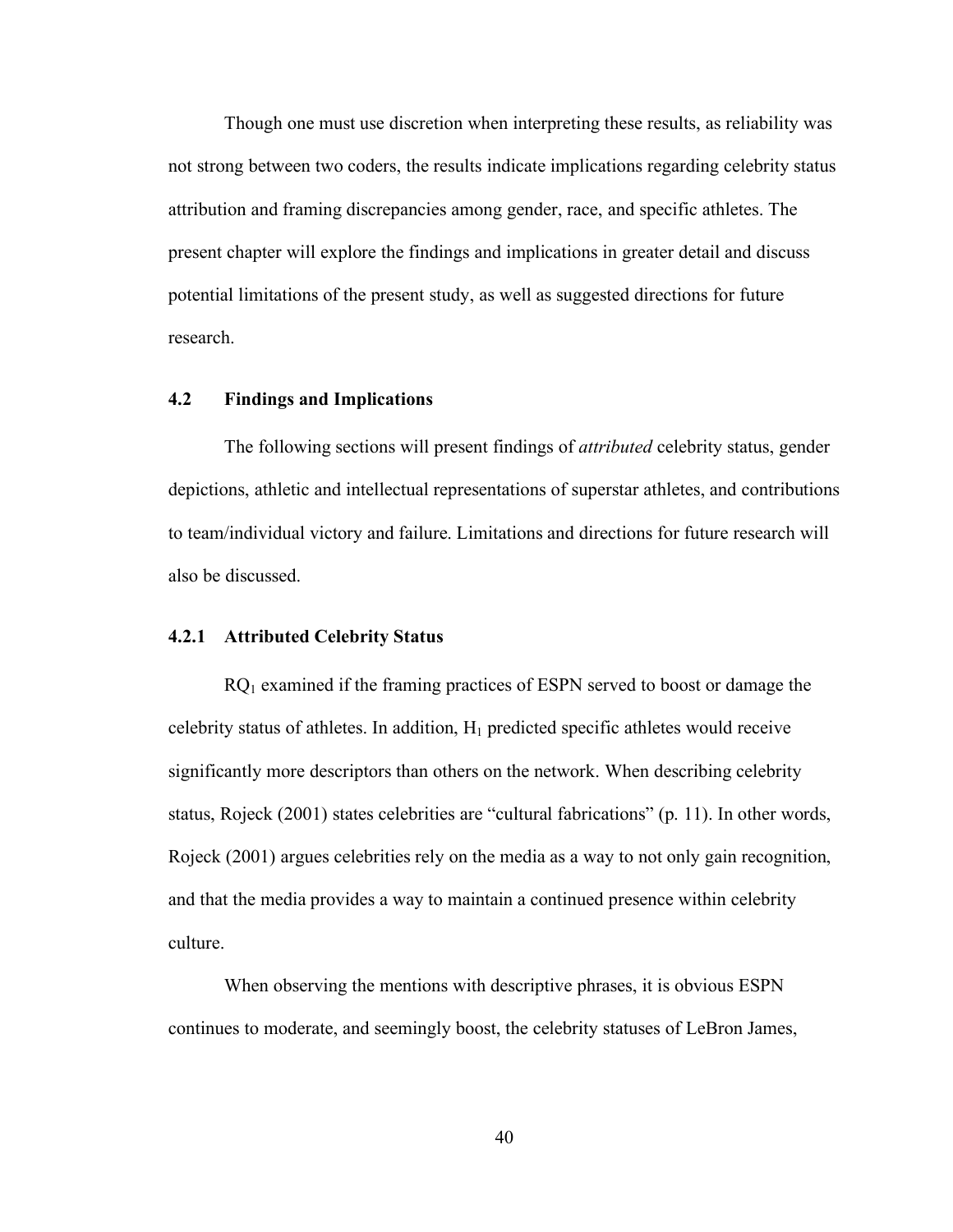Though one must use discretion when interpreting these results, as reliability was not strong between two coders, the results indicate implications regarding celebrity status attribution and framing discrepancies among gender, race, and specific athletes. The present chapter will explore the findings and implications in greater detail and discuss potential limitations of the present study, as well as suggested directions for future research.

## 4.2 Findings and Implications

The following sections will present findings of *attributed* celebrity status, gender depictions, athletic and intellectual representations of superstar athletes, and contributions to team/individual victory and failure. Limitations and directions for future research will also be discussed.

### 4.2.1 Attributed Celebrity Status

$RQ_1$ examined if the framing practices of ESPN served to boost or damage the celebrity status of athletes. In addition, $H_1$ predicted specific athletes would receive significantly more descriptors than others on the network. When describing celebrity status, Rojeck (2001) states celebrities are "cultural fabrications" (p. 11). In other words, Rojeck (2001) argues celebrities rely on the media as a way to not only gain recognition, and that the media provides a way to maintain a continued presence within celebrity culture.

When observing the mentions with descriptive phrases, it is obvious ESPN continues to moderate, and seemingly boost, the celebrity statuses of LeBron James,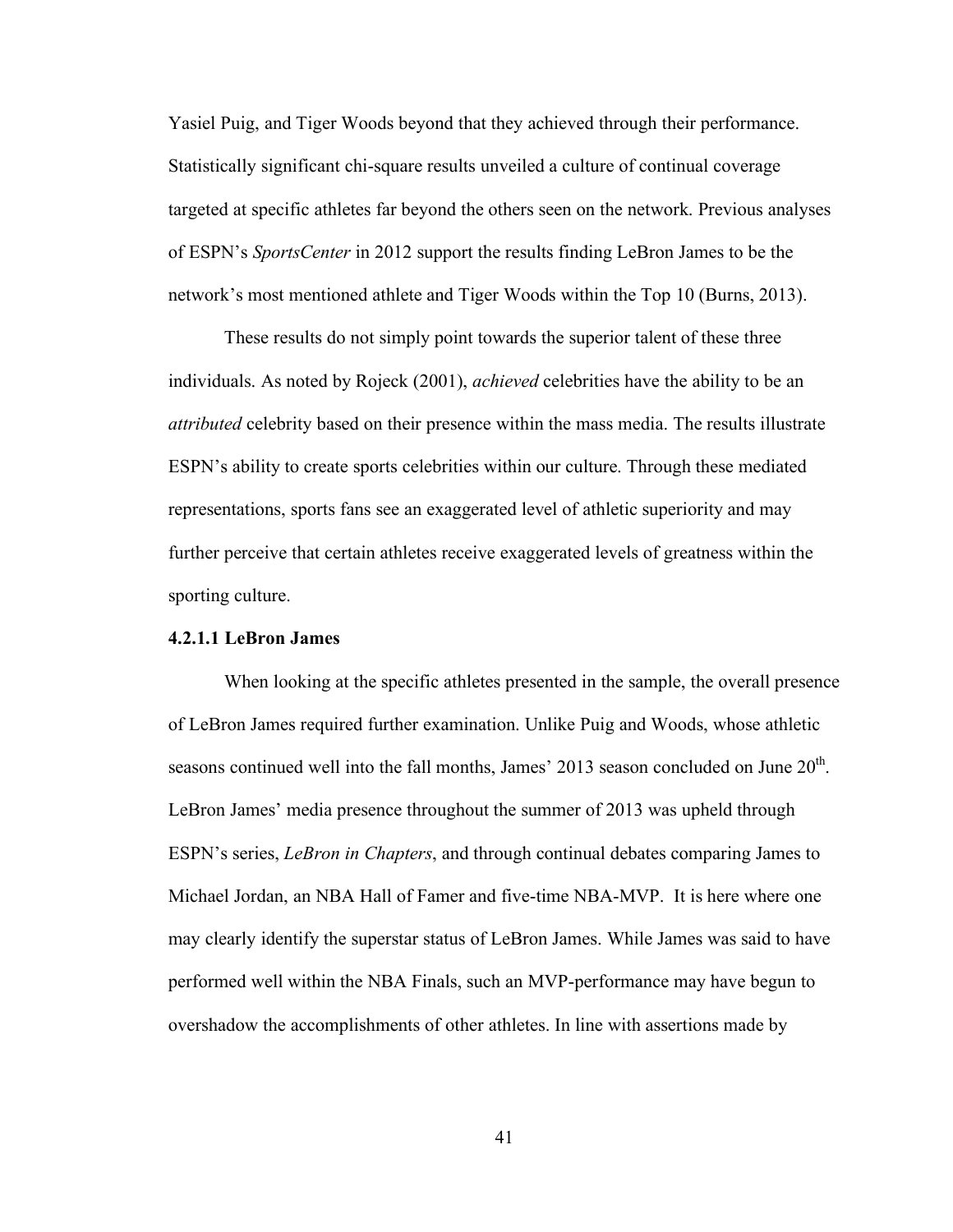Yasiel Puig, and Tiger Woods beyond that they achieved through their performance. Statistically significant chi-square results unveiled a culture of continual coverage targeted at specific athletes far beyond the others seen on the network. Previous analyses of ESPN's *SportsCenter* in 2012 support the results finding LeBron James to be the network's most mentioned athlete and Tiger Woods within the Top 10 (Burns, 2013).

These results do not simply point towards the superior talent of these three individuals. As noted by Rojeck (2001), *achieved* celebrities have the ability to be an *attributed* celebrity based on their presence within the mass media. The results illustrate ESPN's ability to create sports celebrities within our culture. Through these mediated representations, sports fans see an exaggerated level of athletic superiority and may further perceive that certain athletes receive exaggerated levels of greatness within the sporting culture.

#### 4.2.1.1 LeBron James

When looking at the specific athletes presented in the sample, the overall presence of LeBron James required further examination. Unlike Puig and Woods, whose athletic seasons continued well into the fall months, James' 2013 season concluded on June 20th. LeBron James' media presence throughout the summer of 2013 was upheld through ESPN's series, *LeBron in Chapters*, and through continual debates comparing James to Michael Jordan, an NBA Hall of Famer and five-time NBA-MVP. It is here where one may clearly identify the superstar status of LeBron James. While James was said to have performed well within the NBA Finals, such an MVP-performance may have begun to overshadow the accomplishments of other athletes. In line with assertions made by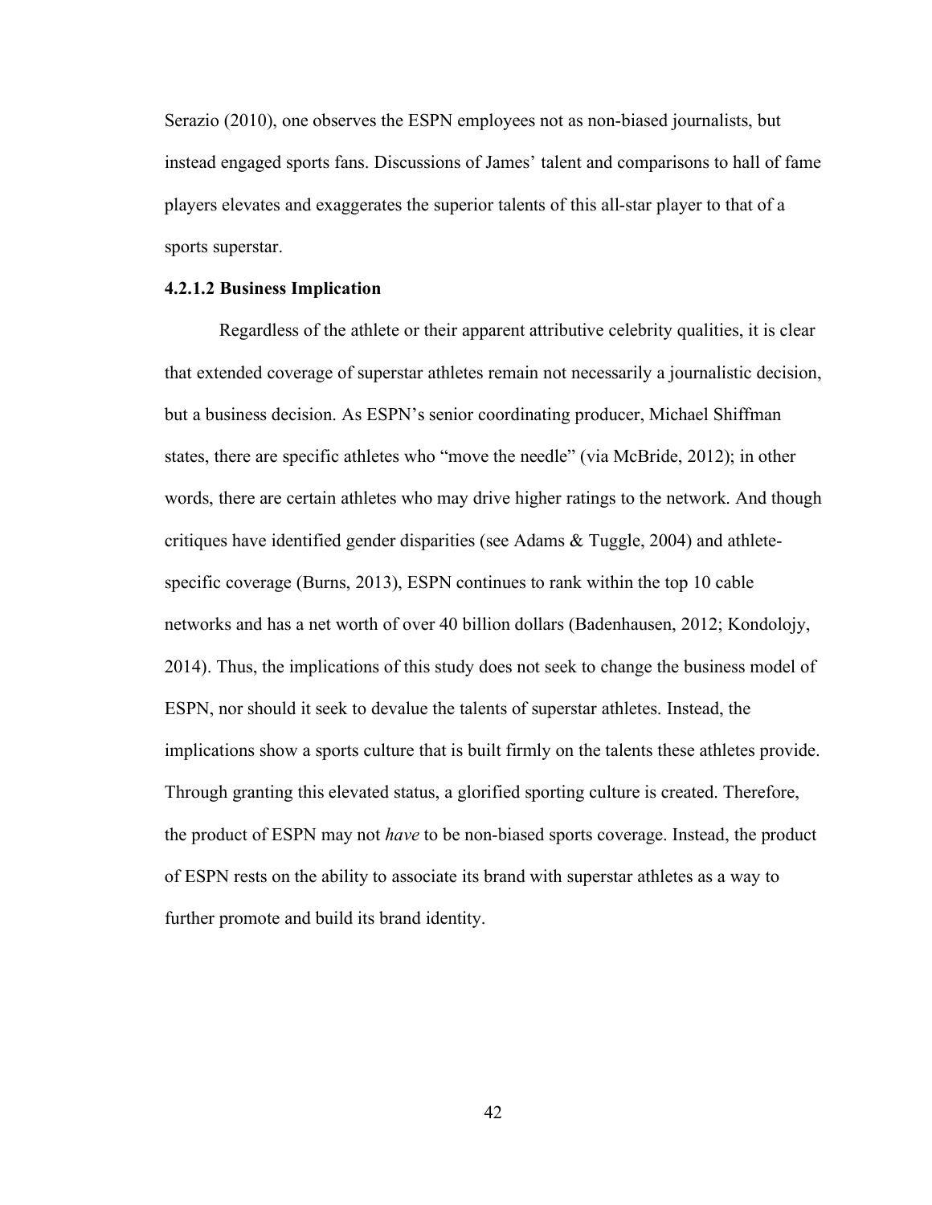Serazio (2010), one observes the ESPN employees not as non-biased journalists, but instead engaged sports fans. Discussions of James' talent and comparisons to hall of fame players elevates and exaggerates the superior talents of this all-star player to that of a sports superstar.

#### 4.2.1.2 Business Implication

Regardless of the athlete or their apparent attributive celebrity qualities, it is clear that extended coverage of superstar athletes remain not necessarily a journalistic decision, but a business decision. As ESPN's senior coordinating producer, Michael Shiffman states, there are specific athletes who "move the needle" (via McBride, 2012); in other words, there are certain athletes who may drive higher ratings to the network. And though critiques have identified gender disparities (see Adams & Tuggle, 2004) and athlete-specific coverage (Burns, 2013), ESPN continues to rank within the top 10 cable networks and has a net worth of over 40 billion dollars (Badenhausen, 2012; Kondolojy, 2014). Thus, the implications of this study does not seek to change the business model of ESPN, nor should it seek to devalue the talents of superstar athletes. Instead, the implications show a sports culture that is built firmly on the talents these athletes provide. Through granting this elevated status, a glorified sporting culture is created. Therefore, the product of ESPN may not *have* to be non-biased sports coverage. Instead, the product of ESPN rests on the ability to associate its brand with superstar athletes as a way to further promote and build its brand identity.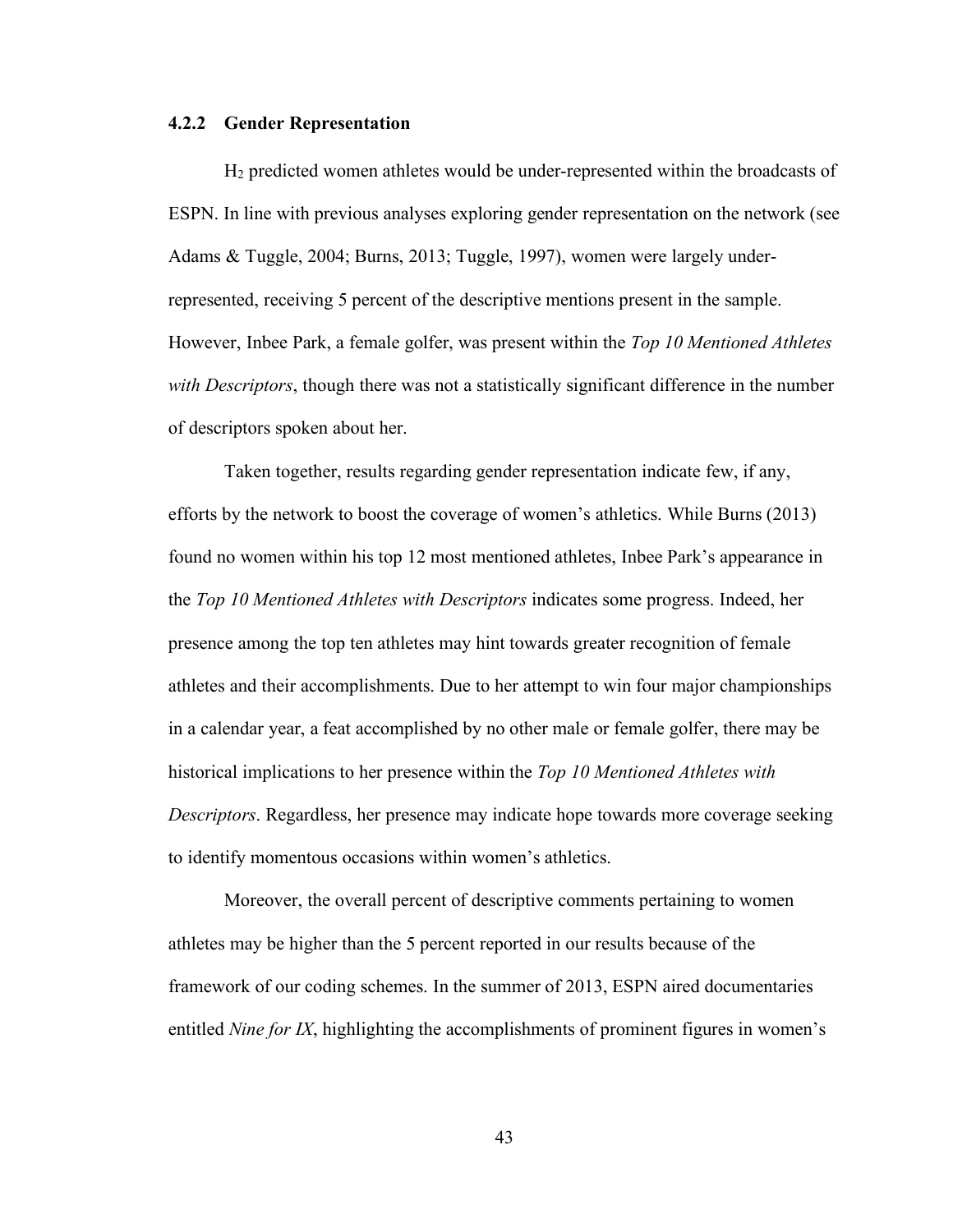### 4.2.2 Gender Representation

$H_2$ predicted women athletes would be under-represented within the broadcasts of ESPN. In line with previous analyses exploring gender representation on the network (see Adams & Tuggle, 2004; Burns, 2013; Tuggle, 1997), women were largely under-represented, receiving 5 percent of the descriptive mentions present in the sample. However, Inbee Park, a female golfer, was present within the *Top 10 Mentioned Athletes with Descriptors*, though there was not a statistically significant difference in the number of descriptors spoken about her.

Taken together, results regarding gender representation indicate few, if any, efforts by the network to boost the coverage of women's athletics. While Burns (2013) found no women within his top 12 most mentioned athletes, Inbee Park's appearance in the *Top 10 Mentioned Athletes with Descriptors* indicates some progress. Indeed, her presence among the top ten athletes may hint towards greater recognition of female athletes and their accomplishments. Due to her attempt to win four major championships in a calendar year, a feat accomplished by no other male or female golfer, there may be historical implications to her presence within the *Top 10 Mentioned Athletes with Descriptors*. Regardless, her presence may indicate hope towards more coverage seeking to identify momentous occasions within women's athletics.

Moreover, the overall percent of descriptive comments pertaining to women athletes may be higher than the 5 percent reported in our results because of the framework of our coding schemes. In the summer of 2013, ESPN aired documentaries entitled *Nine for IX*, highlighting the accomplishments of prominent figures in women's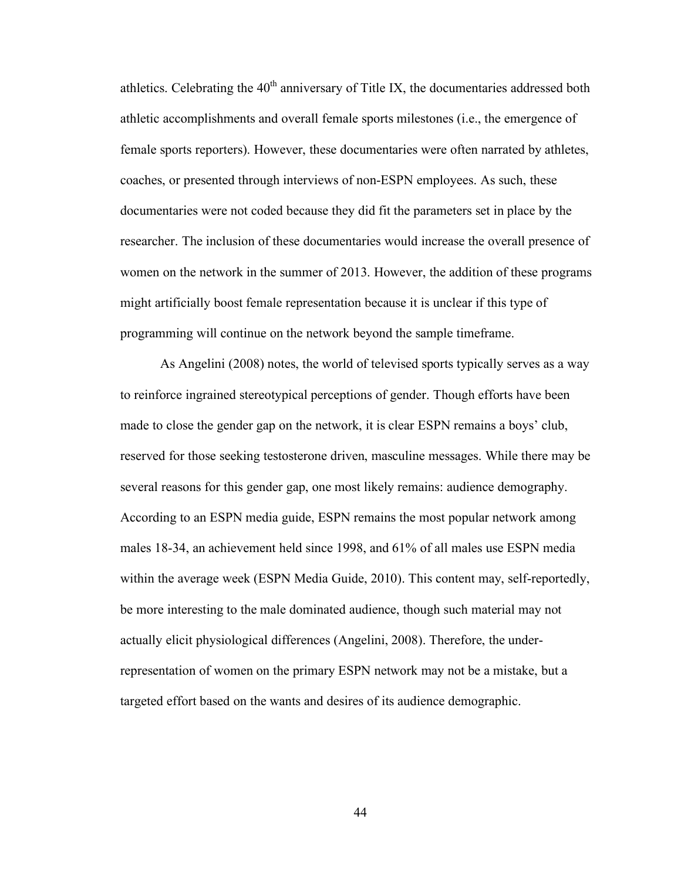athletics. Celebrating the 40th anniversary of Title IX, the documentaries addressed both athletic accomplishments and overall female sports milestones (i.e., the emergence of female sports reporters). However, these documentaries were often narrated by athletes, coaches, or presented through interviews of non-ESPN employees. As such, these documentaries were not coded because they did fit the parameters set in place by the researcher. The inclusion of these documentaries would increase the overall presence of women on the network in the summer of 2013. However, the addition of these programs might artificially boost female representation because it is unclear if this type of programming will continue on the network beyond the sample timeframe.

As Angelini (2008) notes, the world of televised sports typically serves as a way to reinforce ingrained stereotypical perceptions of gender. Though efforts have been made to close the gender gap on the network, it is clear ESPN remains a boys' club, reserved for those seeking testosterone driven, masculine messages. While there may be several reasons for this gender gap, one most likely remains: audience demography. According to an ESPN media guide, ESPN remains the most popular network among males 18-34, an achievement held since 1998, and 61% of all males use ESPN media within the average week (ESPN Media Guide, 2010). This content may, self-reportedly, be more interesting to the male dominated audience, though such material may not actually elicit physiological differences (Angelini, 2008). Therefore, the under-representation of women on the primary ESPN network may not be a mistake, but a targeted effort based on the wants and desires of its audience demographic.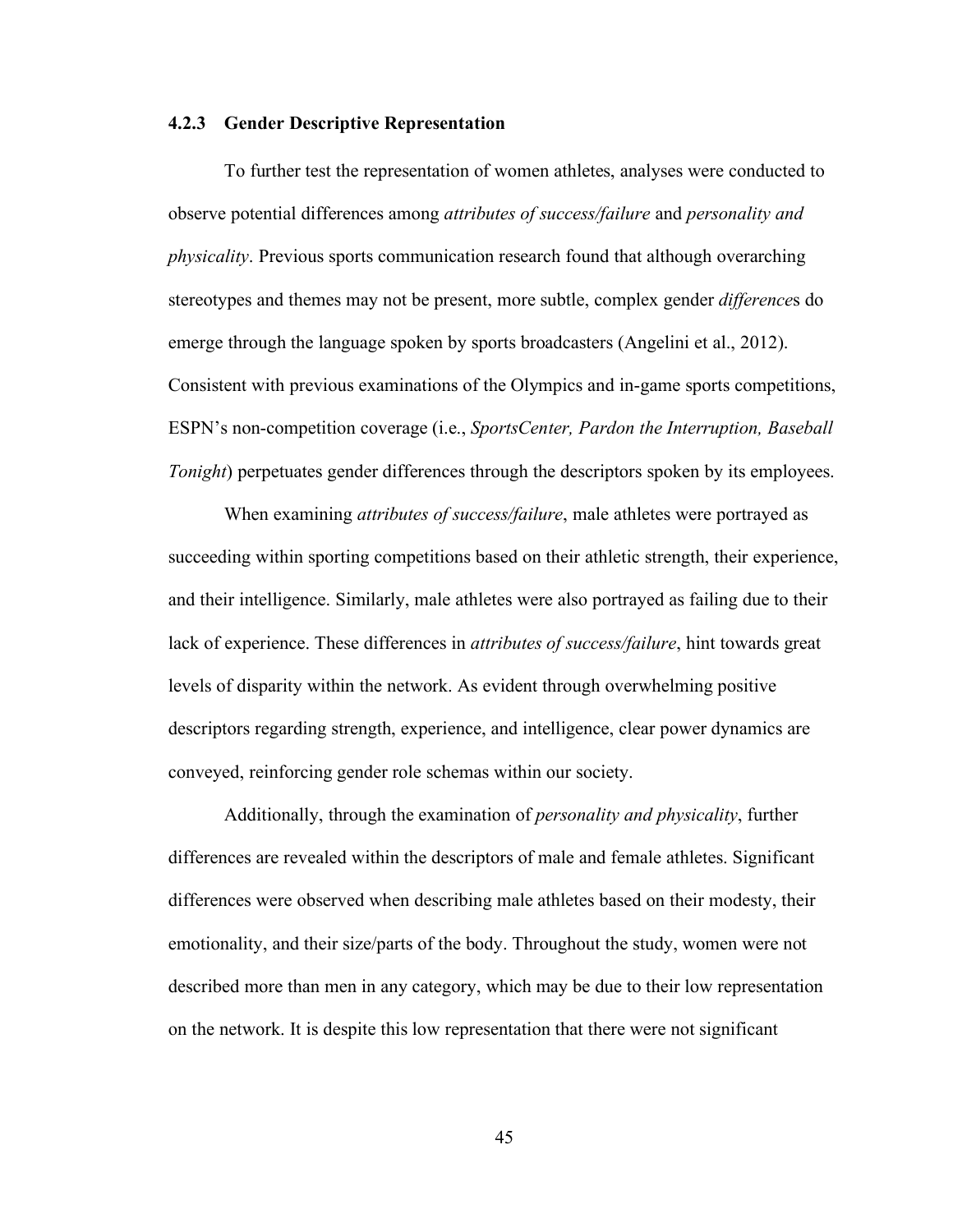### 4.2.3 Gender Descriptive Representation

To further test the representation of women athletes, analyses were conducted to observe potential differences among *attributes of success/failure* and *personality and physicality*. Previous sports communication research found that although overarching stereotypes and themes may not be present, more subtle, complex gender *difference*s do emerge through the language spoken by sports broadcasters (Angelini et al., 2012). Consistent with previous examinations of the Olympics and in-game sports competitions, ESPN's non-competition coverage (i.e., *SportsCenter, Pardon the Interruption, Baseball Tonight*) perpetuates gender differences through the descriptors spoken by its employees.

When examining *attributes of success/failure*, male athletes were portrayed as succeeding within sporting competitions based on their athletic strength, their experience, and their intelligence. Similarly, male athletes were also portrayed as failing due to their lack of experience. These differences in *attributes of success/failure*, hint towards great levels of disparity within the network. As evident through overwhelming positive descriptors regarding strength, experience, and intelligence, clear power dynamics are conveyed, reinforcing gender role schemas within our society.

Additionally, through the examination of *personality and physicality*, further differences are revealed within the descriptors of male and female athletes. Significant differences were observed when describing male athletes based on their modesty, their emotionality, and their size/parts of the body. Throughout the study, women were not described more than men in any category, which may be due to their low representation on the network. It is despite this low representation that there were not significant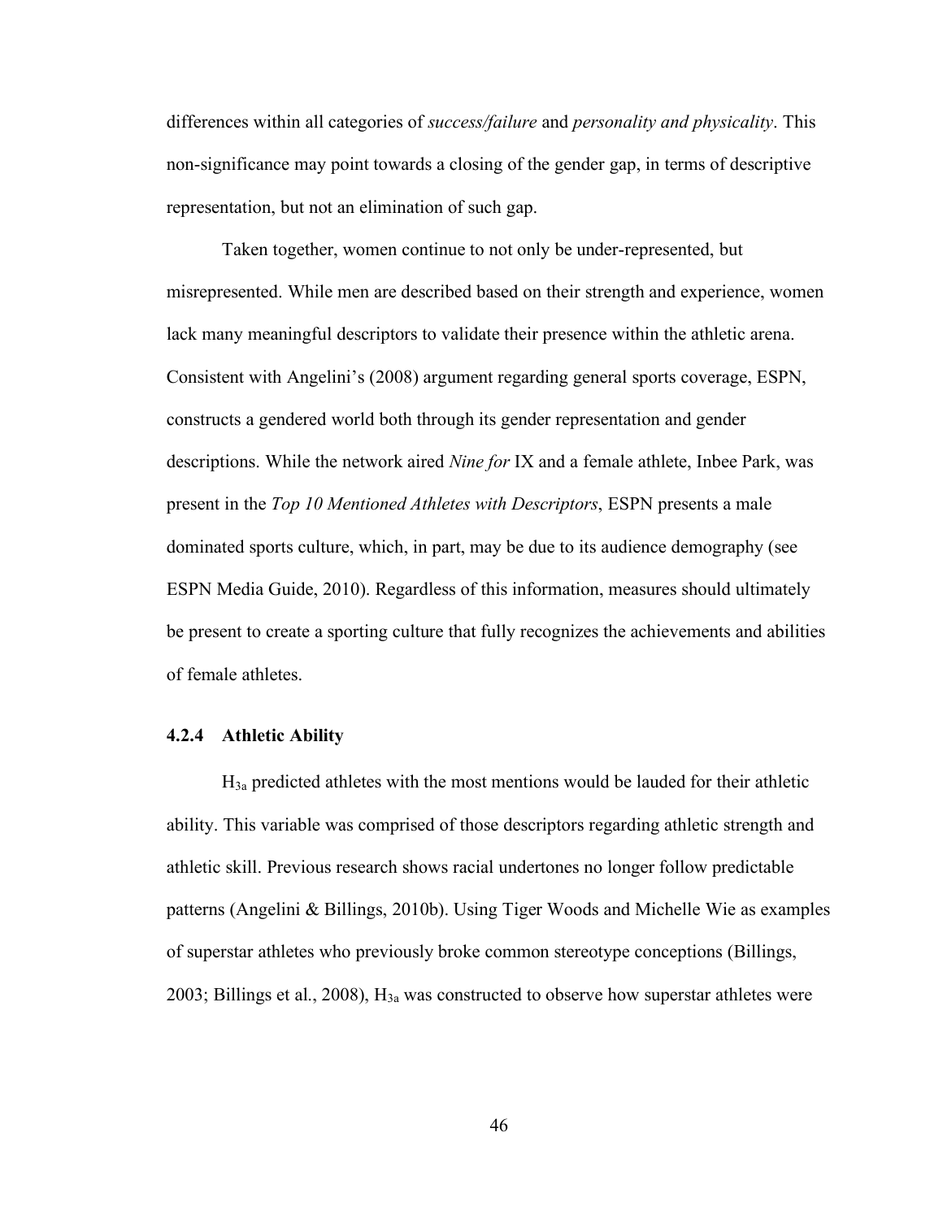differences within all categories of *success/failure* and *personality and physicality*. This non-significance may point towards a closing of the gender gap, in terms of descriptive representation, but not an elimination of such gap.

Taken together, women continue to not only be under-represented, but misrepresented. While men are described based on their strength and experience, women lack many meaningful descriptors to validate their presence within the athletic arena. Consistent with Angelini's (2008) argument regarding general sports coverage, ESPN, constructs a gendered world both through its gender representation and gender descriptions. While the network aired *Nine for* IX and a female athlete, Inbee Park, was present in the *Top 10 Mentioned Athletes with Descriptors*, ESPN presents a male dominated sports culture, which, in part, may be due to its audience demography (see ESPN Media Guide, 2010). Regardless of this information, measures should ultimately be present to create a sporting culture that fully recognizes the achievements and abilities of female athletes.

### 4.2.4 Athletic Ability

$H_{3a}$ predicted athletes with the most mentions would be lauded for their athletic ability. This variable was comprised of those descriptors regarding athletic strength and athletic skill. Previous research shows racial undertones no longer follow predictable patterns (Angelini & Billings, 2010b). Using Tiger Woods and Michelle Wie as examples of superstar athletes who previously broke common stereotype conceptions (Billings, 2003; Billings et al., 2008), $H_{3a}$ was constructed to observe how superstar athletes were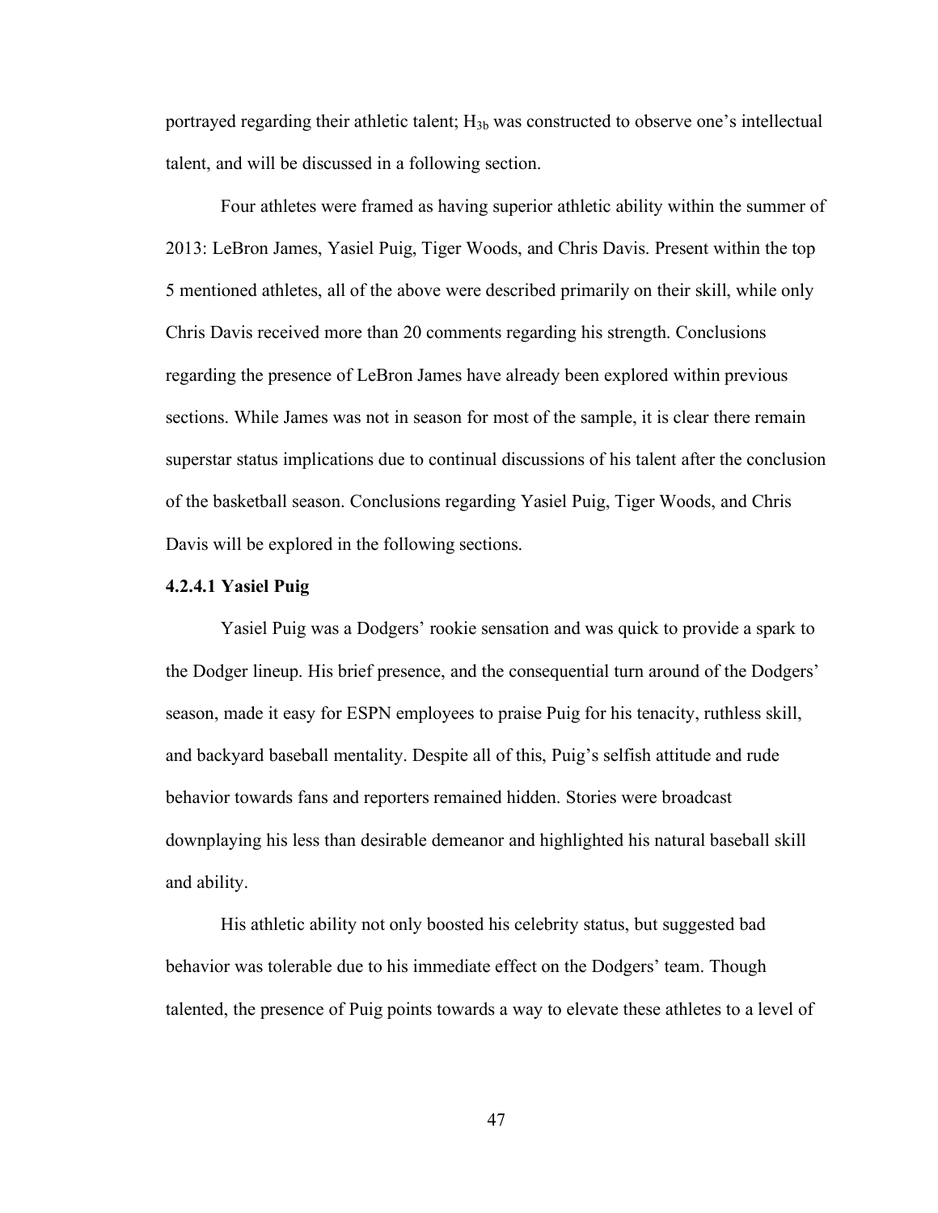portrayed regarding their athletic talent; $H_{3b}$ was constructed to observe one's intellectual talent, and will be discussed in a following section.

Four athletes were framed as having superior athletic ability within the summer of 2013: LeBron James, Yasiel Puig, Tiger Woods, and Chris Davis. Present within the top 5 mentioned athletes, all of the above were described primarily on their skill, while only Chris Davis received more than 20 comments regarding his strength. Conclusions regarding the presence of LeBron James have already been explored within previous sections. While James was not in season for most of the sample, it is clear there remain superstar status implications due to continual discussions of his talent after the conclusion of the basketball season. Conclusions regarding Yasiel Puig, Tiger Woods, and Chris Davis will be explored in the following sections.

#### 4.2.4.1 Yasiel Puig

Yasiel Puig was a Dodgers' rookie sensation and was quick to provide a spark to the Dodger lineup. His brief presence, and the consequential turn around of the Dodgers' season, made it easy for ESPN employees to praise Puig for his tenacity, ruthless skill, and backyard baseball mentality. Despite all of this, Puig's selfish attitude and rude behavior towards fans and reporters remained hidden. Stories were broadcast downplaying his less than desirable demeanor and highlighted his natural baseball skill and ability.

His athletic ability not only boosted his celebrity status, but suggested bad behavior was tolerable due to his immediate effect on the Dodgers' team. Though talented, the presence of Puig points towards a way to elevate these athletes to a level of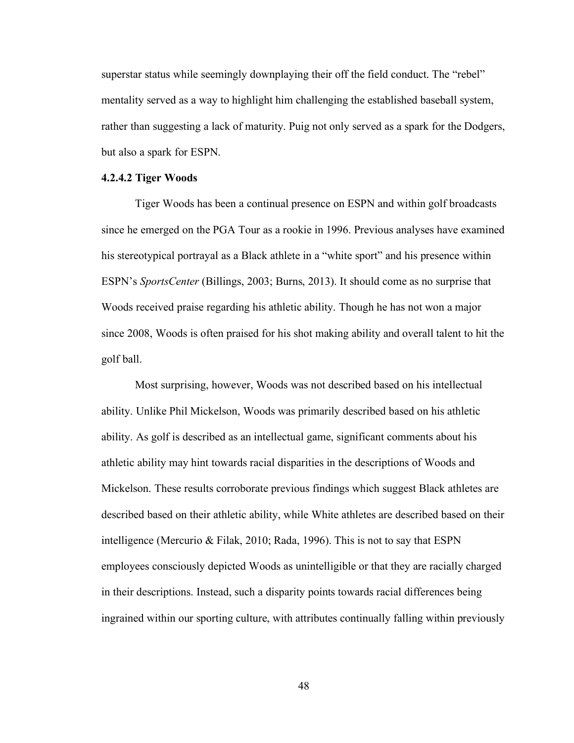superstar status while seemingly downplaying their off the field conduct. The "rebel" mentality served as a way to highlight him challenging the established baseball system, rather than suggesting a lack of maturity. Puig not only served as a spark for the Dodgers, but also a spark for ESPN.

#### 4.2.4.2 Tiger Woods

Tiger Woods has been a continual presence on ESPN and within golf broadcasts since he emerged on the PGA Tour as a rookie in 1996. Previous analyses have examined his stereotypical portrayal as a Black athlete in a "white sport" and his presence within ESPN's *SportsCenter* (Billings, 2003; Burns, 2013). It should come as no surprise that Woods received praise regarding his athletic ability. Though he has not won a major since 2008, Woods is often praised for his shot making ability and overall talent to hit the golf ball.

Most surprising, however, Woods was not described based on his intellectual ability. Unlike Phil Mickelson, Woods was primarily described based on his athletic ability. As golf is described as an intellectual game, significant comments about his athletic ability may hint towards racial disparities in the descriptions of Woods and Mickelson. These results corroborate previous findings which suggest Black athletes are described based on their athletic ability, while White athletes are described based on their intelligence (Mercurio & Filak, 2010; Rada, 1996). This is not to say that ESPN employees consciously depicted Woods as unintelligible or that they are racially charged in their descriptions. Instead, such a disparity points towards racial differences being ingrained within our sporting culture, with attributes continually falling within previously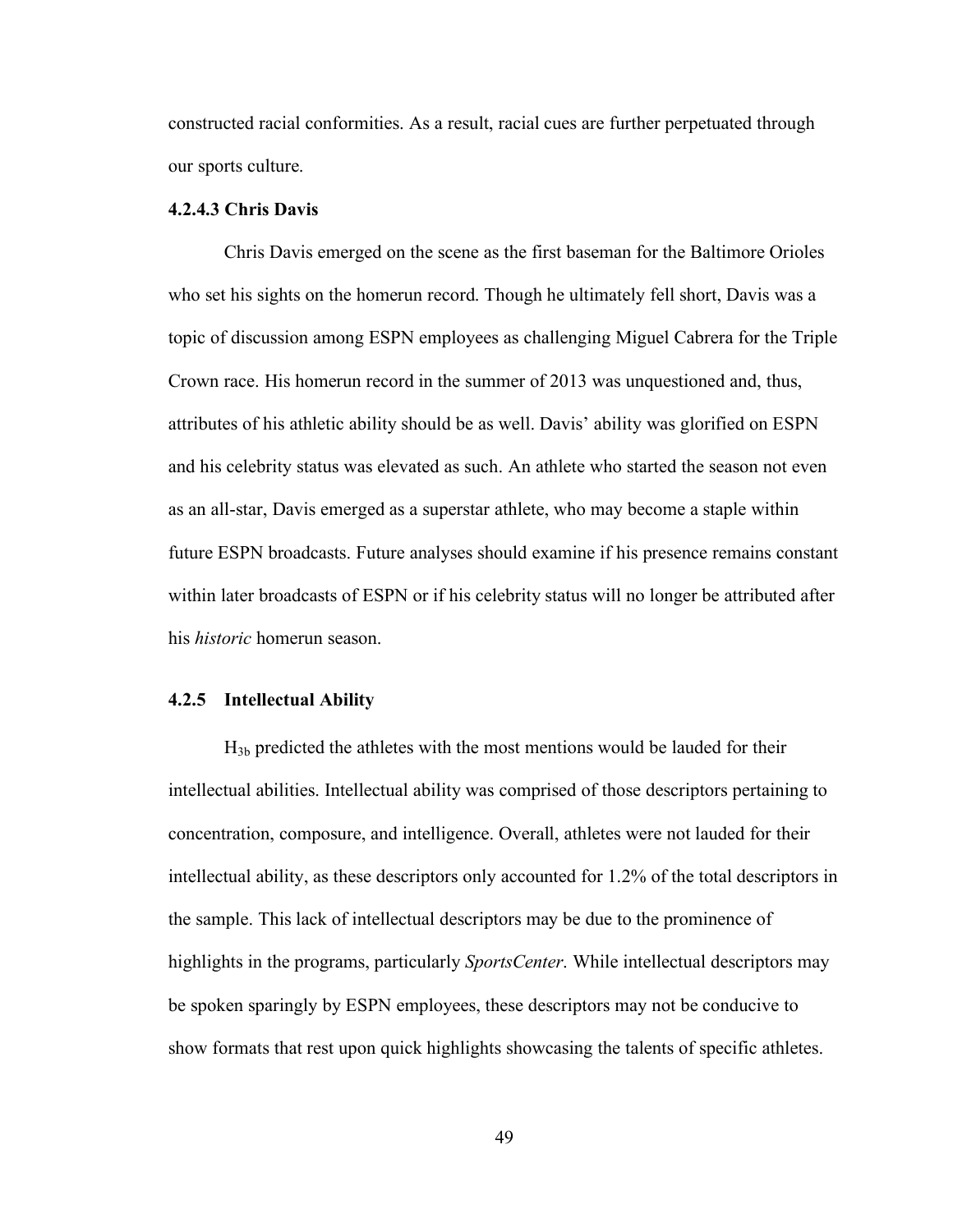constructed racial conformities. As a result, racial cues are further perpetuated through our sports culture.

#### 4.2.4.3 Chris Davis

Chris Davis emerged on the scene as the first baseman for the Baltimore Orioles who set his sights on the homerun record. Though he ultimately fell short, Davis was a topic of discussion among ESPN employees as challenging Miguel Cabrera for the Triple Crown race. His homerun record in the summer of 2013 was unquestioned and, thus, attributes of his athletic ability should be as well. Davis' ability was glorified on ESPN and his celebrity status was elevated as such. An athlete who started the season not even as an all-star, Davis emerged as a superstar athlete, who may become a staple within future ESPN broadcasts. Future analyses should examine if his presence remains constant within later broadcasts of ESPN or if his celebrity status will no longer be attributed after his *historic* homerun season.

### 4.2.5 Intellectual Ability

$H_{3b}$ predicted the athletes with the most mentions would be lauded for their intellectual abilities. Intellectual ability was comprised of those descriptors pertaining to concentration, composure, and intelligence. Overall, athletes were not lauded for their intellectual ability, as these descriptors only accounted for 1.2% of the total descriptors in the sample. This lack of intellectual descriptors may be due to the prominence of highlights in the programs, particularly *SportsCenter*. While intellectual descriptors may be spoken sparingly by ESPN employees, these descriptors may not be conducive to show formats that rest upon quick highlights showcasing the talents of specific athletes.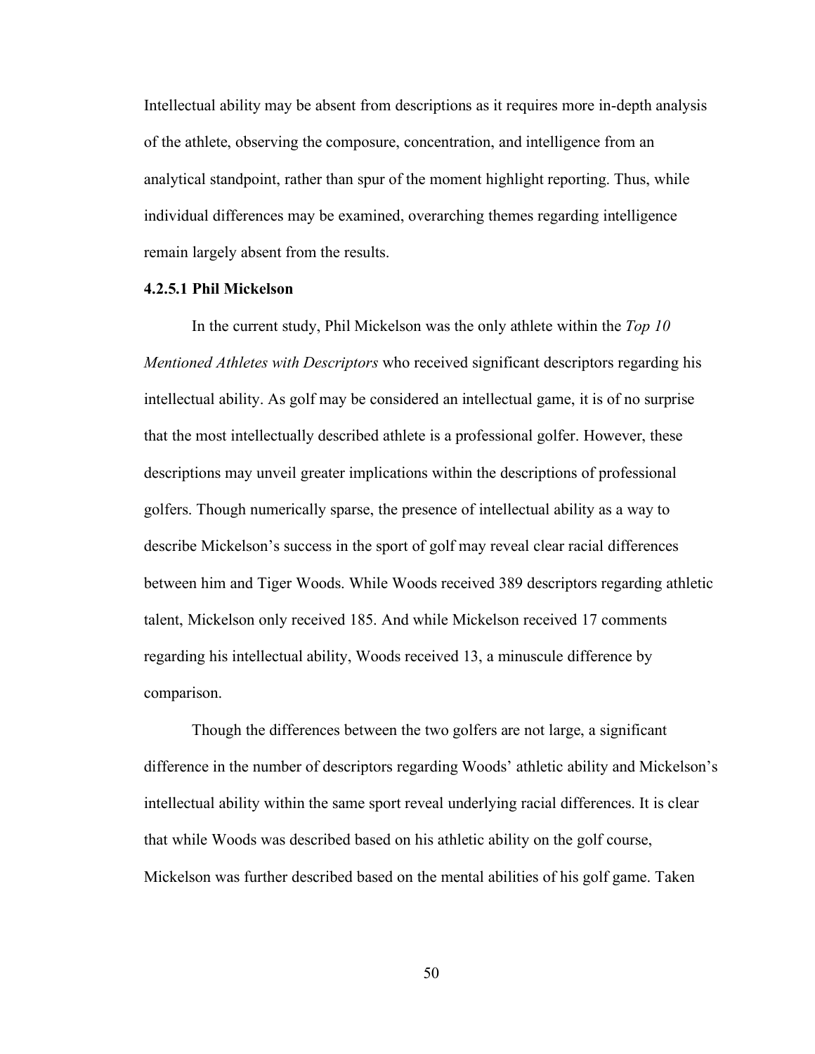Intellectual ability may be absent from descriptions as it requires more in-depth analysis of the athlete, observing the composure, concentration, and intelligence from an analytical standpoint, rather than spur of the moment highlight reporting. Thus, while individual differences may be examined, overarching themes regarding intelligence remain largely absent from the results.

#### 4.2.5.1 Phil Mickelson

In the current study, Phil Mickelson was the only athlete within the *Top 10 Mentioned Athletes with Descriptors* who received significant descriptors regarding his intellectual ability. As golf may be considered an intellectual game, it is of no surprise that the most intellectually described athlete is a professional golfer. However, these descriptions may unveil greater implications within the descriptions of professional golfers. Though numerically sparse, the presence of intellectual ability as a way to describe Mickelson's success in the sport of golf may reveal clear racial differences between him and Tiger Woods. While Woods received 389 descriptors regarding athletic talent, Mickelson only received 185. And while Mickelson received 17 comments regarding his intellectual ability, Woods received 13, a minuscule difference by comparison.

Though the differences between the two golfers are not large, a significant difference in the number of descriptors regarding Woods' athletic ability and Mickelson's intellectual ability within the same sport reveal underlying racial differences. It is clear that while Woods was described based on his athletic ability on the golf course, Mickelson was further described based on the mental abilities of his golf game. Taken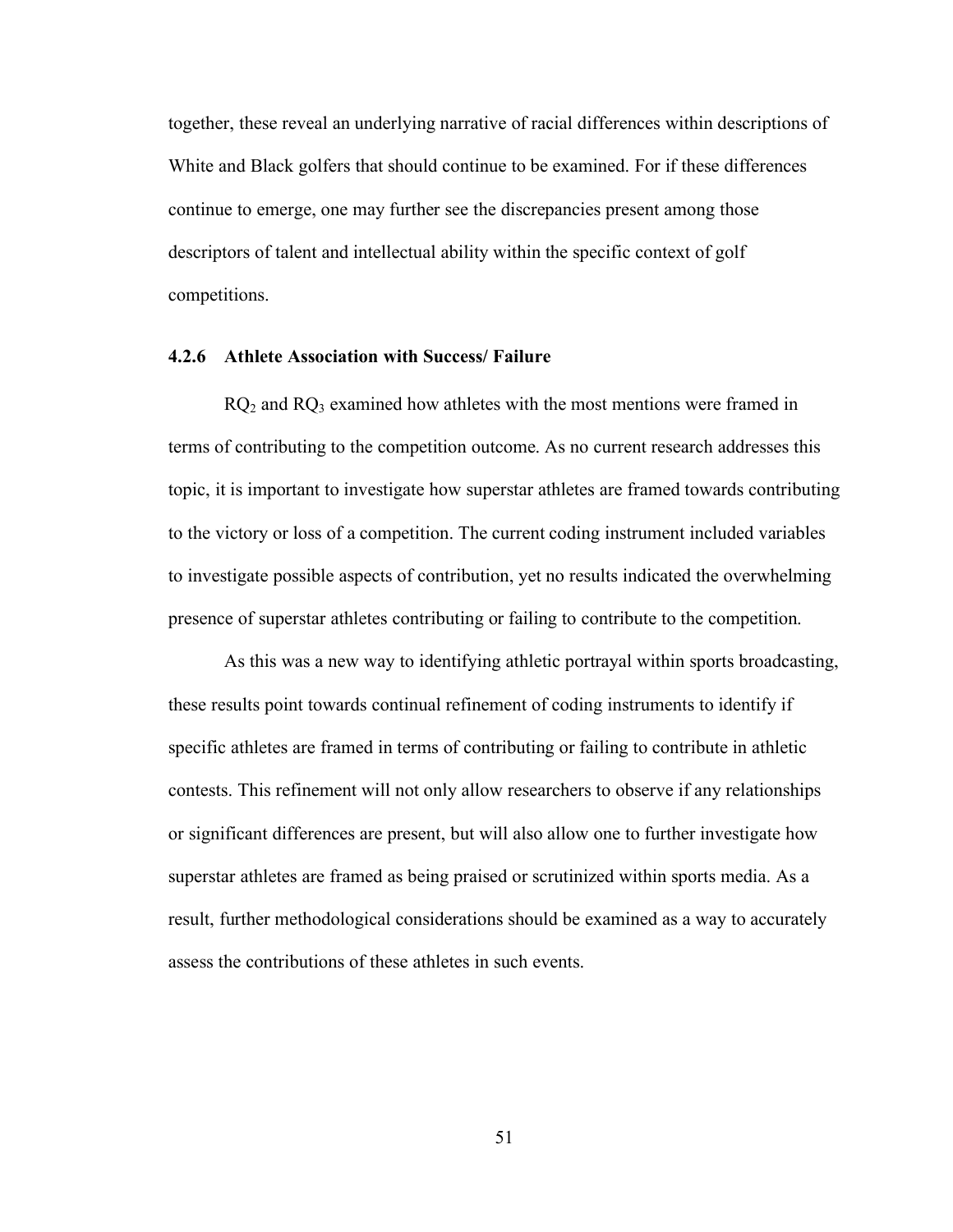together, these reveal an underlying narrative of racial differences within descriptions of White and Black golfers that should continue to be examined. For if these differences continue to emerge, one may further see the discrepancies present among those descriptors of talent and intellectual ability within the specific context of golf competitions.

### 4.2.6 Athlete Association with Success/ Failure

$RQ_2$ and $RQ_3$ examined how athletes with the most mentions were framed in terms of contributing to the competition outcome. As no current research addresses this topic, it is important to investigate how superstar athletes are framed towards contributing to the victory or loss of a competition. The current coding instrument included variables to investigate possible aspects of contribution, yet no results indicated the overwhelming presence of superstar athletes contributing or failing to contribute to the competition.

As this was a new way to identifying athletic portrayal within sports broadcasting, these results point towards continual refinement of coding instruments to identify if specific athletes are framed in terms of contributing or failing to contribute in athletic contests. This refinement will not only allow researchers to observe if any relationships or significant differences are present, but will also allow one to further investigate how superstar athletes are framed as being praised or scrutinized within sports media. As a result, further methodological considerations should be examined as a way to accurately assess the contributions of these athletes in such events.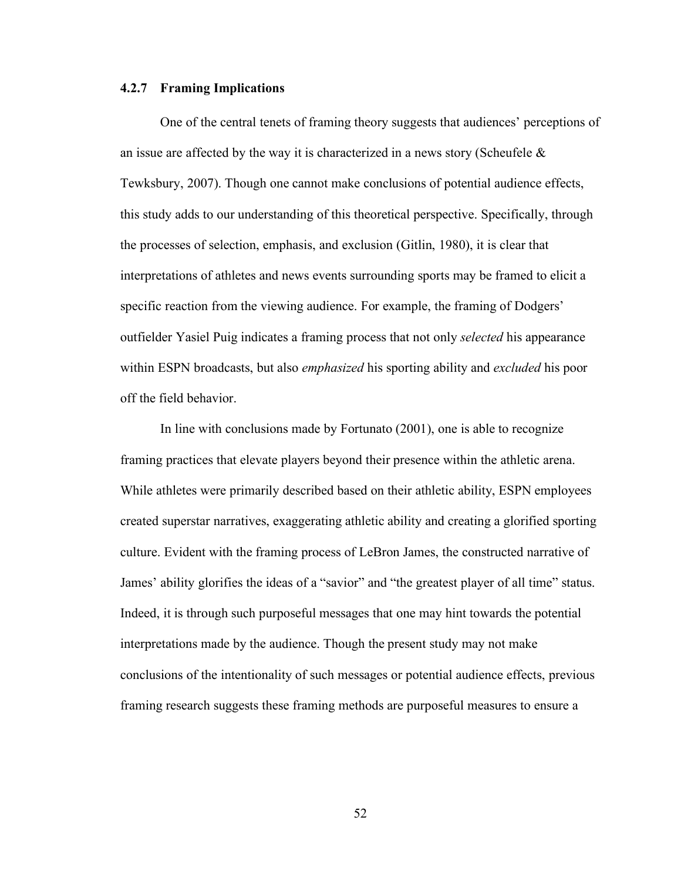### 4.2.7 Framing Implications

One of the central tenets of framing theory suggests that audiences' perceptions of an issue are affected by the way it is characterized in a news story (Scheufele & Tewksbury, 2007). Though one cannot make conclusions of potential audience effects, this study adds to our understanding of this theoretical perspective. Specifically, through the processes of selection, emphasis, and exclusion (Gitlin, 1980), it is clear that interpretations of athletes and news events surrounding sports may be framed to elicit a specific reaction from the viewing audience. For example, the framing of Dodgers' outfielder Yasiel Puig indicates a framing process that not only *selected* his appearance within ESPN broadcasts, but also *emphasized* his sporting ability and *excluded* his poor off the field behavior.

In line with conclusions made by Fortunato (2001), one is able to recognize framing practices that elevate players beyond their presence within the athletic arena. While athletes were primarily described based on their athletic ability, ESPN employees created superstar narratives, exaggerating athletic ability and creating a glorified sporting culture. Evident with the framing process of LeBron James, the constructed narrative of James' ability glorifies the ideas of a "savior" and "the greatest player of all time" status. Indeed, it is through such purposeful messages that one may hint towards the potential interpretations made by the audience. Though the present study may not make conclusions of the intentionality of such messages or potential audience effects, previous framing research suggests these framing methods are purposeful measures to ensure a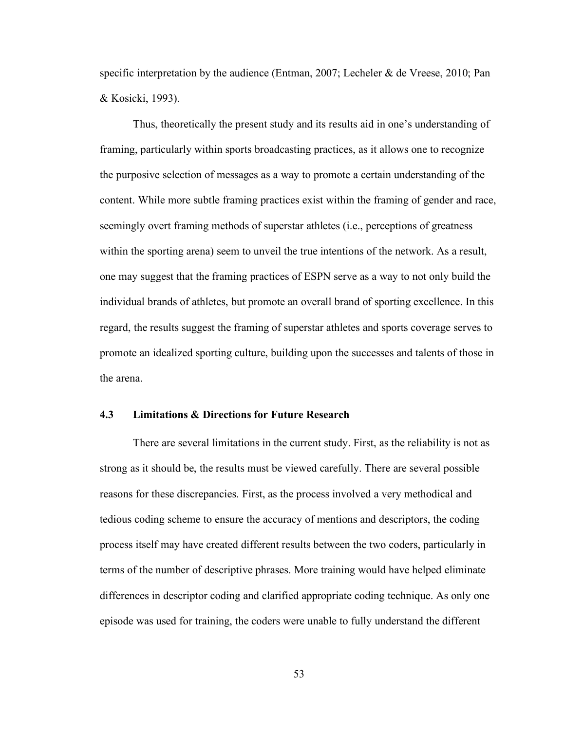specific interpretation by the audience (Entman, 2007; Lecheler & de Vreese, 2010; Pan & Kosicki, 1993).

Thus, theoretically the present study and its results aid in one's understanding of framing, particularly within sports broadcasting practices, as it allows one to recognize the purposive selection of messages as a way to promote a certain understanding of the content. While more subtle framing practices exist within the framing of gender and race, seemingly overt framing methods of superstar athletes (i.e., perceptions of greatness within the sporting arena) seem to unveil the true intentions of the network. As a result, one may suggest that the framing practices of ESPN serve as a way to not only build the individual brands of athletes, but promote an overall brand of sporting excellence. In this regard, the results suggest the framing of superstar athletes and sports coverage serves to promote an idealized sporting culture, building upon the successes and talents of those in the arena.

### 4.3 Limitations & Directions for Future Research

There are several limitations in the current study. First, as the reliability is not as strong as it should be, the results must be viewed carefully. There are several possible reasons for these discrepancies. First, as the process involved a very methodical and tedious coding scheme to ensure the accuracy of mentions and descriptors, the coding process itself may have created different results between the two coders, particularly in terms of the number of descriptive phrases. More training would have helped eliminate differences in descriptor coding and clarified appropriate coding technique. As only one episode was used for training, the coders were unable to fully understand the different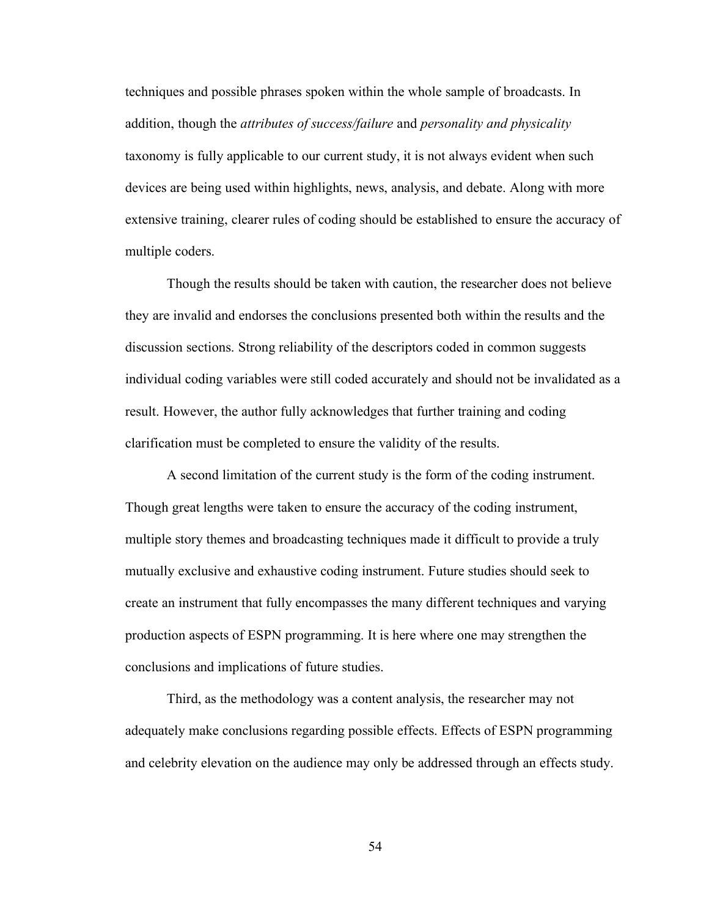techniques and possible phrases spoken within the whole sample of broadcasts. In addition, though the *attributes of success/failure* and *personality and physicality* taxonomy is fully applicable to our current study, it is not always evident when such devices are being used within highlights, news, analysis, and debate. Along with more extensive training, clearer rules of coding should be established to ensure the accuracy of multiple coders.

Though the results should be taken with caution, the researcher does not believe they are invalid and endorses the conclusions presented both within the results and the discussion sections. Strong reliability of the descriptors coded in common suggests individual coding variables were still coded accurately and should not be invalidated as a result. However, the author fully acknowledges that further training and coding clarification must be completed to ensure the validity of the results.

A second limitation of the current study is the form of the coding instrument. Though great lengths were taken to ensure the accuracy of the coding instrument, multiple story themes and broadcasting techniques made it difficult to provide a truly mutually exclusive and exhaustive coding instrument. Future studies should seek to create an instrument that fully encompasses the many different techniques and varying production aspects of ESPN programming. It is here where one may strengthen the conclusions and implications of future studies.

Third, as the methodology was a content analysis, the researcher may not adequately make conclusions regarding possible effects. Effects of ESPN programming and celebrity elevation on the audience may only be addressed through an effects study.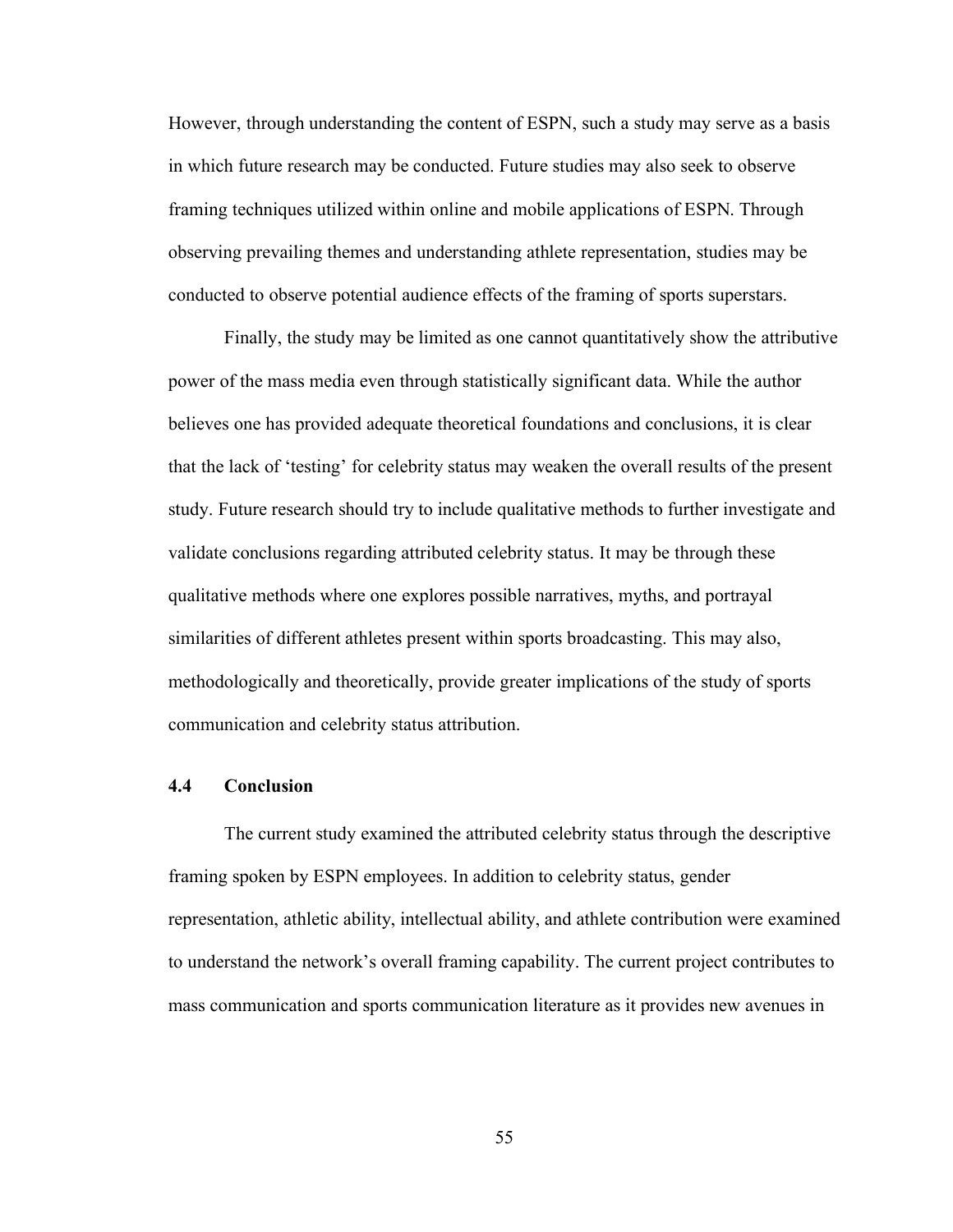However, through understanding the content of ESPN, such a study may serve as a basis in which future research may be conducted. Future studies may also seek to observe framing techniques utilized within online and mobile applications of ESPN. Through observing prevailing themes and understanding athlete representation, studies may be conducted to observe potential audience effects of the framing of sports superstars.

Finally, the study may be limited as one cannot quantitatively show the attributive power of the mass media even through statistically significant data. While the author believes one has provided adequate theoretical foundations and conclusions, it is clear that the lack of 'testing' for celebrity status may weaken the overall results of the present study. Future research should try to include qualitative methods to further investigate and validate conclusions regarding attributed celebrity status. It may be through these qualitative methods where one explores possible narratives, myths, and portrayal similarities of different athletes present within sports broadcasting. This may also, methodologically and theoretically, provide greater implications of the study of sports communication and celebrity status attribution.

### 4.4 Conclusion

The current study examined the attributed celebrity status through the descriptive framing spoken by ESPN employees. In addition to celebrity status, gender representation, athletic ability, intellectual ability, and athlete contribution were examined to understand the network's overall framing capability. The current project contributes to mass communication and sports communication literature as it provides new avenues in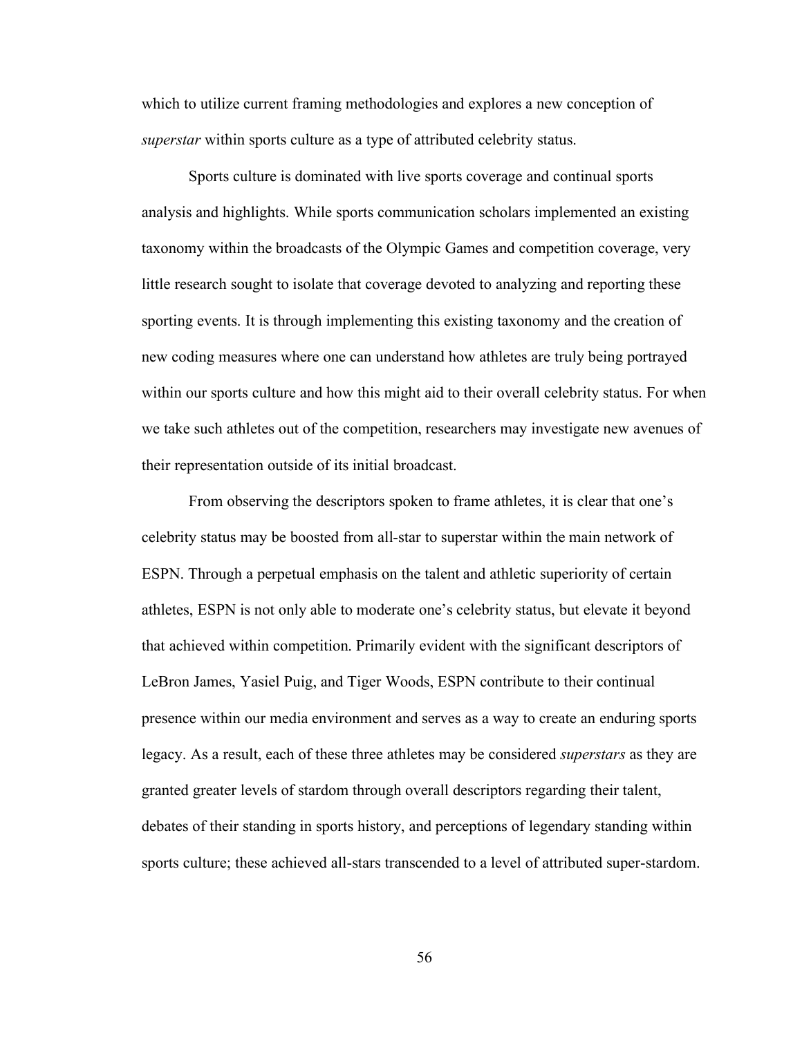which to utilize current framing methodologies and explores a new conception of *superstar* within sports culture as a type of attributed celebrity status.

Sports culture is dominated with live sports coverage and continual sports analysis and highlights. While sports communication scholars implemented an existing taxonomy within the broadcasts of the Olympic Games and competition coverage, very little research sought to isolate that coverage devoted to analyzing and reporting these sporting events. It is through implementing this existing taxonomy and the creation of new coding measures where one can understand how athletes are truly being portrayed within our sports culture and how this might aid to their overall celebrity status. For when we take such athletes out of the competition, researchers may investigate new avenues of their representation outside of its initial broadcast.

From observing the descriptors spoken to frame athletes, it is clear that one's celebrity status may be boosted from all-star to superstar within the main network of ESPN. Through a perpetual emphasis on the talent and athletic superiority of certain athletes, ESPN is not only able to moderate one's celebrity status, but elevate it beyond that achieved within competition. Primarily evident with the significant descriptors of LeBron James, Yasiel Puig, and Tiger Woods, ESPN contribute to their continual presence within our media environment and serves as a way to create an enduring sports legacy. As a result, each of these three athletes may be considered *superstars* as they are granted greater levels of stardom through overall descriptors regarding their talent, debates of their standing in sports history, and perceptions of legendary standing within sports culture; these achieved all-stars transcended to a level of attributed super-stardom.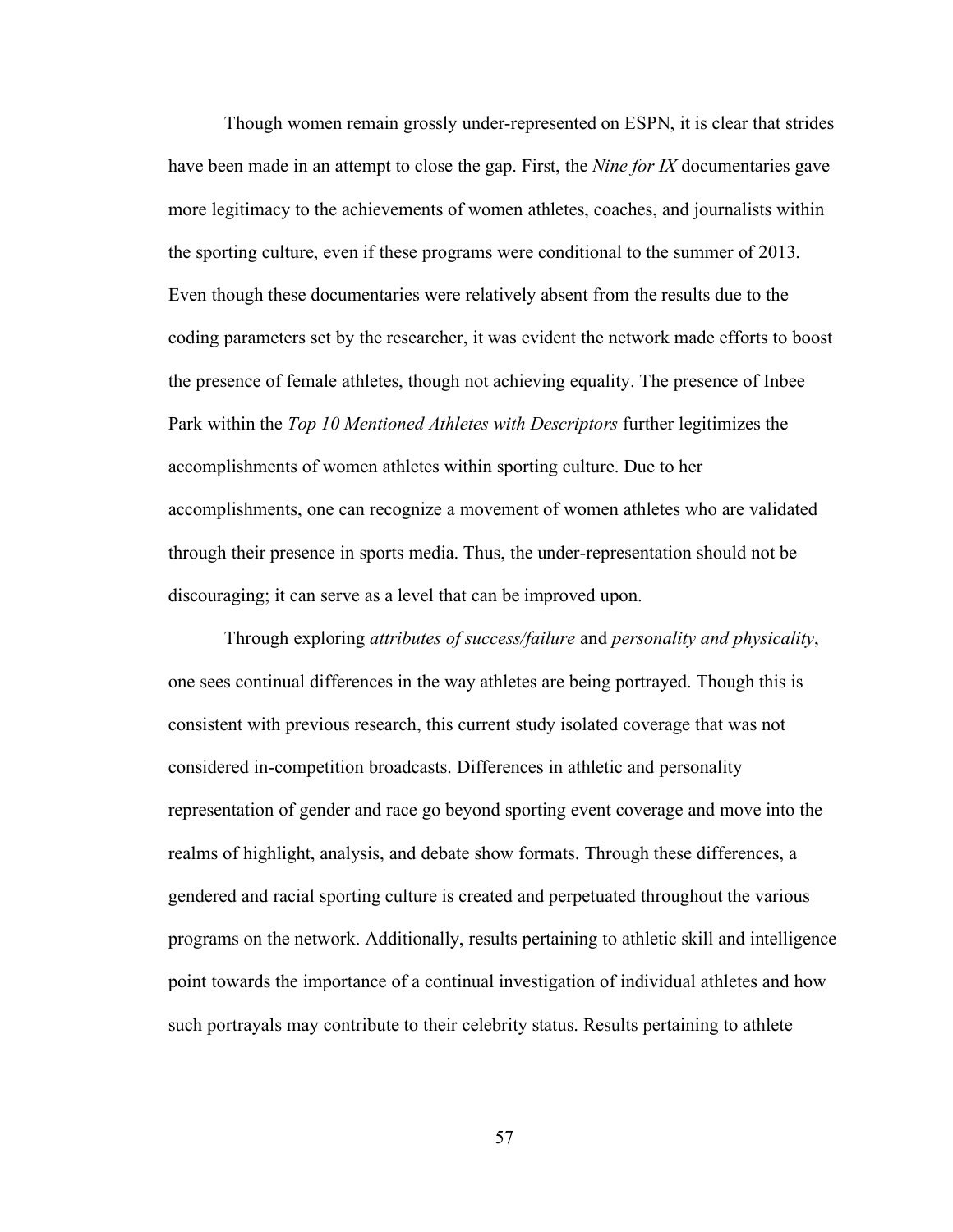Though women remain grossly under-represented on ESPN, it is clear that strides have been made in an attempt to close the gap. First, the *Nine for IX* documentaries gave more legitimacy to the achievements of women athletes, coaches, and journalists within the sporting culture, even if these programs were conditional to the summer of 2013. Even though these documentaries were relatively absent from the results due to the coding parameters set by the researcher, it was evident the network made efforts to boost the presence of female athletes, though not achieving equality. The presence of Inbee Park within the *Top 10 Mentioned Athletes with Descriptors* further legitimizes the accomplishments of women athletes within sporting culture. Due to her accomplishments, one can recognize a movement of women athletes who are validated through their presence in sports media. Thus, the under-representation should not be discouraging; it can serve as a level that can be improved upon.

Through exploring *attributes of success/failure* and *personality and physicality*, one sees continual differences in the way athletes are being portrayed. Though this is consistent with previous research, this current study isolated coverage that was not considered in-competition broadcasts. Differences in athletic and personality representation of gender and race go beyond sporting event coverage and move into the realms of highlight, analysis, and debate show formats. Through these differences, a gendered and racial sporting culture is created and perpetuated throughout the various programs on the network. Additionally, results pertaining to athletic skill and intelligence point towards the importance of a continual investigation of individual athletes and how such portrayals may contribute to their celebrity status. Results pertaining to athlete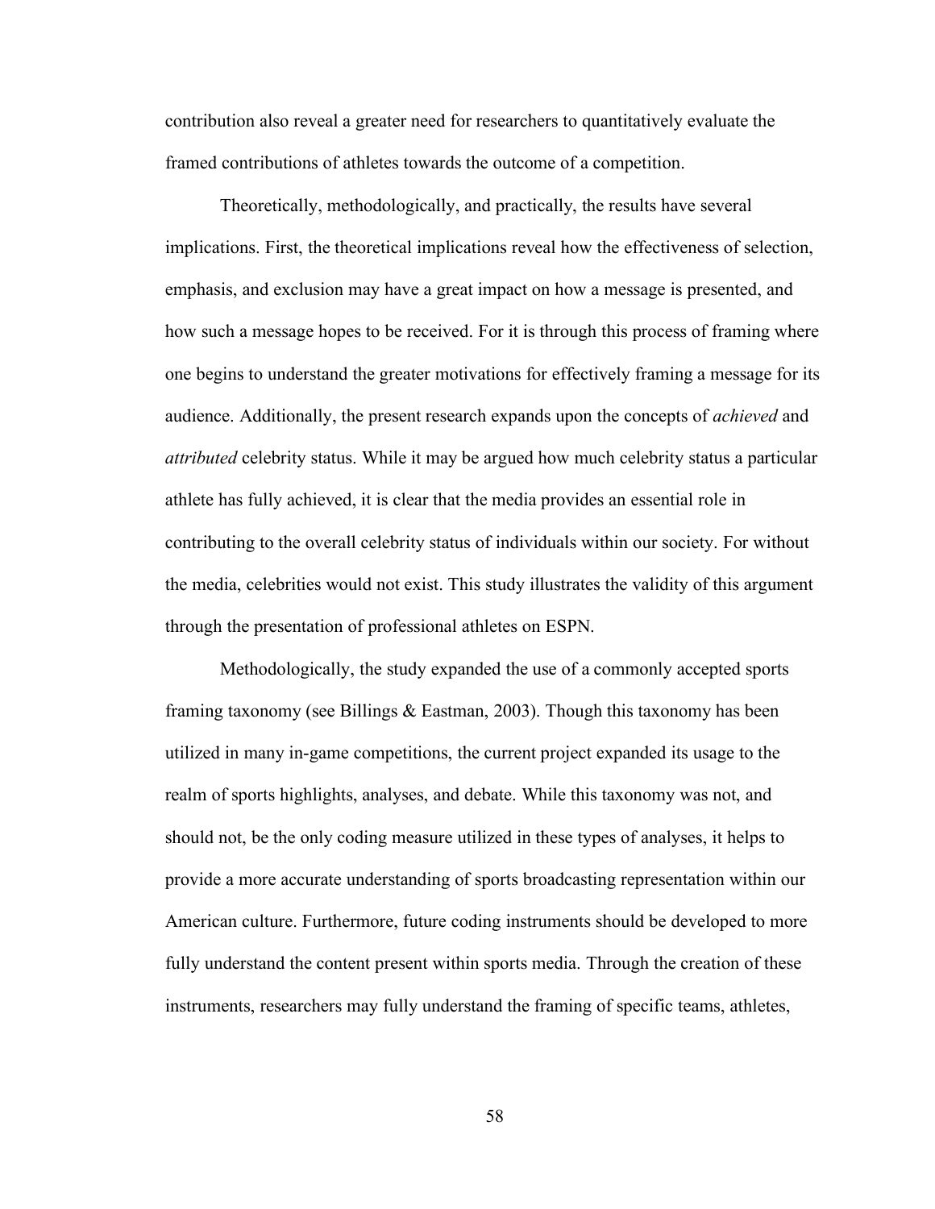contribution also reveal a greater need for researchers to quantitatively evaluate the framed contributions of athletes towards the outcome of a competition.

Theoretically, methodologically, and practically, the results have several implications. First, the theoretical implications reveal how the effectiveness of selection, emphasis, and exclusion may have a great impact on how a message is presented, and how such a message hopes to be received. For it is through this process of framing where one begins to understand the greater motivations for effectively framing a message for its audience. Additionally, the present research expands upon the concepts of *achieved* and *attributed* celebrity status. While it may be argued how much celebrity status a particular athlete has fully achieved, it is clear that the media provides an essential role in contributing to the overall celebrity status of individuals within our society. For without the media, celebrities would not exist. This study illustrates the validity of this argument through the presentation of professional athletes on ESPN.

Methodologically, the study expanded the use of a commonly accepted sports framing taxonomy (see Billings & Eastman, 2003). Though this taxonomy has been utilized in many in-game competitions, the current project expanded its usage to the realm of sports highlights, analyses, and debate. While this taxonomy was not, and should not, be the only coding measure utilized in these types of analyses, it helps to provide a more accurate understanding of sports broadcasting representation within our American culture. Furthermore, future coding instruments should be developed to more fully understand the content present within sports media. Through the creation of these instruments, researchers may fully understand the framing of specific teams, athletes,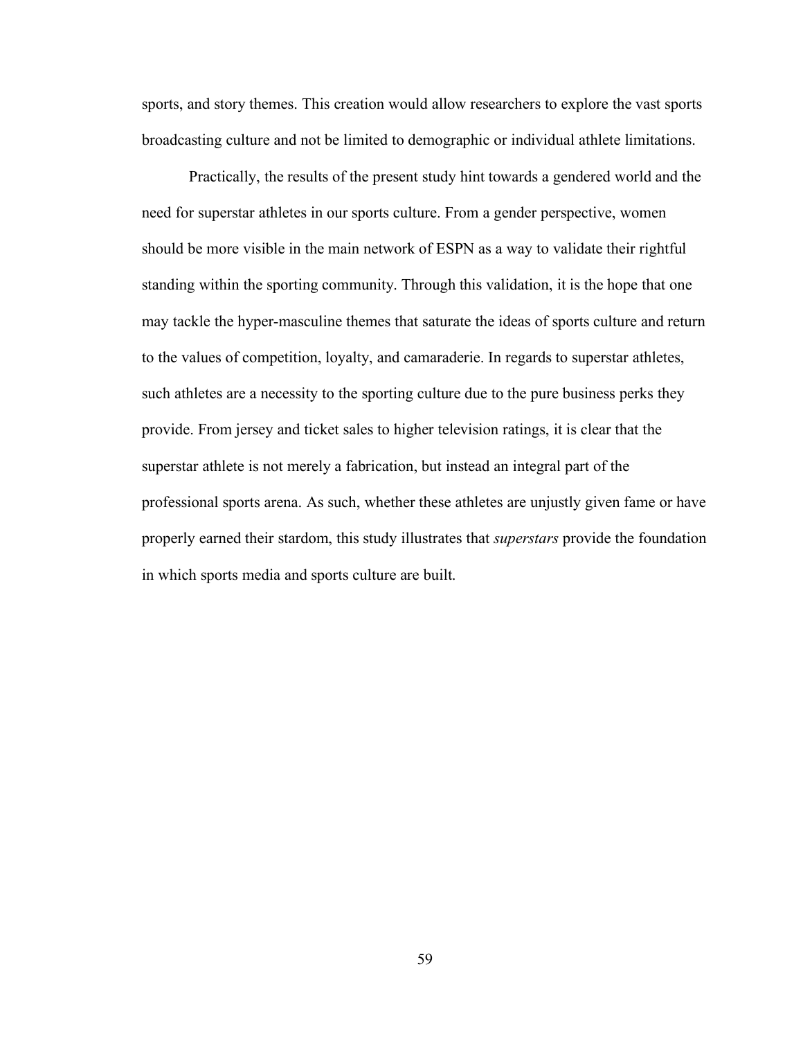sports, and story themes. This creation would allow researchers to explore the vast sports broadcasting culture and not be limited to demographic or individual athlete limitations.

Practically, the results of the present study hint towards a gendered world and the need for superstar athletes in our sports culture. From a gender perspective, women should be more visible in the main network of ESPN as a way to validate their rightful standing within the sporting community. Through this validation, it is the hope that one may tackle the hyper-masculine themes that saturate the ideas of sports culture and return to the values of competition, loyalty, and camaraderie. In regards to superstar athletes, such athletes are a necessity to the sporting culture due to the pure business perks they provide. From jersey and ticket sales to higher television ratings, it is clear that the superstar athlete is not merely a fabrication, but instead an integral part of the professional sports arena. As such, whether these athletes are unjustly given fame or have properly earned their stardom, this study illustrates that *superstars* provide the foundation in which sports media and sports culture are built.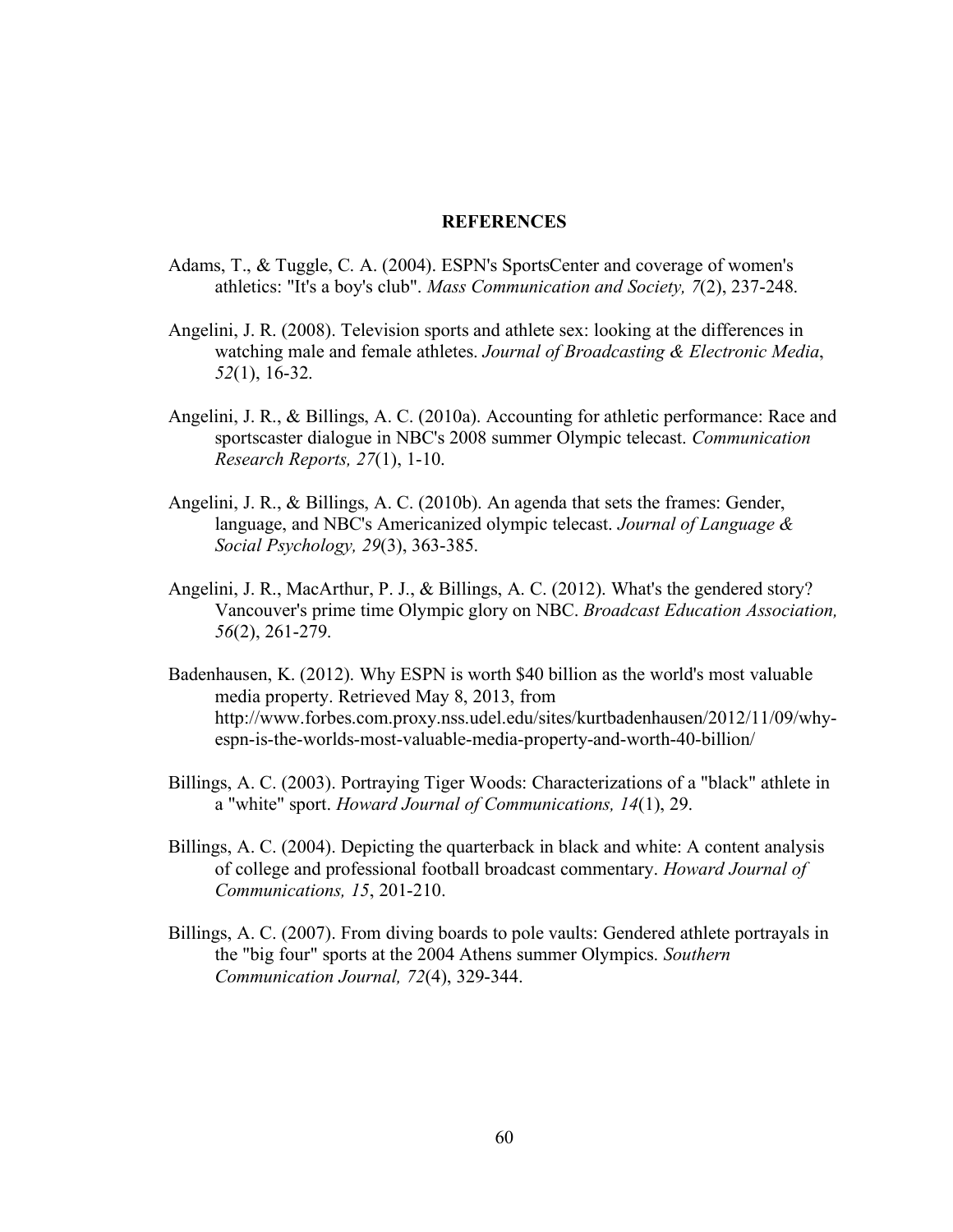# REFERENCES

Adams, T., & Tuggle, C. A. (2004). ESPN's SportsCenter and coverage of women's athletics: "It's a boy's club". *Mass Communication and Society, 7*(2), 237-248.

Angelini, J. R. (2008). Television sports and athlete sex: looking at the differences in watching male and female athletes. *Journal of Broadcasting & Electronic Media*, *52*(1), 16-32.

Angelini, J. R., & Billings, A. C. (2010a). Accounting for athletic performance: Race and sportscaster dialogue in NBC's 2008 summer Olympic telecast. *Communication Research Reports, 27*(1), 1-10.

Angelini, J. R., & Billings, A. C. (2010b). An agenda that sets the frames: Gender, language, and NBC's Americanized olympic telecast. *Journal of Language & Social Psychology, 29*(3), 363-385.

Angelini, J. R., MacArthur, P. J., & Billings, A. C. (2012). What's the gendered story? Vancouver's prime time Olympic glory on NBC. *Broadcast Education Association, 56*(2), 261-279.

Badenhausen, K. (2012). Why ESPN is worth $40 billion as the world's most valuable media property. Retrieved May 8, 2013, from http://www.forbes.com.proxy.nss.udel.edu/sites/kurtbadenhausen/2012/11/09/why-espn-is-the-worlds-most-valuable-media-property-and-worth-40-billion/

Billings, A. C. (2003). Portraying Tiger Woods: Characterizations of a "black" athlete in a "white" sport. *Howard Journal of Communications, 14*(1), 29.

Billings, A. C. (2004). Depicting the quarterback in black and white: A content analysis of college and professional football broadcast commentary. *Howard Journal of Communications, 15*, 201-210.

Billings, A. C. (2007). From diving boards to pole vaults: Gendered athlete portrayals in the "big four" sports at the 2004 Athens summer Olympics. *Southern Communication Journal, 72*(4), 329-344.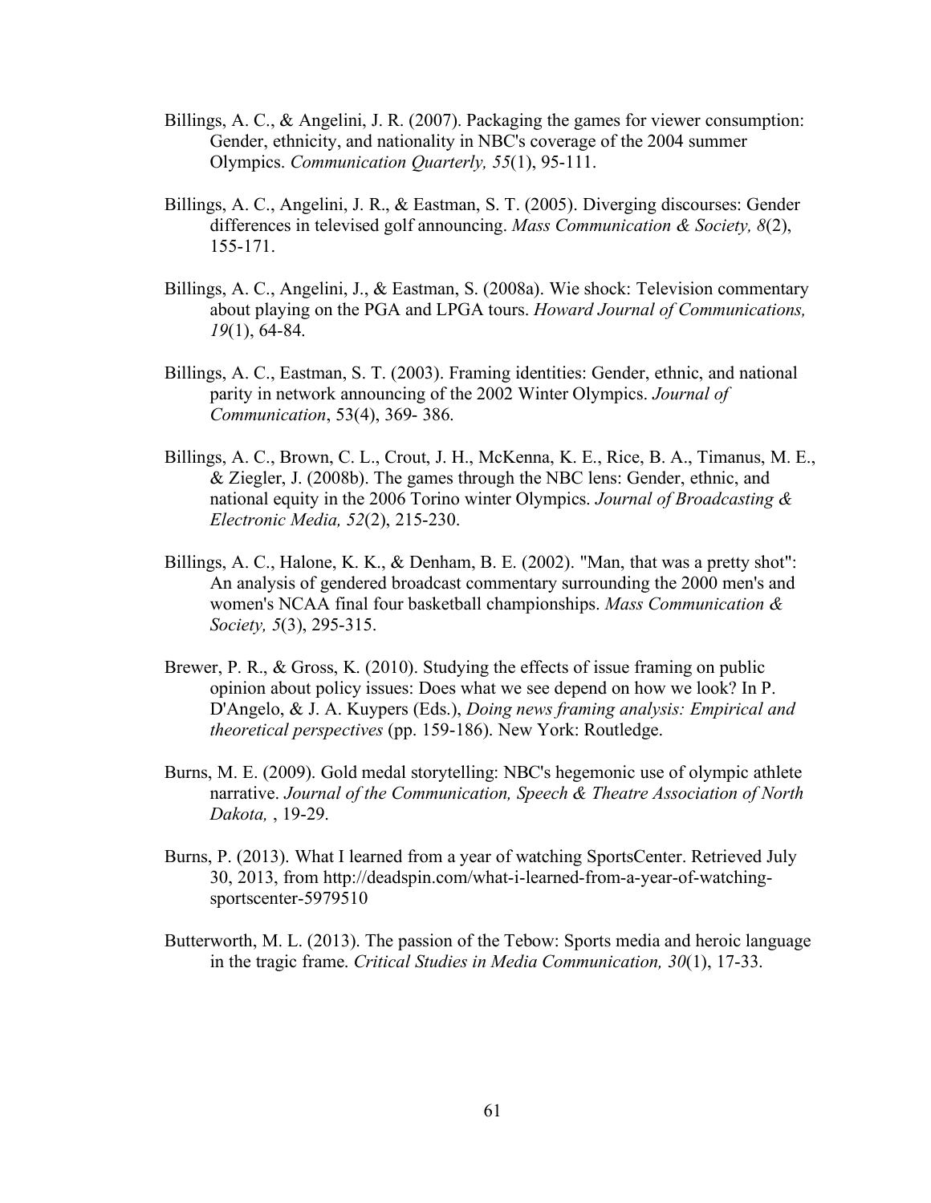Billings, A. C., & Angelini, J. R. (2007). Packaging the games for viewer consumption: Gender, ethnicity, and nationality in NBC's coverage of the 2004 summer Olympics. *Communication Quarterly, 55*(1), 95-111.

Billings, A. C., Angelini, J. R., & Eastman, S. T. (2005). Diverging discourses: Gender differences in televised golf announcing. *Mass Communication & Society, 8*(2), 155-171.

Billings, A. C., Angelini, J., & Eastman, S. (2008a). Wie shock: Television commentary about playing on the PGA and LPGA tours. *Howard Journal of Communications, 19*(1), 64-84.

Billings, A. C., Eastman, S. T. (2003). Framing identities: Gender, ethnic, and national parity in network announcing of the 2002 Winter Olympics. *Journal of Communication*, 53(4), 369- 386.

Billings, A. C., Brown, C. L., Crout, J. H., McKenna, K. E., Rice, B. A., Timanus, M. E., & Ziegler, J. (2008b). The games through the NBC lens: Gender, ethnic, and national equity in the 2006 Torino winter Olympics. *Journal of Broadcasting & Electronic Media, 52*(2), 215-230.

Billings, A. C., Halone, K. K., & Denham, B. E. (2002). "Man, that was a pretty shot": An analysis of gendered broadcast commentary surrounding the 2000 men's and women's NCAA final four basketball championships. *Mass Communication & Society, 5*(3), 295-315.

Brewer, P. R., & Gross, K. (2010). Studying the effects of issue framing on public opinion about policy issues: Does what we see depend on how we look? In P. D'Angelo, & J. A. Kuypers (Eds.), *Doing news framing analysis: Empirical and theoretical perspectives* (pp. 159-186). New York: Routledge.

Burns, M. E. (2009). Gold medal storytelling: NBC's hegemonic use of olympic athlete narrative. *Journal of the Communication, Speech & Theatre Association of North Dakota,* , 19-29.

Burns, P. (2013). What I learned from a year of watching SportsCenter. Retrieved July 30, 2013, from http://deadspin.com/what-i-learned-from-a-year-of-watching-sportscenter-5979510

Butterworth, M. L. (2013). The passion of the Tebow: Sports media and heroic language in the tragic frame. *Critical Studies in Media Communication, 30*(1), 17-33.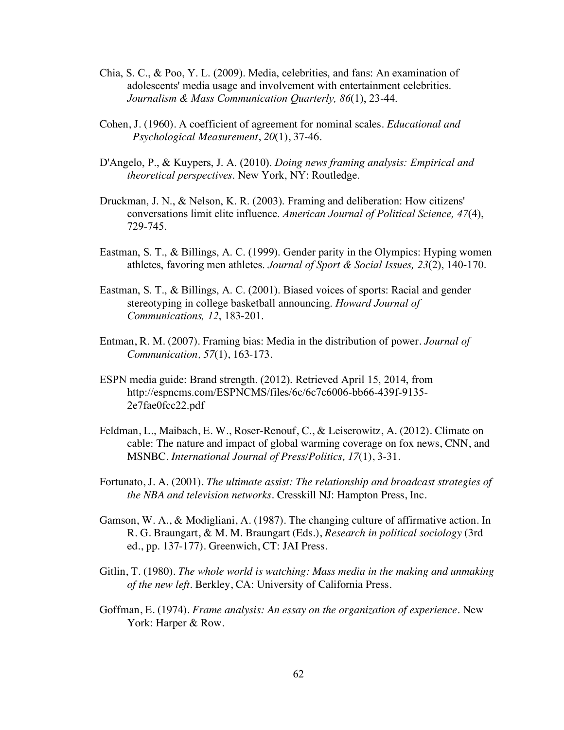Chia, S. C., & Poo, Y. L. (2009). Media, celebrities, and fans: An examination of adolescents' media usage and involvement with entertainment celebrities. *Journalism & Mass Communication Quarterly, 86*(1), 23-44.

Cohen, J. (1960). A coefficient of agreement for nominal scales. *Educational and Psychological Measurement*, *20*(1), 37-46.

D'Angelo, P., & Kuypers, J. A. (2010). *Doing news framing analysis: Empirical and theoretical perspectives*. New York, NY: Routledge.

Druckman, J. N., & Nelson, K. R. (2003). Framing and deliberation: How citizens' conversations limit elite influence. *American Journal of Political Science, 47*(4), 729-745.

Eastman, S. T., & Billings, A. C. (1999). Gender parity in the Olympics: Hyping women athletes, favoring men athletes. *Journal of Sport & Social Issues, 23*(2), 140-170.

Eastman, S. T., & Billings, A. C. (2001). Biased voices of sports: Racial and gender stereotyping in college basketball announcing. *Howard Journal of Communications, 12*, 183-201.

Entman, R. M. (2007). Framing bias: Media in the distribution of power. *Journal of Communication, 57*(1), 163-173.

ESPN media guide: Brand strength. (2012). Retrieved April 15, 2014, from http://espncms.com/ESPNCMS/files/6c/6c7c6006-bb66-439f-9135-2e7fae0fcc22.pdf

Feldman, L., Maibach, E. W., Roser-Renouf, C., & Leiserowitz, A. (2012). Climate on cable: The nature and impact of global warming coverage on fox news, CNN, and MSNBC. *International Journal of Press/Politics, 17*(1), 3-31.

Fortunato, J. A. (2001). *The ultimate assist: The relationship and broadcast strategies of the NBA and television networks*. Cresskill NJ: Hampton Press, Inc.

Gamson, W. A., & Modigliani, A. (1987). The changing culture of affirmative action. In R. G. Braungart, & M. M. Braungart (Eds.), *Research in political sociology* (3rd ed., pp. 137-177). Greenwich, CT: JAI Press.

Gitlin, T. (1980). *The whole world is watching: Mass media in the making and unmaking of the new left*. Berkley, CA: University of California Press.

Goffman, E. (1974). *Frame analysis: An essay on the organization of experience*. New York: Harper & Row.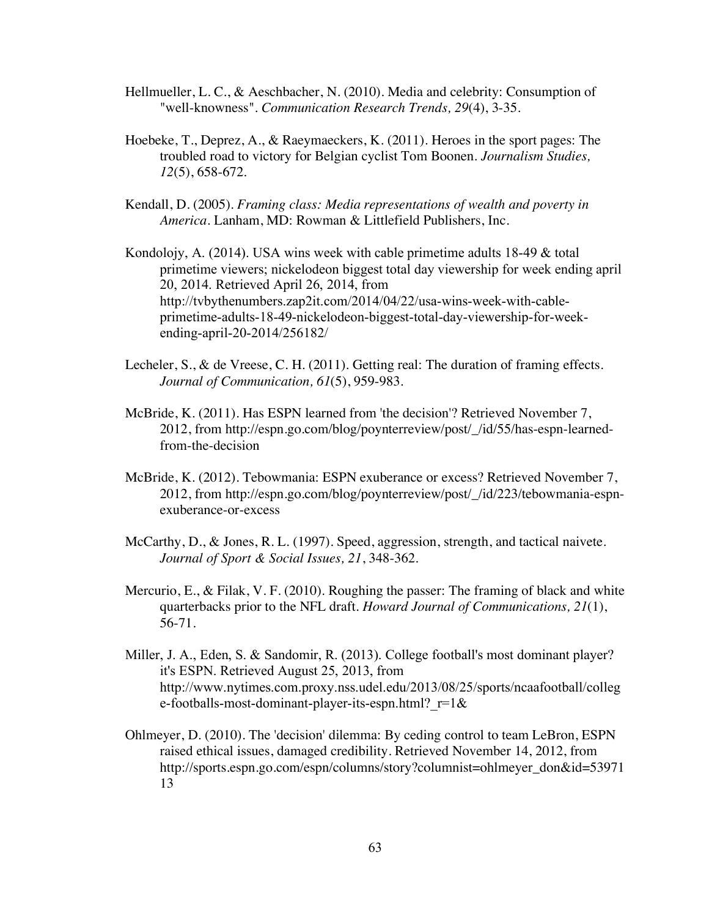Hellmueller, L. C., & Aeschbacher, N. (2010). Media and celebrity: Consumption of "well-knowness". *Communication Research Trends, 29*(4), 3-35.

Hoebeke, T., Deprez, A., & Raeymaeckers, K. (2011). Heroes in the sport pages: The troubled road to victory for Belgian cyclist Tom Boonen. *Journalism Studies, 12*(5), 658-672.

Kendall, D. (2005). *Framing class: Media representations of wealth and poverty in America*. Lanham, MD: Rowman & Littlefield Publishers, Inc.

Kondolojy, A. (2014). USA wins week with cable primetime adults 18-49 & total primetime viewers; nickelodeon biggest total day viewership for week ending april 20, 2014. Retrieved April 26, 2014, from http://tvbythenumbers.zap2it.com/2014/04/22/usa-wins-week-with-cable-primetime-adults-18-49-nickelodeon-biggest-total-day-viewership-for-week-ending-april-20-2014/256182/

Lecheler, S., & de Vreese, C. H. (2011). Getting real: The duration of framing effects. *Journal of Communication, 61*(5), 959-983.

McBride, K. (2011). Has ESPN learned from 'the decision'? Retrieved November 7, 2012, from http://espn.go.com/blog/poynterreview/post/_/id/55/has-espn-learned-from-the-decision

McBride, K. (2012). Tebowmania: ESPN exuberance or excess? Retrieved November 7, 2012, from http://espn.go.com/blog/poynterreview/post/_/id/223/tebowmania-espn-exuberance-or-excess

McCarthy, D., & Jones, R. L. (1997). Speed, aggression, strength, and tactical naivete. *Journal of Sport & Social Issues, 21*, 348-362.

Mercurio, E., & Filak, V. F. (2010). Roughing the passer: The framing of black and white quarterbacks prior to the NFL draft. *Howard Journal of Communications, 21*(1), 56-71.

Miller, J. A., Eden, S. & Sandomir, R. (2013). College football's most dominant player? it's ESPN. Retrieved August 25, 2013, from http://www.nytimes.com.proxy.nss.udel.edu/2013/08/25/sports/ncaafootball/college-footballs-most-dominant-player-its-espn.html?_r=1&

Ohlmeyer, D. (2010). The 'decision' dilemma: By ceding control to team LeBron, ESPN raised ethical issues, damaged credibility. Retrieved November 14, 2012, from http://sports.espn.go.com/espn/columns/story?columnist=ohlmeyer_don&id=5397113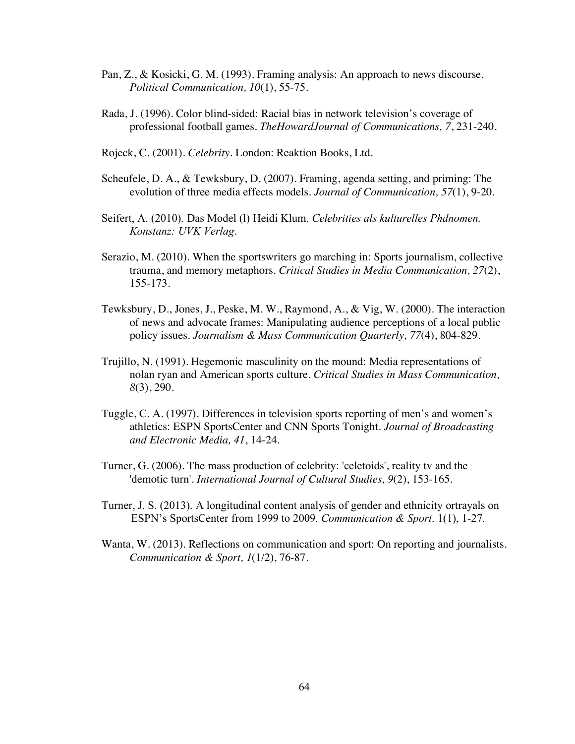Pan, Z., & Kosicki, G. M. (1993). Framing analysis: An approach to news discourse. *Political Communication, 10*(1), 55-75.

Rada, J. (1996). Color blind-sided: Racial bias in network television's coverage of professional football games. *TheHowardJournal of Communications, 7*, 231-240.

Rojeck, C. (2001). *Celebrity*. London: Reaktion Books, Ltd.

Scheufele, D. A., & Tewksbury, D. (2007). Framing, agenda setting, and priming: The evolution of three media effects models. *Journal of Communication, 57*(1), 9-20.

Seifert, A. (2010). Das Model (l) Heidi Klum. *Celebrities als kulturelles Phdnomen. Konstanz: UVK Verlag.*

Serazio, M. (2010). When the sportswriters go marching in: Sports journalism, collective trauma, and memory metaphors. *Critical Studies in Media Communication, 27*(2), 155-173.

Tewksbury, D., Jones, J., Peske, M. W., Raymond, A., & Vig, W. (2000). The interaction of news and advocate frames: Manipulating audience perceptions of a local public policy issues. *Journalism & Mass Communication Quarterly, 77*(4), 804-829.

Trujillo, N. (1991). Hegemonic masculinity on the mound: Media representations of nolan ryan and American sports culture. *Critical Studies in Mass Communication, 8*(3), 290.

Tuggle, C. A. (1997). Differences in television sports reporting of men's and women's athletics: ESPN SportsCenter and CNN Sports Tonight. *Journal of Broadcasting and Electronic Media, 41*, 14-24.

Turner, G. (2006). The mass production of celebrity: 'celetoids', reality tv and the 'demotic turn'. *International Journal of Cultural Studies, 9*(2), 153-165.

Turner, J. S. (2013). A longitudinal content analysis of gender and ethnicity ortrayals on ESPN's SportsCenter from 1999 to 2009. *Communication & Sport.* 1(1), 1-27.

Wanta, W. (2013). Reflections on communication and sport: On reporting and journalists. *Communication & Sport, 1*(1/2), 76-87.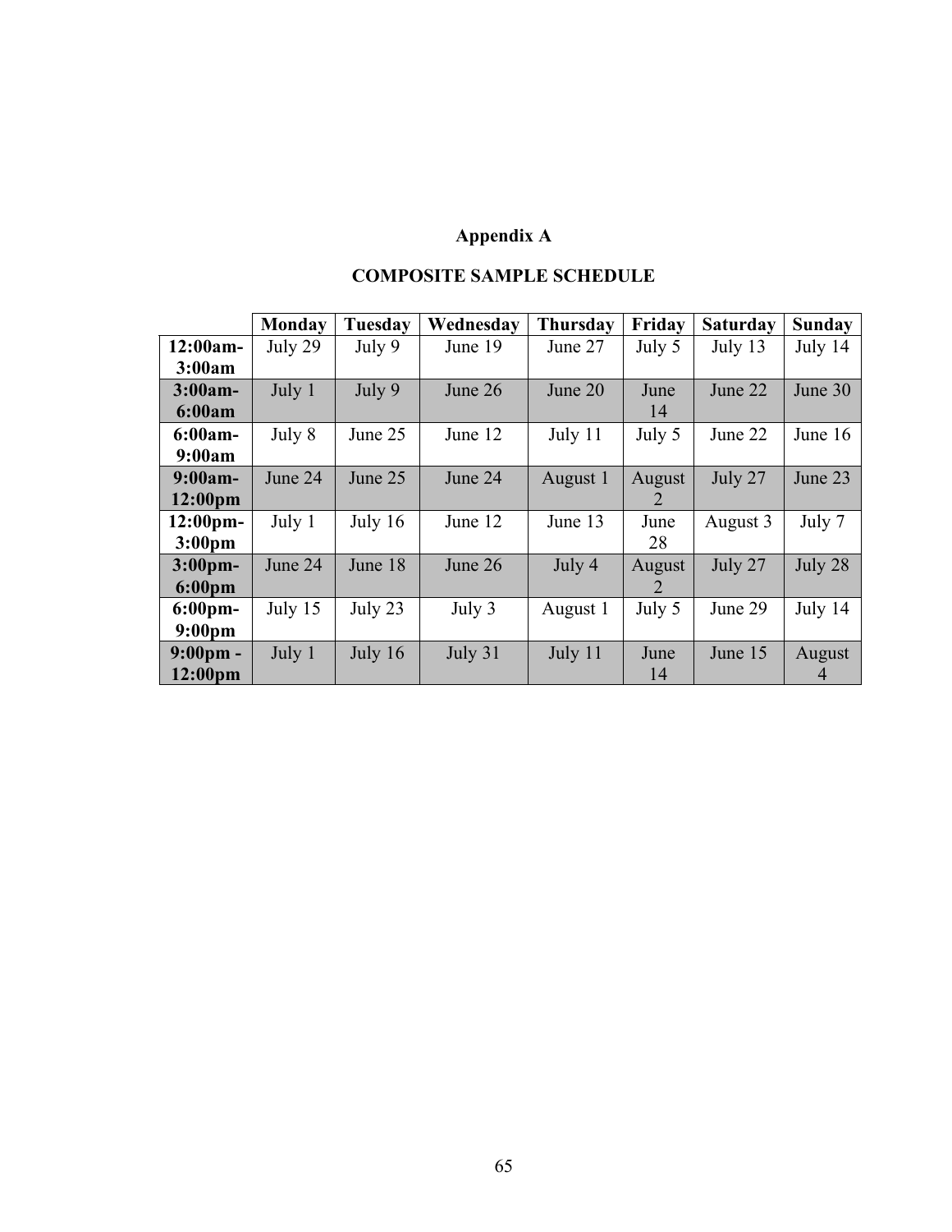# Appendix A

## COMPOSITE SAMPLE SCHEDULE

| | Monday | Tuesday | Wednesday | Thursday | Friday | Saturday | Sunday |
|---|---|---|---|---|---|---|---|
| **12:00am-3:00am** | July 29 | July 9 | June 19 | June 27 | July 5 | July 13 | July 14 |
| **3:00am-6:00am** | July 1 | July 9 | June 26 | June 20 | June 14 | June 22 | June 30 |
| **6:00am-9:00am** | July 8 | June 25 | June 12 | July 11 | July 5 | June 22 | June 16 |
| **9:00am-12:00pm** | June 24 | June 25 | June 24 | August 1 | August 2 | July 27 | June 23 |
| **12:00pm-3:00pm** | July 1 | July 16 | June 12 | June 13 | June 28 | August 3 | July 7 |
| **3:00pm-6:00pm** | June 24 | June 18 | June 26 | July 4 | August 2 | July 27 | July 28 |
| **6:00pm-9:00pm** | July 15 | July 23 | July 3 | August 1 | July 5 | June 29 | July 14 |
| **9:00pm - 12:00pm** | July 1 | July 16 | July 31 | July 11 | June 14 | June 15 | August 4 |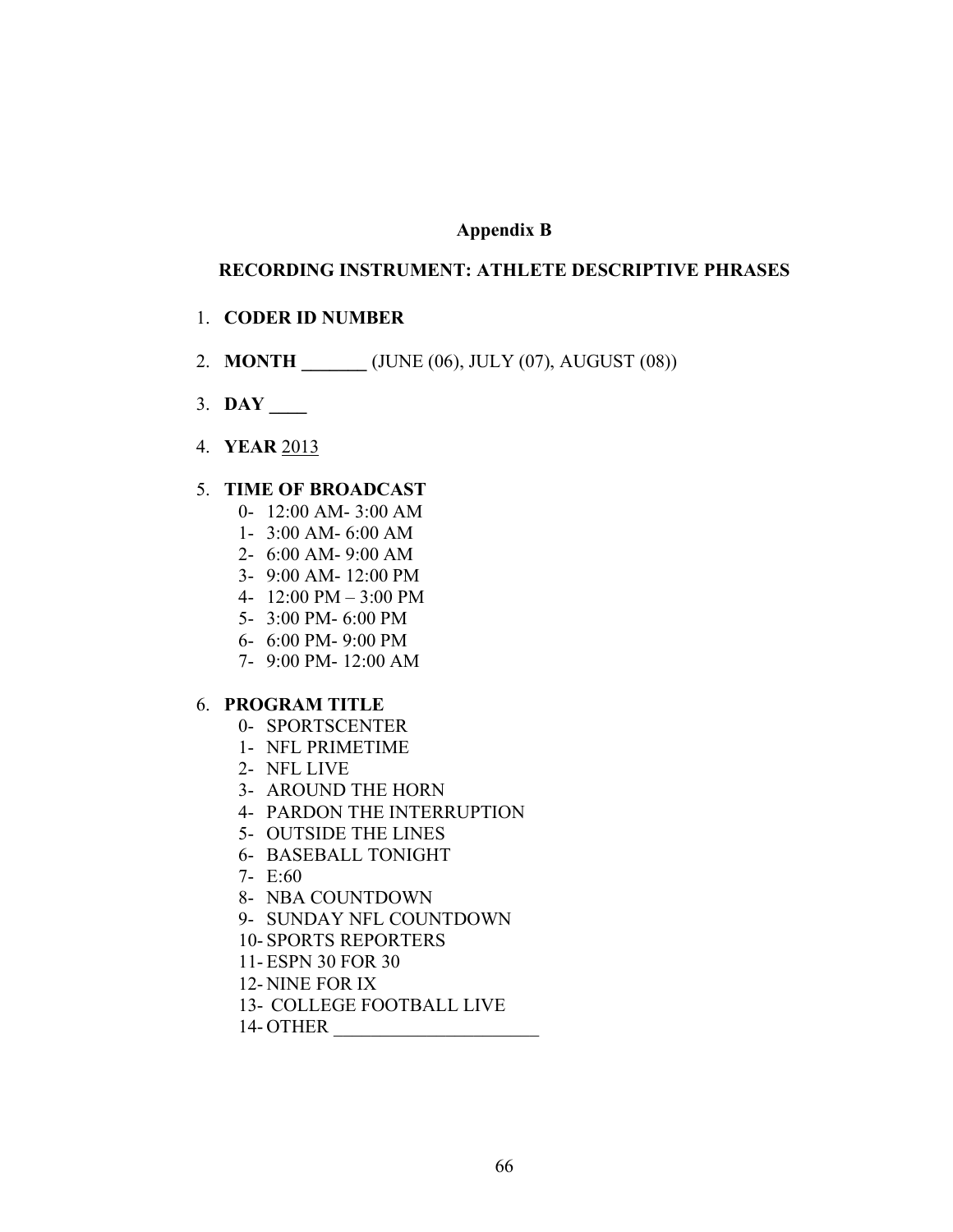**Appendix B**

**RECORDING INSTRUMENT: ATHLETE DESCRIPTIVE PHRASES**

1. **CODER ID NUMBER**
2. **MONTH _______** (JUNE (06), JULY (07), AUGUST (08))
3. **DAY ____**
4. **YEAR** 2013
5. **TIME OF BROADCAST**
   0- 12:00 AM- 3:00 AM
   1- 3:00 AM- 6:00 AM
   2- 6:00 AM- 9:00 AM
   3- 9:00 AM- 12:00 PM
   4- 12:00 PM – 3:00 PM
   5- 3:00 PM- 6:00 PM
   6- 6:00 PM- 9:00 PM
   7- 9:00 PM- 12:00 AM
6. **PROGRAM TITLE**
   0- SPORTSCENTER
   1- NFL PRIMETIME
   2- NFL LIVE
   3- AROUND THE HORN
   4- PARDON THE INTERRUPTION
   5- OUTSIDE THE LINES
   6- BASEBALL TONIGHT
   7- E:60
   8- NBA COUNTDOWN
   9- SUNDAY NFL COUNTDOWN
   10- SPORTS REPORTERS
   11- ESPN 30 FOR 30
   12- NINE FOR IX
   13- COLLEGE FOOTBALL LIVE
   14- OTHER ______________________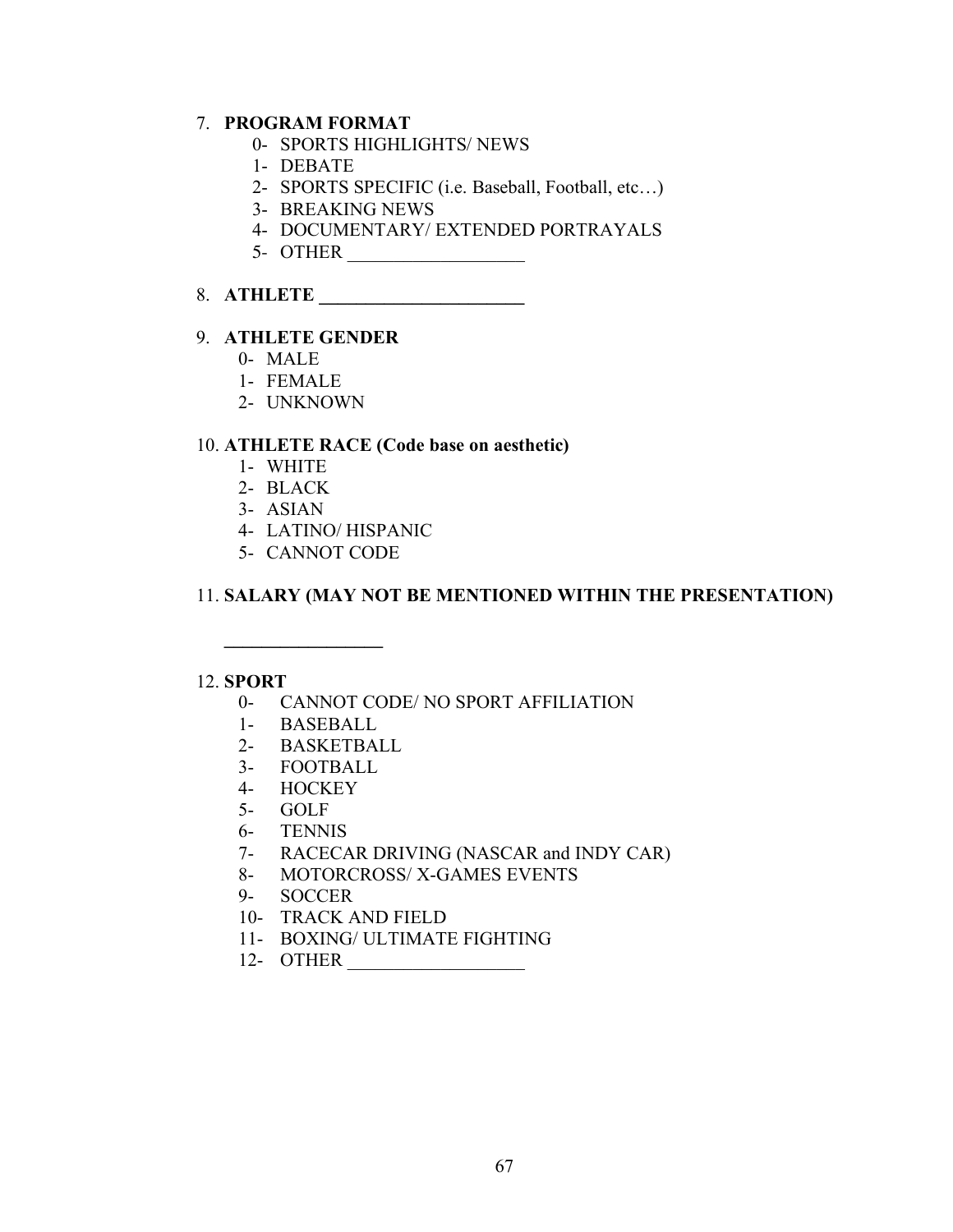7. **PROGRAM FORMAT**
    - 0- SPORTS HIGHLIGHTS/ NEWS
    - 1- DEBATE
    - 2- SPORTS SPECIFIC (i.e. Baseball, Football, etc…)
    - 3- BREAKING NEWS
    - 4- DOCUMENTARY/ EXTENDED PORTRAYALS
    - 5- OTHER ___________________

8. **ATHLETE ______________________**

9. **ATHLETE GENDER**
    - 0- MALE
    - 1- FEMALE
    - 2- UNKNOWN

10. **ATHLETE RACE (Code base on aesthetic)**
    - 1- WHITE
    - 2- BLACK
    - 3- ASIAN
    - 4- LATINO/ HISPANIC
    - 5- CANNOT CODE

11. **SALARY (MAY NOT BE MENTIONED WITHIN THE PRESENTATION)**

    **_________________**

12. **SPORT**
    - 0- CANNOT CODE/ NO SPORT AFFILIATION
    - 1- BASEBALL
    - 2- BASKETBALL
    - 3- FOOTBALL
    - 4- HOCKEY
    - 5- GOLF
    - 6- TENNIS
    - 7- RACECAR DRIVING (NASCAR and INDY CAR)
    - 8- MOTORCROSS/ X-GAMES EVENTS
    - 9- SOCCER
    - 10- TRACK AND FIELD
    - 11- BOXING/ ULTIMATE FIGHTING
    - 12- OTHER ___________________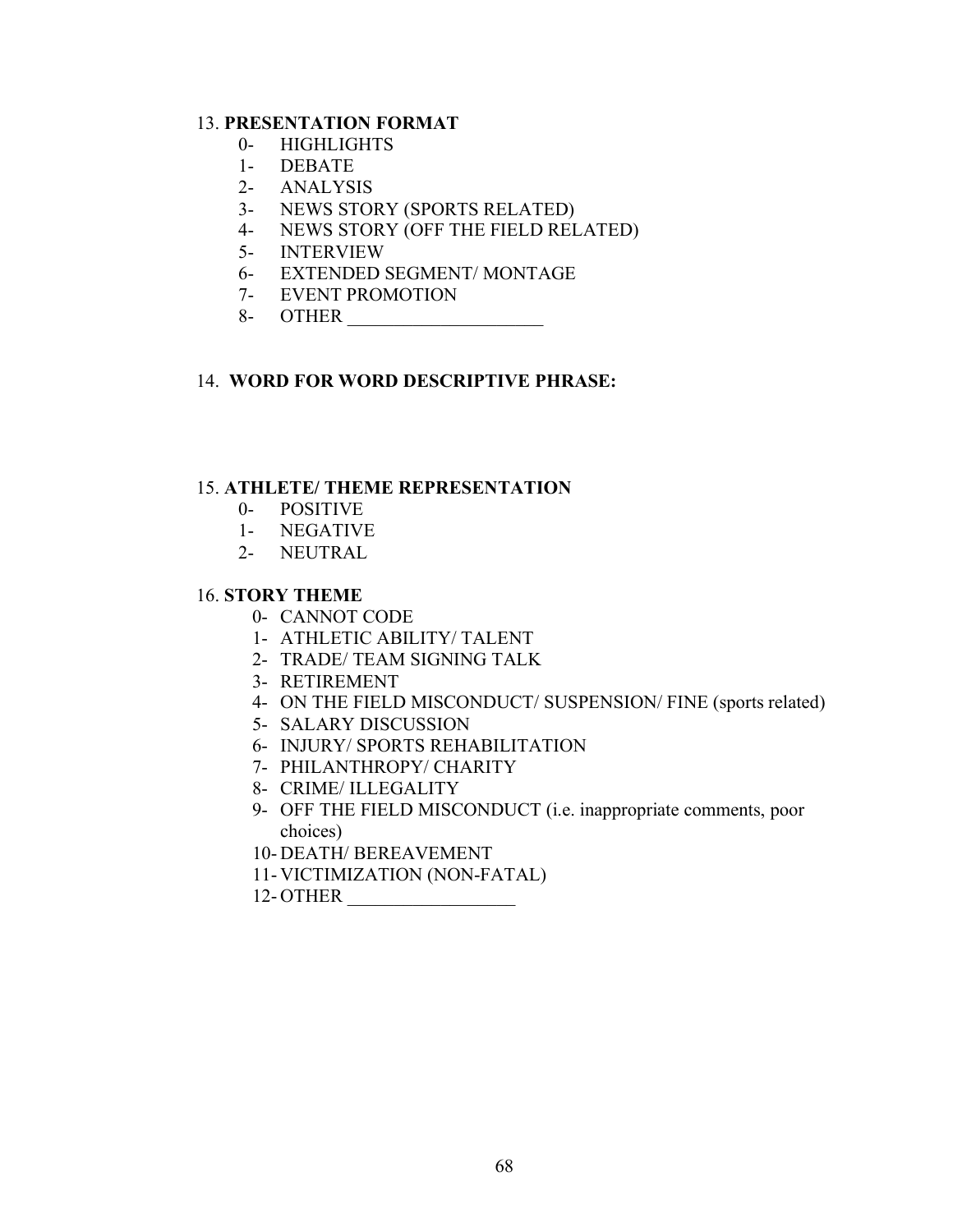13. **PRESENTATION FORMAT**

0- HIGHLIGHTS
1- DEBATE
2- ANALYSIS
3- NEWS STORY (SPORTS RELATED)
4- NEWS STORY (OFF THE FIELD RELATED)
5- INTERVIEW
6- EXTENDED SEGMENT/ MONTAGE
7- EVENT PROMOTION
8- OTHER _____________________

14. **WORD FOR WORD DESCRIPTIVE PHRASE:**

15. **ATHLETE/ THEME REPRESENTATION**

0- POSITIVE
1- NEGATIVE
2- NEUTRAL

16. **STORY THEME**

0- CANNOT CODE
1- ATHLETIC ABILITY/ TALENT
2- TRADE/ TEAM SIGNING TALK
3- RETIREMENT
4- ON THE FIELD MISCONDUCT/ SUSPENSION/ FINE (sports related)
5- SALARY DISCUSSION
6- INJURY/ SPORTS REHABILITATION
7- PHILANTHROPY/ CHARITY
8- CRIME/ ILLEGALITY
9- OFF THE FIELD MISCONDUCT (i.e. inappropriate comments, poor choices)
10- DEATH/ BEREAVEMENT
11- VICTIMIZATION (NON-FATAL)
12- OTHER __________________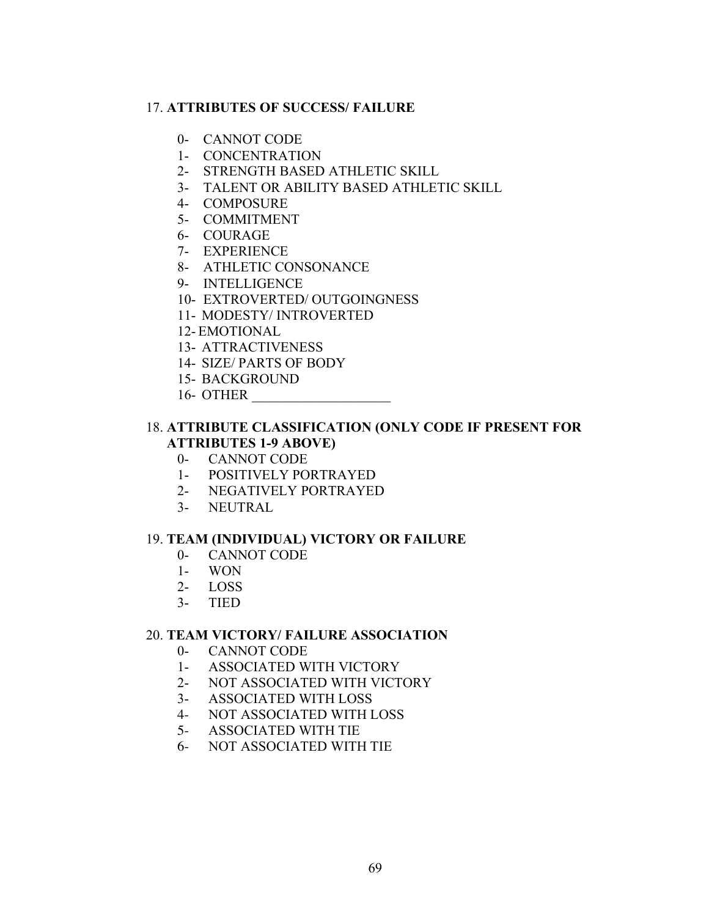17. **ATTRIBUTES OF SUCCESS/ FAILURE**

0- CANNOT CODE
1- CONCENTRATION
2- STRENGTH BASED ATHLETIC SKILL
3- TALENT OR ABILITY BASED ATHLETIC SKILL
4- COMPOSURE
5- COMMITMENT
6- COURAGE
7- EXPERIENCE
8- ATHLETIC CONSONANCE
9- INTELLIGENCE
10- EXTROVERTED/ OUTGOINGNESS
11- MODESTY/ INTROVERTED
12- EMOTIONAL
13- ATTRACTIVENESS
14- SIZE/ PARTS OF BODY
15- BACKGROUND
16- OTHER ____________________

18. **ATTRIBUTE CLASSIFICATION (ONLY CODE IF PRESENT FOR ATTRIBUTES 1-9 ABOVE)**

0- CANNOT CODE
1- POSITIVELY PORTRAYED
2- NEGATIVELY PORTRAYED
3- NEUTRAL

19. **TEAM (INDIVIDUAL) VICTORY OR FAILURE**

0- CANNOT CODE
1- WON
2- LOSS
3- TIED

20. **TEAM VICTORY/ FAILURE ASSOCIATION**

0- CANNOT CODE
1- ASSOCIATED WITH VICTORY
2- NOT ASSOCIATED WITH VICTORY
3- ASSOCIATED WITH LOSS
4- NOT ASSOCIATED WITH LOSS
5- ASSOCIATED WITH TIE
6- NOT ASSOCIATED WITH TIE